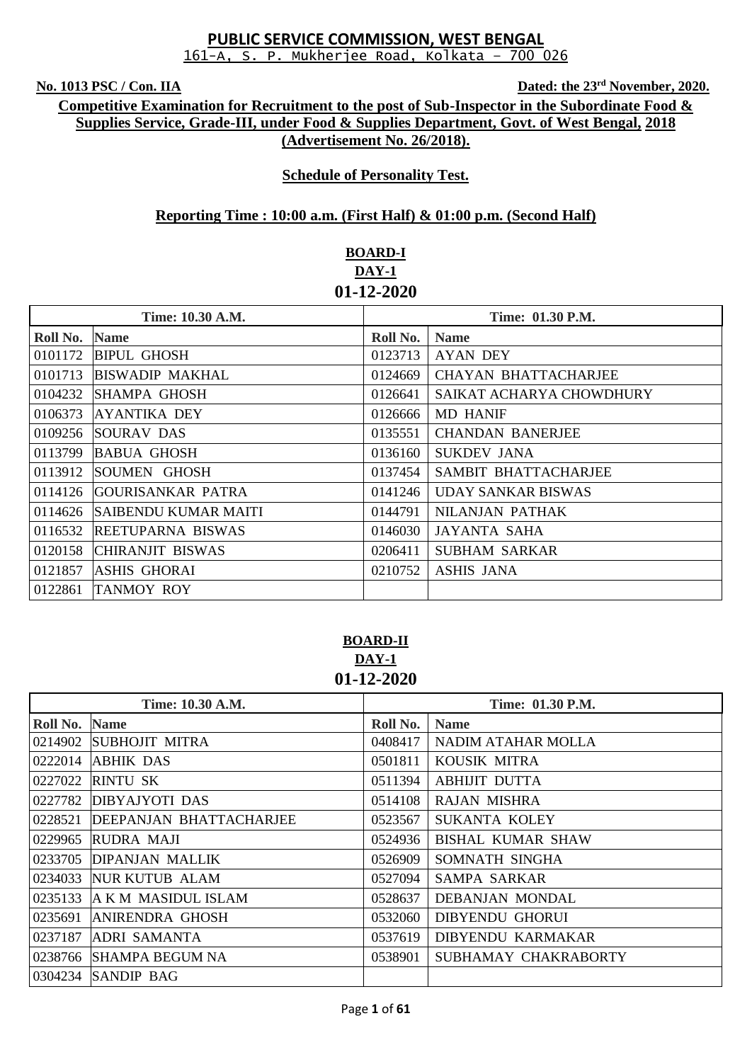# PUBLIC SERVICE COMMISSION, WEST BENGAL

161-A, S. P. Mukherjee Road, Kolkata – 700 026

**No. 1013 PSC / Con. IIA** **Dated: the 23rd November, 2020.**

**Competitive Examination for Recruitment to the post of Sub-Inspector in the Subordinate Food & Supplies Service, Grade-III, under Food & Supplies Department, Govt. of West Bengal, 2018 (Advertisement No. 26/2018).**

**Schedule of Personality Test.**

**Reporting Time : 10:00 a.m. (First Half) & 01:00 p.m. (Second Half)**

## BOARD-I
### DAY-1
### 01-12-2020

| Time: 10.30 A.M. | | Time: 01.30 P.M. | |
|---|---|---|---|
| **Roll No.** | **Name** | **Roll No.** | **Name** |
| 0101172 | BIPUL GHOSH | 0123713 | AYAN DEY |
| 0101713 | BISWADIP MAKHAL | 0124669 | CHAYAN BHATTACHARJEE |
| 0104232 | SHAMPA GHOSH | 0126641 | SAIKAT ACHARYA CHOWDHURY |
| 0106373 | AYANTIKA DEY | 0126666 | MD HANIF |
| 0109256 | SOURAV DAS | 0135551 | CHANDAN BANERJEE |
| 0113799 | BABUA GHOSH | 0136160 | SUKDEV JANA |
| 0113912 | SOUMEN GHOSH | 0137454 | SAMBIT BHATTACHARJEE |
| 0114126 | GOURISANKAR PATRA | 0141246 | UDAY SANKAR BISWAS |
| 0114626 | SAIBENDU KUMAR MAITI | 0144791 | NILANJAN PATHAK |
| 0116532 | REETUPARNA BISWAS | 0146030 | JAYANTA SAHA |
| 0120158 | CHIRANJIT BISWAS | 0206411 | SUBHAM SARKAR |
| 0121857 | ASHIS GHORAI | 0210752 | ASHIS JANA |
| 0122861 | TANMOY ROY | | |

## BOARD-II
### DAY-1
### 01-12-2020

| Time: 10.30 A.M. | | Time: 01.30 P.M. | |
|---|---|---|---|
| **Roll No.** | **Name** | **Roll No.** | **Name** |
| 0214902 | SUBHOJIT MITRA | 0408417 | NADIM ATAHAR MOLLA |
| 0222014 | ABHIK DAS | 0501811 | KOUSIK MITRA |
| 0227022 | RINTU SK | 0511394 | ABHIJIT DUTTA |
| 0227782 | DIBYAJYOTI DAS | 0514108 | RAJAN MISHRA |
| 0228521 | DEEPANJAN BHATTACHARJEE | 0523567 | SUKANTA KOLEY |
| 0229965 | RUDRA MAJI | 0524936 | BISHAL KUMAR SHAW |
| 0233705 | DIPANJAN MALLIK | 0526909 | SOMNATH SINGHA |
| 0234033 | NUR KUTUB ALAM | 0527094 | SAMPA SARKAR |
| 0235133 | A K M MASIDUL ISLAM | 0528637 | DEBANJAN MONDAL |
| 0235691 | ANIRENDRA GHOSH | 0532060 | DIBYENDU GHORUI |
| 0237187 | ADRI SAMANTA | 0537619 | DIBYENDU KARMAKAR |
| 0238766 | SHAMPA BEGUM NA | 0538901 | SUBHAMAY CHAKRABORTY |
| 0304234 | SANDIP BAG | | |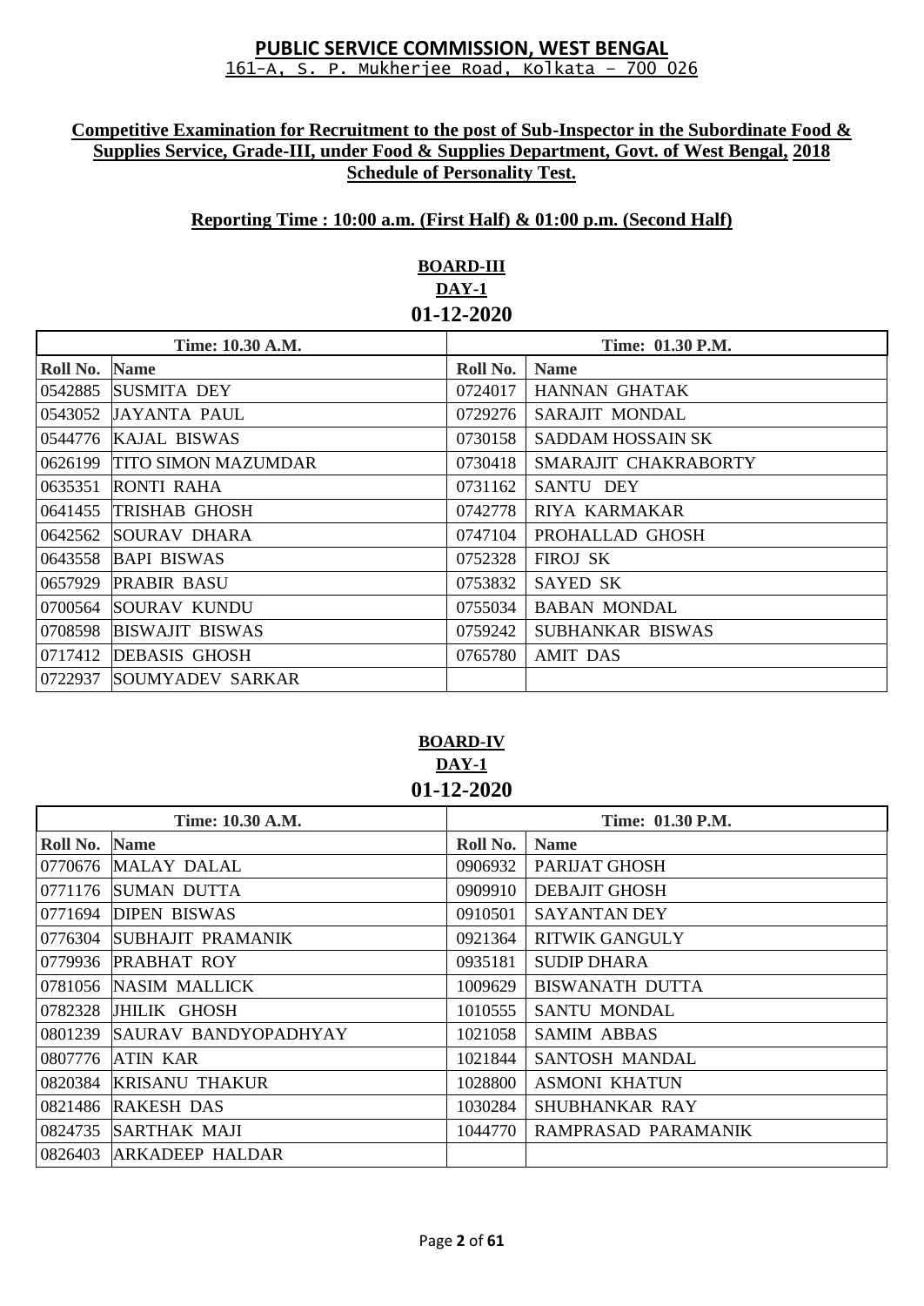# PUBLIC SERVICE COMMISSION, WEST BENGAL

161-A, S. P. Mukherjee Road, Kolkata – 700 026

**Competitive Examination for Recruitment to the post of Sub-Inspector in the Subordinate Food & Supplies Service, Grade-III, under Food & Supplies Department, Govt. of West Bengal, 2018**
**Schedule of Personality Test.**

**Reporting Time : 10:00 a.m. (First Half) & 01:00 p.m. (Second Half)**

## BOARD-III
### DAY-1
### 01-12-2020

| Time: 10.30 A.M. | | Time: 01.30 P.M. | |
|---|---|---|---|
| **Roll No.** | **Name** | **Roll No.** | **Name** |
| 0542885 | SUSMITA DEY | 0724017 | HANNAN GHATAK |
| 0543052 | JAYANTA PAUL | 0729276 | SARAJIT MONDAL |
| 0544776 | KAJAL BISWAS | 0730158 | SADDAM HOSSAIN SK |
| 0626199 | TITO SIMON MAZUMDAR | 0730418 | SMARAJIT CHAKRABORTY |
| 0635351 | RONTI RAHA | 0731162 | SANTU DEY |
| 0641455 | TRISHAB GHOSH | 0742778 | RIYA KARMAKAR |
| 0642562 | SOURAV DHARA | 0747104 | PROHALLAD GHOSH |
| 0643558 | BAPI BISWAS | 0752328 | FIROJ SK |
| 0657929 | PRABIR BASU | 0753832 | SAYED SK |
| 0700564 | SOURAV KUNDU | 0755034 | BABAN MONDAL |
| 0708598 | BISWAJIT BISWAS | 0759242 | SUBHANKAR BISWAS |
| 0717412 | DEBASIS GHOSH | 0765780 | AMIT DAS |
| 0722937 | SOUMYADEV SARKAR | | |

## BOARD-IV
### DAY-1
### 01-12-2020

| Time: 10.30 A.M. | | Time: 01.30 P.M. | |
|---|---|---|---|
| **Roll No.** | **Name** | **Roll No.** | **Name** |
| 0770676 | MALAY DALAL | 0906932 | PARIJAT GHOSH |
| 0771176 | SUMAN DUTTA | 0909910 | DEBAJIT GHOSH |
| 0771694 | DIPEN BISWAS | 0910501 | SAYANTAN DEY |
| 0776304 | SUBHAJIT PRAMANIK | 0921364 | RITWIK GANGULY |
| 0779936 | PRABHAT ROY | 0935181 | SUDIP DHARA |
| 0781056 | NASIM MALLICK | 1009629 | BISWANATH DUTTA |
| 0782328 | JHILIK GHOSH | 1010555 | SANTU MONDAL |
| 0801239 | SAURAV BANDYOPADHYAY | 1021058 | SAMIM ABBAS |
| 0807776 | ATIN KAR | 1021844 | SANTOSH MANDAL |
| 0820384 | KRISANU THAKUR | 1028800 | ASMONI KHATUN |
| 0821486 | RAKESH DAS | 1030284 | SHUBHANKAR RAY |
| 0824735 | SARTHAK MAJI | 1044770 | RAMPRASAD PARAMANIK |
| 0826403 | ARKADEEP HALDAR | | |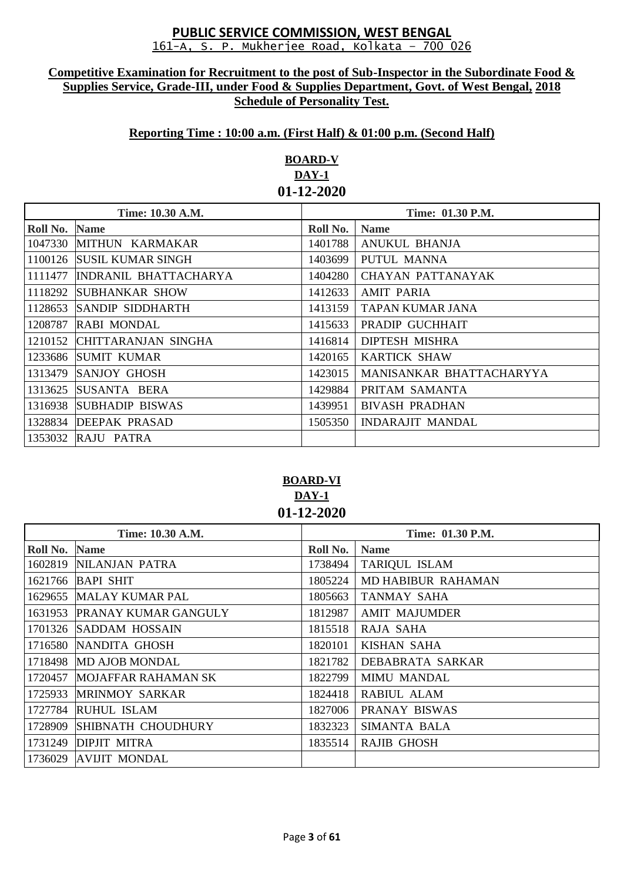**PUBLIC SERVICE COMMISSION, WEST BENGAL**
161-A, S. P. Mukherjee Road, Kolkata – 700 026

**Competitive Examination for Recruitment to the post of Sub-Inspector in the Subordinate Food & Supplies Service, Grade-III, under Food & Supplies Department, Govt. of West Bengal, 2018**
**Schedule of Personality Test.**

**Reporting Time : 10:00 a.m. (First Half) & 01:00 p.m. (Second Half)**

## BOARD-V
### DAY-1
### 01-12-2020

| Time: 10.30 A.M. | | Time: 01.30 P.M. | |
|---|---|---|---|
| **Roll No.** | **Name** | **Roll No.** | **Name** |
| 1047330 | MITHUN KARMAKAR | 1401788 | ANUKUL BHANJA |
| 1100126 | SUSIL KUMAR SINGH | 1403699 | PUTUL MANNA |
| 1111477 | INDRANIL BHATTACHARYA | 1404280 | CHAYAN PATTANAYAK |
| 1118292 | SUBHANKAR SHOW | 1412633 | AMIT PARIA |
| 1128653 | SANDIP SIDDHARTH | 1413159 | TAPAN KUMAR JANA |
| 1208787 | RABI MONDAL | 1415633 | PRADIP GUCHHAIT |
| 1210152 | CHITTARANJAN SINGHA | 1416814 | DIPTESH MISHRA |
| 1233686 | SUMIT KUMAR | 1420165 | KARTICK SHAW |
| 1313479 | SANJOY GHOSH | 1423015 | MANISANKAR BHATTACHARYYA |
| 1313625 | SUSANTA BERA | 1429884 | PRITAM SAMANTA |
| 1316938 | SUBHADIP BISWAS | 1439951 | BIVASH PRADHAN |
| 1328834 | DEEPAK PRASAD | 1505350 | INDARAJIT MANDAL |
| 1353032 | RAJU PATRA | | |

## BOARD-VI
### DAY-1
### 01-12-2020

| Time: 10.30 A.M. | | Time: 01.30 P.M. | |
|---|---|---|---|
| **Roll No.** | **Name** | **Roll No.** | **Name** |
| 1602819 | NILANJAN PATRA | 1738494 | TARIQUL ISLAM |
| 1621766 | BAPI SHIT | 1805224 | MD HABIBUR RAHAMAN |
| 1629655 | MALAY KUMAR PAL | 1805663 | TANMAY SAHA |
| 1631953 | PRANAY KUMAR GANGULY | 1812987 | AMIT MAJUMDER |
| 1701326 | SADDAM HOSSAIN | 1815518 | RAJA SAHA |
| 1716580 | NANDITA GHOSH | 1820101 | KISHAN SAHA |
| 1718498 | MD AJOB MONDAL | 1821782 | DEBABRATA SARKAR |
| 1720457 | MOJAFFAR RAHAMAN SK | 1822799 | MIMU MANDAL |
| 1725933 | MRINMOY SARKAR | 1824418 | RABIUL ALAM |
| 1727784 | RUHUL ISLAM | 1827006 | PRANAY BISWAS |
| 1728909 | SHIBNATH CHOUDHURY | 1832323 | SIMANTA BALA |
| 1731249 | DIPJIT MITRA | 1835514 | RAJIB GHOSH |
| 1736029 | AVIJIT MONDAL | | |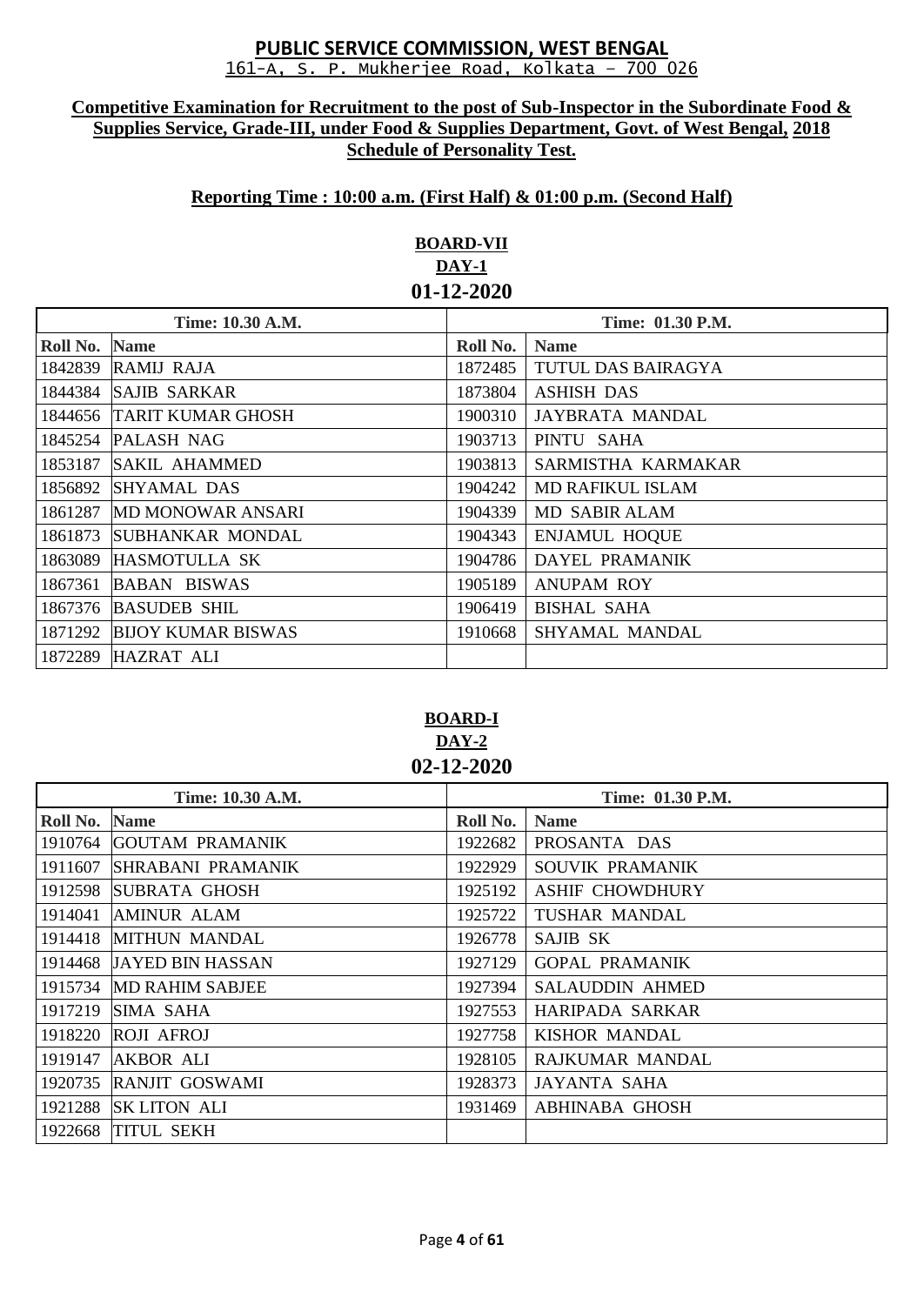**PUBLIC SERVICE COMMISSION, WEST BENGAL**

161-A, S. P. Mukherjee Road, Kolkata – 700 026

**Competitive Examination for Recruitment to the post of Sub-Inspector in the Subordinate Food & Supplies Service, Grade-III, under Food & Supplies Department, Govt. of West Bengal, 2018**

**Schedule of Personality Test.**

**Reporting Time : 10:00 a.m. (First Half) & 01:00 p.m. (Second Half)**

**BOARD-VII**

**DAY-1**

**01-12-2020**

| Time: 10.30 A.M. | | Time: 01.30 P.M. | |
|---|---|---|---|
| **Roll No.** | **Name** | **Roll No.** | **Name** |
| 1842839 | RAMIJ RAJA | 1872485 | TUTUL DAS BAIRAGYA |
| 1844384 | SAJIB SARKAR | 1873804 | ASHISH DAS |
| 1844656 | TARIT KUMAR GHOSH | 1900310 | JAYBRATA MANDAL |
| 1845254 | PALASH NAG | 1903713 | PINTU SAHA |
| 1853187 | SAKIL AHAMMED | 1903813 | SARMISTHA KARMAKAR |
| 1856892 | SHYAMAL DAS | 1904242 | MD RAFIKUL ISLAM |
| 1861287 | MD MONOWAR ANSARI | 1904339 | MD SABIR ALAM |
| 1861873 | SUBHANKAR MONDAL | 1904343 | ENJAMUL HOQUE |
| 1863089 | HASMOTULLA SK | 1904786 | DAYEL PRAMANIK |
| 1867361 | BABAN BISWAS | 1905189 | ANUPAM ROY |
| 1867376 | BASUDEB SHIL | 1906419 | BISHAL SAHA |
| 1871292 | BIJOY KUMAR BISWAS | 1910668 | SHYAMAL MANDAL |
| 1872289 | HAZRAT ALI | | |

**BOARD-I**

**DAY-2**

**02-12-2020**

| Time: 10.30 A.M. | | Time: 01.30 P.M. | |
|---|---|---|---|
| **Roll No.** | **Name** | **Roll No.** | **Name** |
| 1910764 | GOUTAM PRAMANIK | 1922682 | PROSANTA DAS |
| 1911607 | SHRABANI PRAMANIK | 1922929 | SOUVIK PRAMANIK |
| 1912598 | SUBRATA GHOSH | 1925192 | ASHIF CHOWDHURY |
| 1914041 | AMINUR ALAM | 1925722 | TUSHAR MANDAL |
| 1914418 | MITHUN MANDAL | 1926778 | SAJIB SK |
| 1914468 | JAYED BIN HASSAN | 1927129 | GOPAL PRAMANIK |
| 1915734 | MD RAHIM SABJEE | 1927394 | SALAUDDIN AHMED |
| 1917219 | SIMA SAHA | 1927553 | HARIPADA SARKAR |
| 1918220 | ROJI AFROJ | 1927758 | KISHOR MANDAL |
| 1919147 | AKBOR ALI | 1928105 | RAJKUMAR MANDAL |
| 1920735 | RANJIT GOSWAMI | 1928373 | JAYANTA SAHA |
| 1921288 | SK LITON ALI | 1931469 | ABHINABA GHOSH |
| 1922668 | TITUL SEKH | | |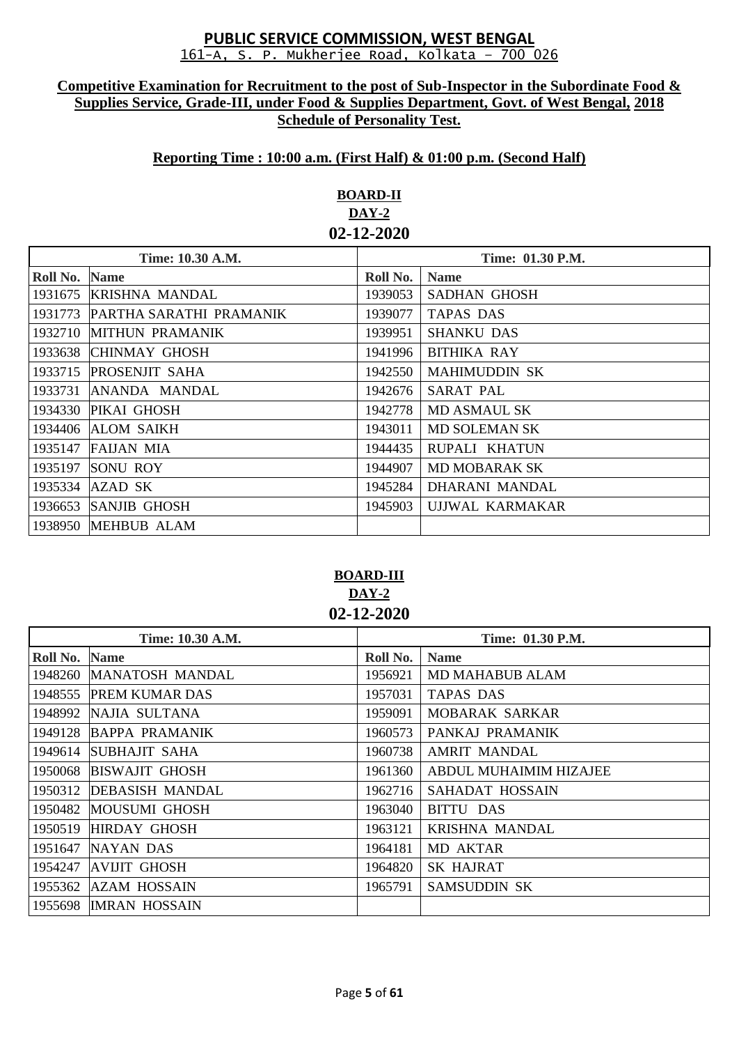# PUBLIC SERVICE COMMISSION, WEST BENGAL

161-A, S. P. Mukherjee Road, Kolkata – 700 026

**Competitive Examination for Recruitment to the post of Sub-Inspector in the Subordinate Food & Supplies Service, Grade-III, under Food & Supplies Department, Govt. of West Bengal, 2018**
**Schedule of Personality Test.**

**Reporting Time : 10:00 a.m. (First Half) & 01:00 p.m. (Second Half)**

## BOARD-II
## DAY-2
## 02-12-2020

| Time: 10.30 A.M. | | Time: 01.30 P.M. | |
|---|---|---|---|
| **Roll No.** | **Name** | **Roll No.** | **Name** |
| 1931675 | KRISHNA MANDAL | 1939053 | SADHAN GHOSH |
| 1931773 | PARTHA SARATHI PRAMANIK | 1939077 | TAPAS DAS |
| 1932710 | MITHUN PRAMANIK | 1939951 | SHANKU DAS |
| 1933638 | CHINMAY GHOSH | 1941996 | BITHIKA RAY |
| 1933715 | PROSENJIT SAHA | 1942550 | MAHIMUDDIN SK |
| 1933731 | ANANDA MANDAL | 1942676 | SARAT PAL |
| 1934330 | PIKAI GHOSH | 1942778 | MD ASMAUL SK |
| 1934406 | ALOM SAIKH | 1943011 | MD SOLEMAN SK |
| 1935147 | FAIJAN MIA | 1944435 | RUPALI KHATUN |
| 1935197 | SONU ROY | 1944907 | MD MOBARAK SK |
| 1935334 | AZAD SK | 1945284 | DHARANI MANDAL |
| 1936653 | SANJIB GHOSH | 1945903 | UJJWAL KARMAKAR |
| 1938950 | MEHBUB ALAM | | |

## BOARD-III
## DAY-2
## 02-12-2020

| Time: 10.30 A.M. | | Time: 01.30 P.M. | |
|---|---|---|---|
| **Roll No.** | **Name** | **Roll No.** | **Name** |
| 1948260 | MANATOSH MANDAL | 1956921 | MD MAHABUB ALAM |
| 1948555 | PREM KUMAR DAS | 1957031 | TAPAS DAS |
| 1948992 | NAJIA SULTANA | 1959091 | MOBARAK SARKAR |
| 1949128 | BAPPA PRAMANIK | 1960573 | PANKAJ PRAMANIK |
| 1949614 | SUBHAJIT SAHA | 1960738 | AMRIT MANDAL |
| 1950068 | BISWAJIT GHOSH | 1961360 | ABDUL MUHAIMIM HIZAJEE |
| 1950312 | DEBASISH MANDAL | 1962716 | SAHADAT HOSSAIN |
| 1950482 | MOUSUMI GHOSH | 1963040 | BITTU DAS |
| 1950519 | HIRDAY GHOSH | 1963121 | KRISHNA MANDAL |
| 1951647 | NAYAN DAS | 1964181 | MD AKTAR |
| 1954247 | AVIJIT GHOSH | 1964820 | SK HAJRAT |
| 1955362 | AZAM HOSSAIN | 1965791 | SAMSUDDIN SK |
| 1955698 | IMRAN HOSSAIN | | |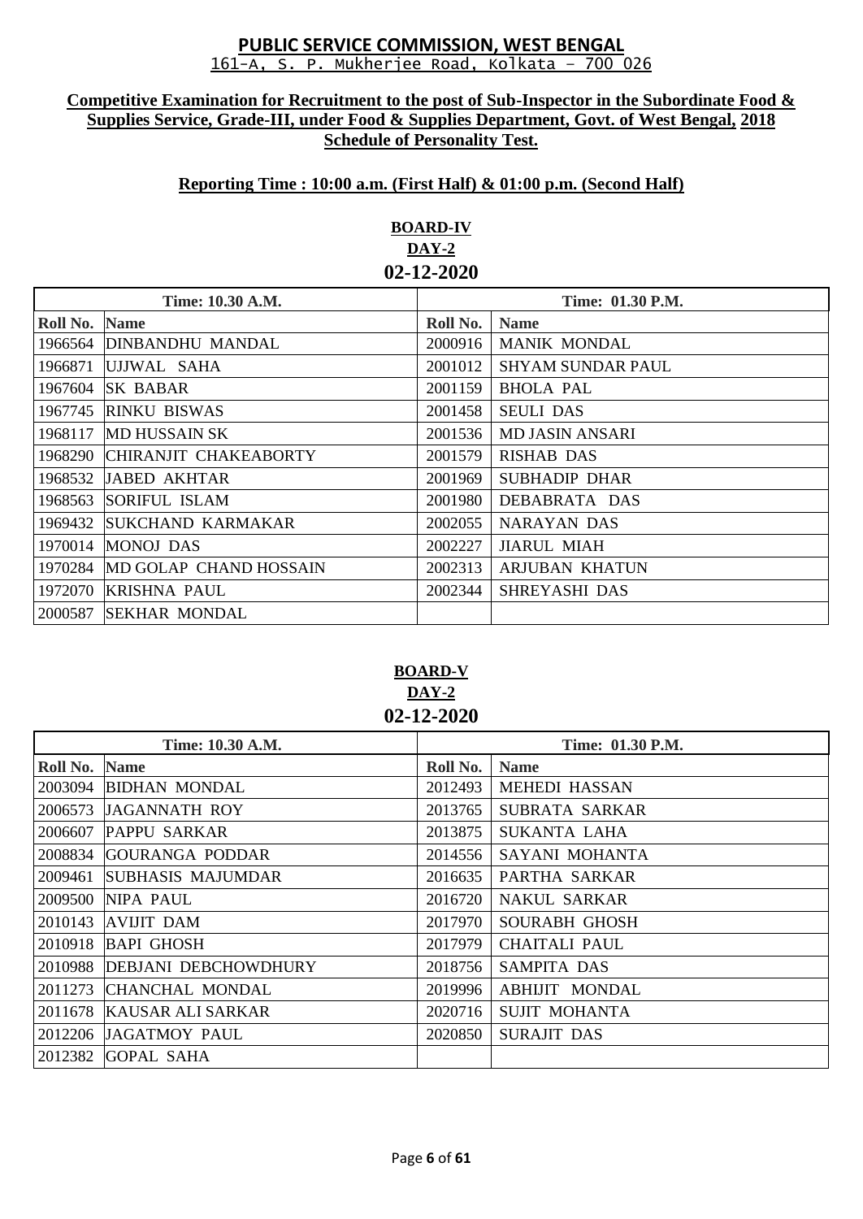**PUBLIC SERVICE COMMISSION, WEST BENGAL**
161-A, S. P. Mukherjee Road, Kolkata – 700 026

**Competitive Examination for Recruitment to the post of Sub-Inspector in the Subordinate Food & Supplies Service, Grade-III, under Food & Supplies Department, Govt. of West Bengal, 2018**
**Schedule of Personality Test.**

**Reporting Time : 10:00 a.m. (First Half) & 01:00 p.m. (Second Half)**

**BOARD-IV**
**DAY-2**
**02-12-2020**

| Time: 10.30 A.M. | | Time: 01.30 P.M. | |
|---|---|---|---|
| **Roll No.** | **Name** | **Roll No.** | **Name** |
| 1966564 | DINBANDHU MANDAL | 2000916 | MANIK MONDAL |
| 1966871 | UJJWAL SAHA | 2001012 | SHYAM SUNDAR PAUL |
| 1967604 | SK BABAR | 2001159 | BHOLA PAL |
| 1967745 | RINKU BISWAS | 2001458 | SEULI DAS |
| 1968117 | MD HUSSAIN SK | 2001536 | MD JASIN ANSARI |
| 1968290 | CHIRANJIT CHAKEABORTY | 2001579 | RISHAB DAS |
| 1968532 | JABED AKHTAR | 2001969 | SUBHADIP DHAR |
| 1968563 | SORIFUL ISLAM | 2001980 | DEBABRATA DAS |
| 1969432 | SUKCHAND KARMAKAR | 2002055 | NARAYAN DAS |
| 1970014 | MONOJ DAS | 2002227 | JIARUL MIAH |
| 1970284 | MD GOLAP CHAND HOSSAIN | 2002313 | ARJUBAN KHATUN |
| 1972070 | KRISHNA PAUL | 2002344 | SHREYASHI DAS |
| 2000587 | SEKHAR MONDAL | | |

**BOARD-V**
**DAY-2**
**02-12-2020**

| Time: 10.30 A.M. | | Time: 01.30 P.M. | |
|---|---|---|---|
| **Roll No.** | **Name** | **Roll No.** | **Name** |
| 2003094 | BIDHAN MONDAL | 2012493 | MEHEDI HASSAN |
| 2006573 | JAGANNATH ROY | 2013765 | SUBRATA SARKAR |
| 2006607 | PAPPU SARKAR | 2013875 | SUKANTA LAHA |
| 2008834 | GOURANGA PODDAR | 2014556 | SAYANI MOHANTA |
| 2009461 | SUBHASIS MAJUMDAR | 2016635 | PARTHA SARKAR |
| 2009500 | NIPA PAUL | 2016720 | NAKUL SARKAR |
| 2010143 | AVIJIT DAM | 2017970 | SOURABH GHOSH |
| 2010918 | BAPI GHOSH | 2017979 | CHAITALI PAUL |
| 2010988 | DEBJANI DEBCHOWDHURY | 2018756 | SAMPITA DAS |
| 2011273 | CHANCHAL MONDAL | 2019996 | ABHIJIT MONDAL |
| 2011678 | KAUSAR ALI SARKAR | 2020716 | SUJIT MOHANTA |
| 2012206 | JAGATMOY PAUL | 2020850 | SURAJIT DAS |
| 2012382 | GOPAL SAHA | | |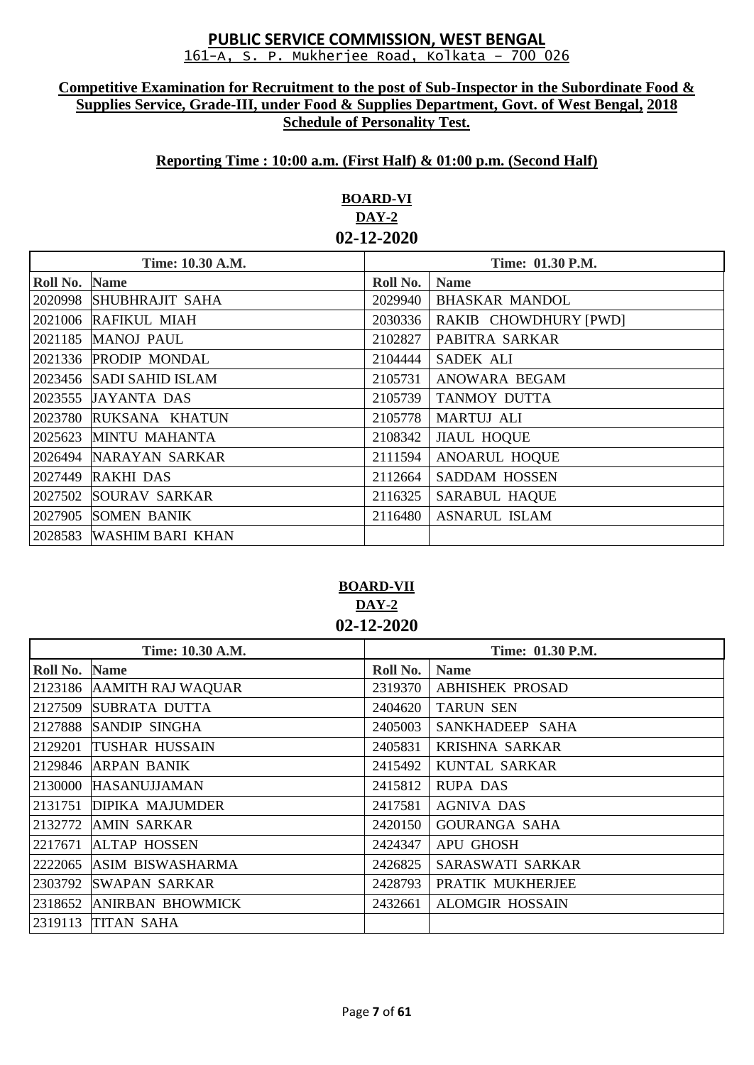# PUBLIC SERVICE COMMISSION, WEST BENGAL

161-A, S. P. Mukherjee Road, Kolkata – 700 026

**Competitive Examination for Recruitment to the post of Sub-Inspector in the Subordinate Food & Supplies Service, Grade-III, under Food & Supplies Department, Govt. of West Bengal, 2018**
**Schedule of Personality Test.**

**Reporting Time : 10:00 a.m. (First Half) & 01:00 p.m. (Second Half)**

## BOARD-VI
## DAY-2
## 02-12-2020

| Time: 10.30 A.M. | | Time: 01.30 P.M. | |
|---|---|---|---|
| **Roll No.** | **Name** | **Roll No.** | **Name** |
| 2020998 | SHUBHRAJIT SAHA | 2029940 | BHASKAR MANDOL |
| 2021006 | RAFIKUL MIAH | 2030336 | RAKIB CHOWDHURY [PWD] |
| 2021185 | MANOJ PAUL | 2102827 | PABITRA SARKAR |
| 2021336 | PRODIP MONDAL | 2104444 | SADEK ALI |
| 2023456 | SADI SAHID ISLAM | 2105731 | ANOWARA BEGAM |
| 2023555 | JAYANTA DAS | 2105739 | TANMOY DUTTA |
| 2023780 | RUKSANA KHATUN | 2105778 | MARTUJ ALI |
| 2025623 | MINTU MAHANTA | 2108342 | JIAUL HOQUE |
| 2026494 | NARAYAN SARKAR | 2111594 | ANOARUL HOQUE |
| 2027449 | RAKHI DAS | 2112664 | SADDAM HOSSEN |
| 2027502 | SOURAV SARKAR | 2116325 | SARABUL HAQUE |
| 2027905 | SOMEN BANIK | 2116480 | ASNARUL ISLAM |
| 2028583 | WASHIM BARI KHAN | | |

## BOARD-VII
## DAY-2
## 02-12-2020

| Time: 10.30 A.M. | | Time: 01.30 P.M. | |
|---|---|---|---|
| **Roll No.** | **Name** | **Roll No.** | **Name** |
| 2123186 | AAMITH RAJ WAQUAR | 2319370 | ABHISHEK PROSAD |
| 2127509 | SUBRATA DUTTA | 2404620 | TARUN SEN |
| 2127888 | SANDIP SINGHA | 2405003 | SANKHADEEP SAHA |
| 2129201 | TUSHAR HUSSAIN | 2405831 | KRISHNA SARKAR |
| 2129846 | ARPAN BANIK | 2415492 | KUNTAL SARKAR |
| 2130000 | HASANUJJAMAN | 2415812 | RUPA DAS |
| 2131751 | DIPIKA MAJUMDER | 2417581 | AGNIVA DAS |
| 2132772 | AMIN SARKAR | 2420150 | GOURANGA SAHA |
| 2217671 | ALTAP HOSSEN | 2424347 | APU GHOSH |
| 2222065 | ASIM BISWASHARMA | 2426825 | SARASWATI SARKAR |
| 2303792 | SWAPAN SARKAR | 2428793 | PRATIK MUKHERJEE |
| 2318652 | ANIRBAN BHOWMICK | 2432661 | ALOMGIR HOSSAIN |
| 2319113 | TITAN SAHA | | |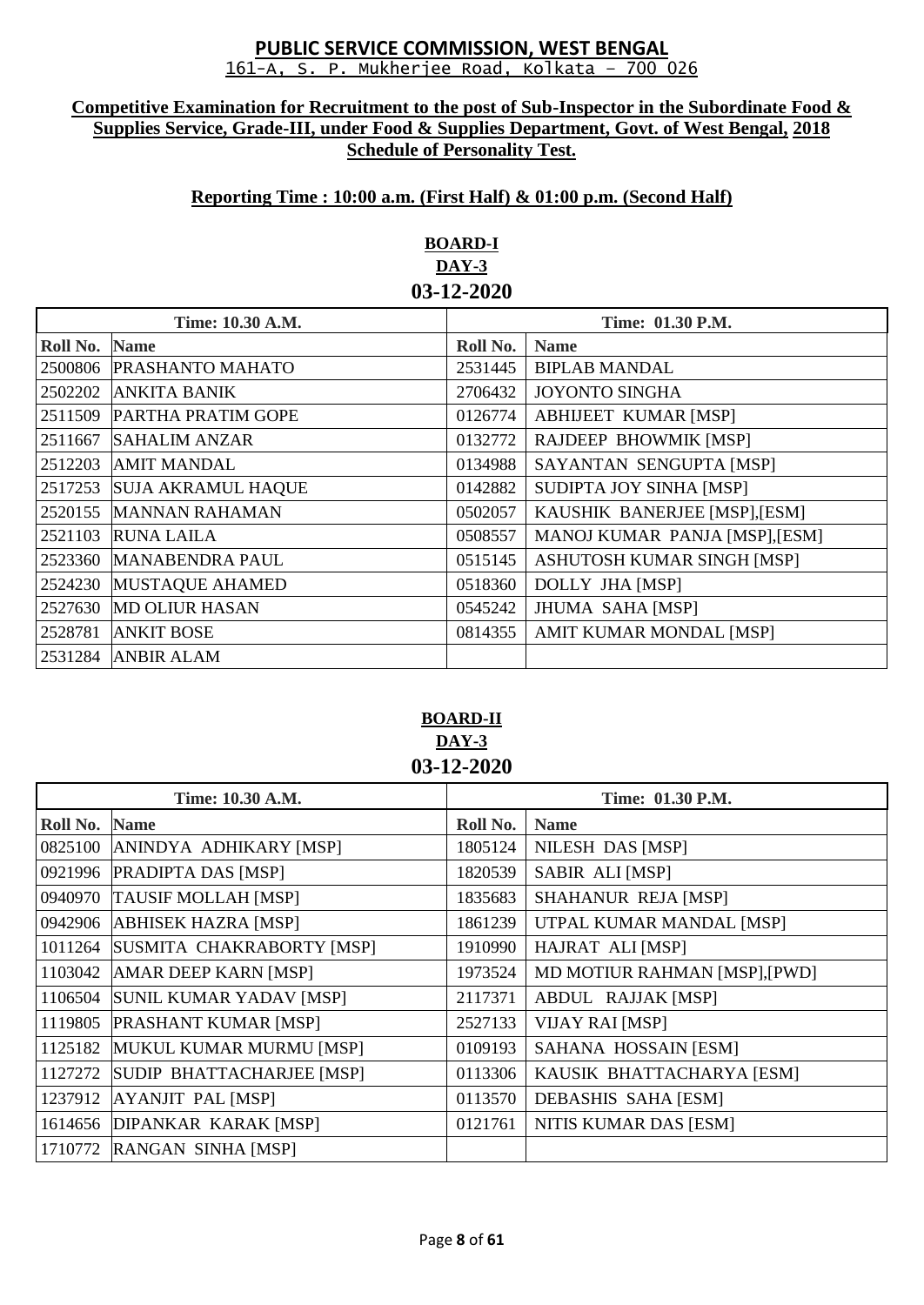# PUBLIC SERVICE COMMISSION, WEST BENGAL

161-A, S. P. Mukherjee Road, Kolkata – 700 026

**Competitive Examination for Recruitment to the post of Sub-Inspector in the Subordinate Food & Supplies Service, Grade-III, under Food & Supplies Department, Govt. of West Bengal, 2018**
**Schedule of Personality Test.**

**Reporting Time : 10:00 a.m. (First Half) & 01:00 p.m. (Second Half)**

## BOARD-I
## DAY-3
## 03-12-2020

| Time: 10.30 A.M. | | Time: 01.30 P.M. | |
|---|---|---|---|
| **Roll No.** | **Name** | **Roll No.** | **Name** |
| 2500806 | PRASHANTO MAHATO | 2531445 | BIPLAB MANDAL |
| 2502202 | ANKITA BANIK | 2706432 | JOYONTO SINGHA |
| 2511509 | PARTHA PRATIM GOPE | 0126774 | ABHIJEET KUMAR [MSP] |
| 2511667 | SAHALIM ANZAR | 0132772 | RAJDEEP BHOWMIK [MSP] |
| 2512203 | AMIT MANDAL | 0134988 | SAYANTAN SENGUPTA [MSP] |
| 2517253 | SUJA AKRAMUL HAQUE | 0142882 | SUDIPTA JOY SINHA [MSP] |
| 2520155 | MANNAN RAHAMAN | 0502057 | KAUSHIK BANERJEE [MSP],[ESM] |
| 2521103 | RUNA LAILA | 0508557 | MANOJ KUMAR PANJA [MSP],[ESM] |
| 2523360 | MANABENDRA PAUL | 0515145 | ASHUTOSH KUMAR SINGH [MSP] |
| 2524230 | MUSTAQUE AHAMED | 0518360 | DOLLY JHA [MSP] |
| 2527630 | MD OLIUR HASAN | 0545242 | JHUMA SAHA [MSP] |
| 2528781 | ANKIT BOSE | 0814355 | AMIT KUMAR MONDAL [MSP] |
| 2531284 | ANBIR ALAM | | |

## BOARD-II
## DAY-3
## 03-12-2020

| Time: 10.30 A.M. | | Time: 01.30 P.M. | |
|---|---|---|---|
| **Roll No.** | **Name** | **Roll No.** | **Name** |
| 0825100 | ANINDYA ADHIKARY [MSP] | 1805124 | NILESH DAS [MSP] |
| 0921996 | PRADIPTA DAS [MSP] | 1820539 | SABIR ALI [MSP] |
| 0940970 | TAUSIF MOLLAH [MSP] | 1835683 | SHAHANUR REJA [MSP] |
| 0942906 | ABHISEK HAZRA [MSP] | 1861239 | UTPAL KUMAR MANDAL [MSP] |
| 1011264 | SUSMITA CHAKRABORTY [MSP] | 1910990 | HAJRAT ALI [MSP] |
| 1103042 | AMAR DEEP KARN [MSP] | 1973524 | MD MOTIUR RAHMAN [MSP],[PWD] |
| 1106504 | SUNIL KUMAR YADAV [MSP] | 2117371 | ABDUL RAJJAK [MSP] |
| 1119805 | PRASHANT KUMAR [MSP] | 2527133 | VIJAY RAI [MSP] |
| 1125182 | MUKUL KUMAR MURMU [MSP] | 0109193 | SAHANA HOSSAIN [ESM] |
| 1127272 | SUDIP BHATTACHARJEE [MSP] | 0113306 | KAUSIK BHATTACHARYA [ESM] |
| 1237912 | AYANJIT PAL [MSP] | 0113570 | DEBASHIS SAHA [ESM] |
| 1614656 | DIPANKAR KARAK [MSP] | 0121761 | NITIS KUMAR DAS [ESM] |
| 1710772 | RANGAN SINHA [MSP] | | |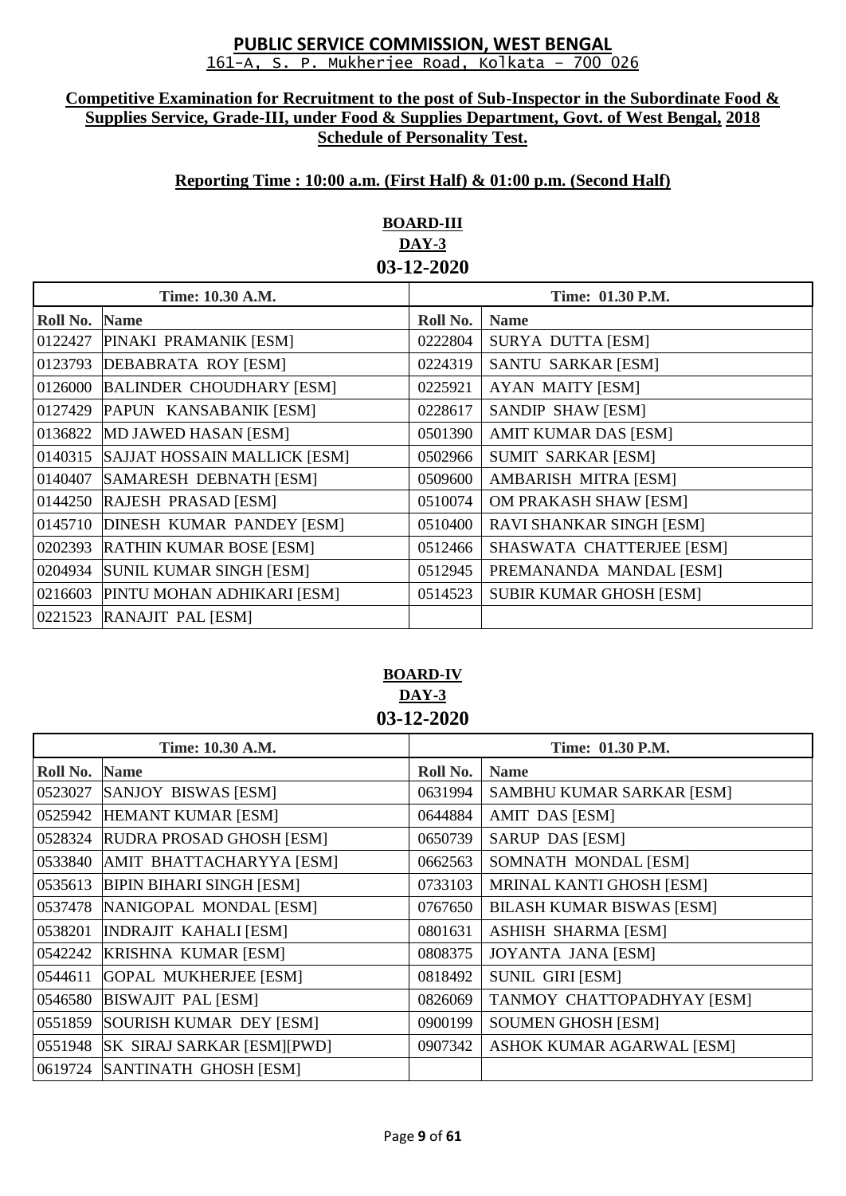**PUBLIC SERVICE COMMISSION, WEST BENGAL**
161-A, S. P. Mukherjee Road, Kolkata – 700 026

**Competitive Examination for Recruitment to the post of Sub-Inspector in the Subordinate Food & Supplies Service, Grade-III, under Food & Supplies Department, Govt. of West Bengal, 2018**
**Schedule of Personality Test.**

**Reporting Time : 10:00 a.m. (First Half) & 01:00 p.m. (Second Half)**

**BOARD-III**
**DAY-3**
**03-12-2020**

| Time: 10.30 A.M. | | Time: 01.30 P.M. | |
|---|---|---|---|
| **Roll No.** | **Name** | **Roll No.** | **Name** |
| 0122427 | PINAKI PRAMANIK [ESM] | 0222804 | SURYA DUTTA [ESM] |
| 0123793 | DEBABRATA ROY [ESM] | 0224319 | SANTU SARKAR [ESM] |
| 0126000 | BALINDER CHOUDHARY [ESM] | 0225921 | AYAN MAITY [ESM] |
| 0127429 | PAPUN KANSABANIK [ESM] | 0228617 | SANDIP SHAW [ESM] |
| 0136822 | MD JAWED HASAN [ESM] | 0501390 | AMIT KUMAR DAS [ESM] |
| 0140315 | SAJJAT HOSSAIN MALLICK [ESM] | 0502966 | SUMIT SARKAR [ESM] |
| 0140407 | SAMARESH DEBNATH [ESM] | 0509600 | AMBARISH MITRA [ESM] |
| 0144250 | RAJESH PRASAD [ESM] | 0510074 | OM PRAKASH SHAW [ESM] |
| 0145710 | DINESH KUMAR PANDEY [ESM] | 0510400 | RAVI SHANKAR SINGH [ESM] |
| 0202393 | RATHIN KUMAR BOSE [ESM] | 0512466 | SHASWATA CHATTERJEE [ESM] |
| 0204934 | SUNIL KUMAR SINGH [ESM] | 0512945 | PREMANANDA MANDAL [ESM] |
| 0216603 | PINTU MOHAN ADHIKARI [ESM] | 0514523 | SUBIR KUMAR GHOSH [ESM] |
| 0221523 | RANAJIT PAL [ESM] | | |

**BOARD-IV**
**DAY-3**
**03-12-2020**

| Time: 10.30 A.M. | | Time: 01.30 P.M. | |
|---|---|---|---|
| **Roll No.** | **Name** | **Roll No.** | **Name** |
| 0523027 | SANJOY BISWAS [ESM] | 0631994 | SAMBHU KUMAR SARKAR [ESM] |
| 0525942 | HEMANT KUMAR [ESM] | 0644884 | AMIT DAS [ESM] |
| 0528324 | RUDRA PROSAD GHOSH [ESM] | 0650739 | SARUP DAS [ESM] |
| 0533840 | AMIT BHATTACHARYYA [ESM] | 0662563 | SOMNATH MONDAL [ESM] |
| 0535613 | BIPIN BIHARI SINGH [ESM] | 0733103 | MRINAL KANTI GHOSH [ESM] |
| 0537478 | NANIGOPAL MONDAL [ESM] | 0767650 | BILASH KUMAR BISWAS [ESM] |
| 0538201 | INDRAJIT KAHALI [ESM] | 0801631 | ASHISH SHARMA [ESM] |
| 0542242 | KRISHNA KUMAR [ESM] | 0808375 | JOYANTA JANA [ESM] |
| 0544611 | GOPAL MUKHERJEE [ESM] | 0818492 | SUNIL GIRI [ESM] |
| 0546580 | BISWAJIT PAL [ESM] | 0826069 | TANMOY CHATTOPADHYAY [ESM] |
| 0551859 | SOURISH KUMAR DEY [ESM] | 0900199 | SOUMEN GHOSH [ESM] |
| 0551948 | SK SIRAJ SARKAR [ESM][PWD] | 0907342 | ASHOK KUMAR AGARWAL [ESM] |
| 0619724 | SANTINATH GHOSH [ESM] | | |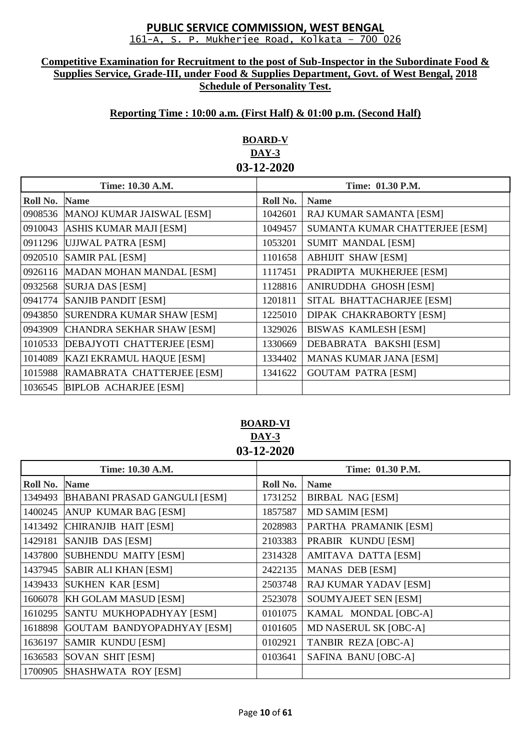**PUBLIC SERVICE COMMISSION, WEST BENGAL**

161-A, S. P. Mukherjee Road, Kolkata – 700 026

**Competitive Examination for Recruitment to the post of Sub-Inspector in the Subordinate Food & Supplies Service, Grade-III, under Food & Supplies Department, Govt. of West Bengal, 2018 Schedule of Personality Test.**

**Reporting Time : 10:00 a.m. (First Half) & 01:00 p.m. (Second Half)**

**BOARD-V**
**DAY-3**
**03-12-2020**

| Time: 10.30 A.M. | | Time: 01.30 P.M. | |
|---|---|---|---|
| **Roll No.** | **Name** | **Roll No.** | **Name** |
| 0908536 | MANOJ KUMAR JAISWAL [ESM] | 1042601 | RAJ KUMAR SAMANTA [ESM] |
| 0910043 | ASHIS KUMAR MAJI [ESM] | 1049457 | SUMANTA KUMAR CHATTERJEE [ESM] |
| 0911296 | UJJWAL PATRA [ESM] | 1053201 | SUMIT MANDAL [ESM] |
| 0920510 | SAMIR PAL [ESM] | 1101658 | ABHIJIT SHAW [ESM] |
| 0926116 | MADAN MOHAN MANDAL [ESM] | 1117451 | PRADIPTA MUKHERJEE [ESM] |
| 0932568 | SURJA DAS [ESM] | 1128816 | ANIRUDDHA GHOSH [ESM] |
| 0941774 | SANJIB PANDIT [ESM] | 1201811 | SITAL BHATTACHARJEE [ESM] |
| 0943850 | SURENDRA KUMAR SHAW [ESM] | 1225010 | DIPAK CHAKRABORTY [ESM] |
| 0943909 | CHANDRA SEKHAR SHAW [ESM] | 1329026 | BISWAS KAMLESH [ESM] |
| 1010533 | DEBAJYOTI CHATTERJEE [ESM] | 1330669 | DEBABRATA BAKSHI [ESM] |
| 1014089 | KAZI EKRAMUL HAQUE [ESM] | 1334402 | MANAS KUMAR JANA [ESM] |
| 1015988 | RAMABRATA CHATTERJEE [ESM] | 1341622 | GOUTAM PATRA [ESM] |
| 1036545 | BIPLOB ACHARJEE [ESM] | | |

**BOARD-VI**
**DAY-3**
**03-12-2020**

| Time: 10.30 A.M. | | Time: 01.30 P.M. | |
|---|---|---|---|
| **Roll No.** | **Name** | **Roll No.** | **Name** |
| 1349493 | BHABANI PRASAD GANGULI [ESM] | 1731252 | BIRBAL NAG [ESM] |
| 1400245 | ANUP KUMAR BAG [ESM] | 1857587 | MD SAMIM [ESM] |
| 1413492 | CHIRANJIB HAIT [ESM] | 2028983 | PARTHA PRAMANIK [ESM] |
| 1429181 | SANJIB DAS [ESM] | 2103383 | PRABIR KUNDU [ESM] |
| 1437800 | SUBHENDU MAITY [ESM] | 2314328 | AMITAVA DATTA [ESM] |
| 1437945 | SABIR ALI KHAN [ESM] | 2422135 | MANAS DEB [ESM] |
| 1439433 | SUKHEN KAR [ESM] | 2503748 | RAJ KUMAR YADAV [ESM] |
| 1606078 | KH GOLAM MASUD [ESM] | 2523078 | SOUMYAJEET SEN [ESM] |
| 1610295 | SANTU MUKHOPADHYAY [ESM] | 0101075 | KAMAL MONDAL [OBC-A] |
| 1618898 | GOUTAM BANDYOPADHYAY [ESM] | 0101605 | MD NASERUL SK [OBC-A] |
| 1636197 | SAMIR KUNDU [ESM] | 0102921 | TANBIR REZA [OBC-A] |
| 1636583 | SOVAN SHIT [ESM] | 0103641 | SAFINA BANU [OBC-A] |
| 1700905 | SHASHWATA ROY [ESM] | | |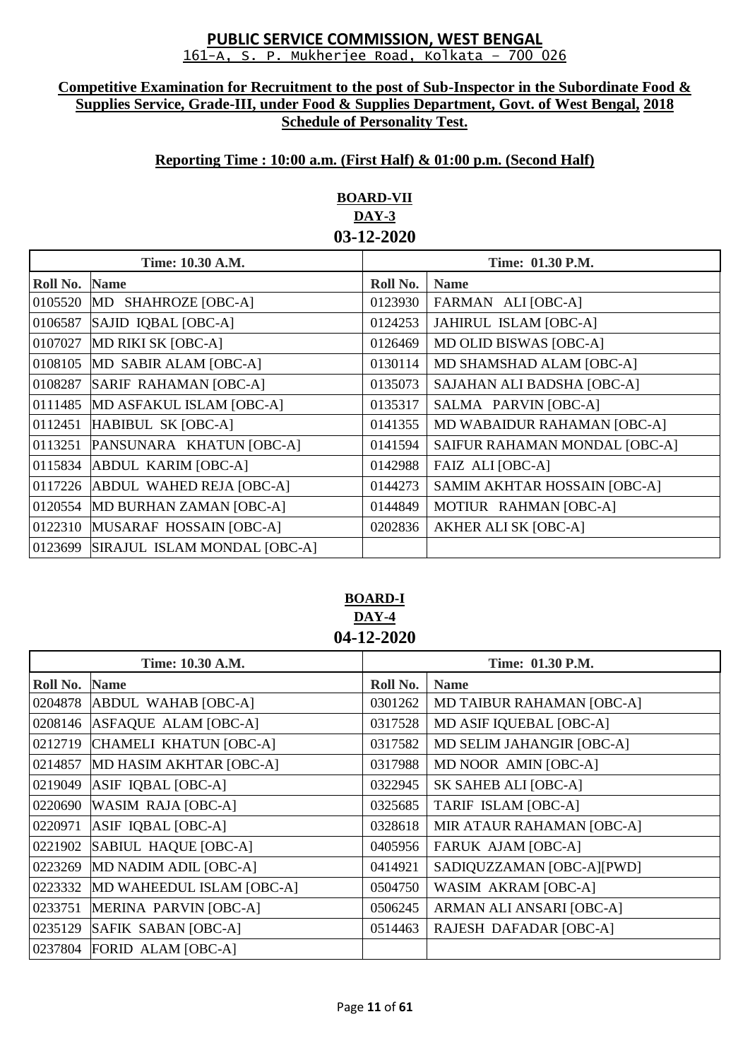# PUBLIC SERVICE COMMISSION, WEST BENGAL

161-A, S. P. Mukherjee Road, Kolkata – 700 026

**Competitive Examination for Recruitment to the post of Sub-Inspector in the Subordinate Food & Supplies Service, Grade-III, under Food & Supplies Department, Govt. of West Bengal, 2018**
**Schedule of Personality Test.**

**Reporting Time : 10:00 a.m. (First Half) & 01:00 p.m. (Second Half)**

## BOARD-VII
### DAY-3
### 03-12-2020

| Time: 10.30 A.M. | | Time: 01.30 P.M. | |
|---|---|---|---|
| **Roll No.** | **Name** | **Roll No.** | **Name** |
| 0105520 | MD SHAHROZE [OBC-A] | 0123930 | FARMAN ALI [OBC-A] |
| 0106587 | SAJID IQBAL [OBC-A] | 0124253 | JAHIRUL ISLAM [OBC-A] |
| 0107027 | MD RIKI SK [OBC-A] | 0126469 | MD OLID BISWAS [OBC-A] |
| 0108105 | MD SABIR ALAM [OBC-A] | 0130114 | MD SHAMSHAD ALAM [OBC-A] |
| 0108287 | SARIF RAHAMAN [OBC-A] | 0135073 | SAJAHAN ALI BADSHA [OBC-A] |
| 0111485 | MD ASFAKUL ISLAM [OBC-A] | 0135317 | SALMA PARVIN [OBC-A] |
| 0112451 | HABIBUL SK [OBC-A] | 0141355 | MD WABAIDUR RAHAMAN [OBC-A] |
| 0113251 | PANSUNARA KHATUN [OBC-A] | 0141594 | SAIFUR RAHAMAN MONDAL [OBC-A] |
| 0115834 | ABDUL KARIM [OBC-A] | 0142988 | FAIZ ALI [OBC-A] |
| 0117226 | ABDUL WAHED REJA [OBC-A] | 0144273 | SAMIM AKHTAR HOSSAIN [OBC-A] |
| 0120554 | MD BURHAN ZAMAN [OBC-A] | 0144849 | MOTIUR RAHMAN [OBC-A] |
| 0122310 | MUSARAF HOSSAIN [OBC-A] | 0202836 | AKHER ALI SK [OBC-A] |
| 0123699 | SIRAJUL ISLAM MONDAL [OBC-A] | | |

## BOARD-I
### DAY-4
### 04-12-2020

| Time: 10.30 A.M. | | Time: 01.30 P.M. | |
|---|---|---|---|
| **Roll No.** | **Name** | **Roll No.** | **Name** |
| 0204878 | ABDUL WAHAB [OBC-A] | 0301262 | MD TAIBUR RAHAMAN [OBC-A] |
| 0208146 | ASFAQUE ALAM [OBC-A] | 0317528 | MD ASIF IQUEBAL [OBC-A] |
| 0212719 | CHAMELI KHATUN [OBC-A] | 0317582 | MD SELIM JAHANGIR [OBC-A] |
| 0214857 | MD HASIM AKHTAR [OBC-A] | 0317988 | MD NOOR AMIN [OBC-A] |
| 0219049 | ASIF IQBAL [OBC-A] | 0322945 | SK SAHEB ALI [OBC-A] |
| 0220690 | WASIM RAJA [OBC-A] | 0325685 | TARIF ISLAM [OBC-A] |
| 0220971 | ASIF IQBAL [OBC-A] | 0328618 | MIR ATAUR RAHAMAN [OBC-A] |
| 0221902 | SABIUL HAQUE [OBC-A] | 0405956 | FARUK AJAM [OBC-A] |
| 0223269 | MD NADIM ADIL [OBC-A] | 0414921 | SADIQUZZAMAN [OBC-A][PWD] |
| 0223332 | MD WAHEEDUL ISLAM [OBC-A] | 0504750 | WASIM AKRAM [OBC-A] |
| 0233751 | MERINA PARVIN [OBC-A] | 0506245 | ARMAN ALI ANSARI [OBC-A] |
| 0235129 | SAFIK SABAN [OBC-A] | 0514463 | RAJESH DAFADAR [OBC-A] |
| 0237804 | FORID ALAM [OBC-A] | | |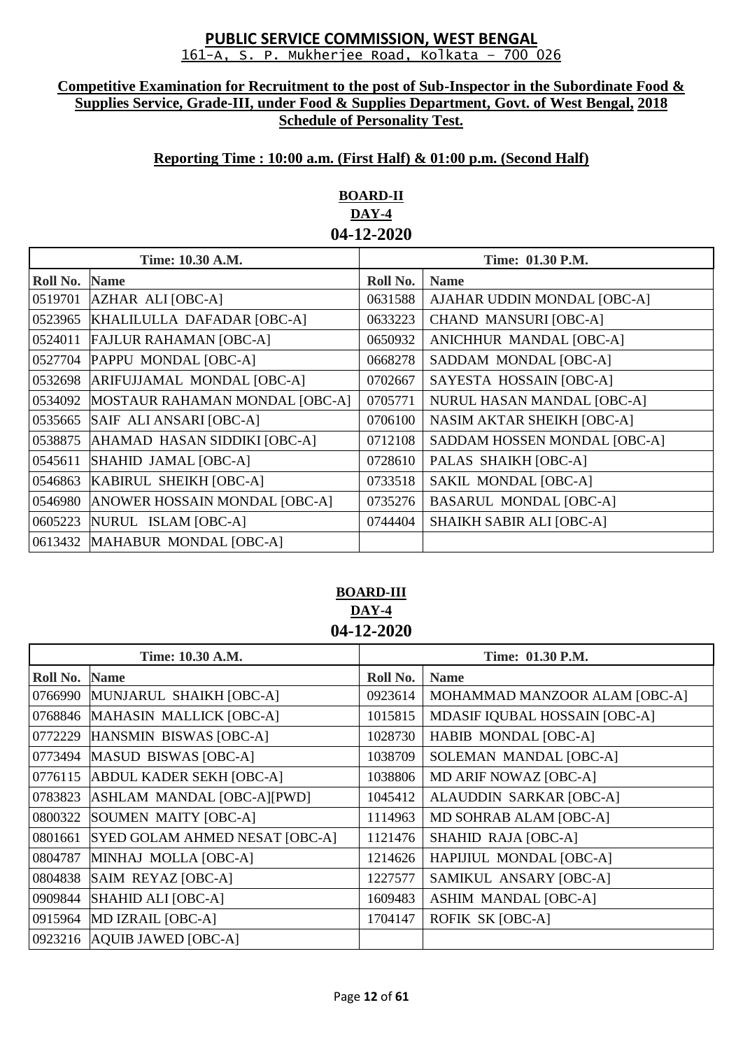# PUBLIC SERVICE COMMISSION, WEST BENGAL

161-A, S. P. Mukherjee Road, Kolkata – 700 026

**Competitive Examination for Recruitment to the post of Sub-Inspector in the Subordinate Food & Supplies Service, Grade-III, under Food & Supplies Department, Govt. of West Bengal, 2018**
**Schedule of Personality Test.**

**Reporting Time : 10:00 a.m. (First Half) & 01:00 p.m. (Second Half)**

## BOARD-II
## DAY-4
## 04-12-2020

| Time: 10.30 A.M. | | Time: 01.30 P.M. | |
|---|---|---|---|
| **Roll No.** | **Name** | **Roll No.** | **Name** |
| 0519701 | AZHAR ALI [OBC-A] | 0631588 | AJAHAR UDDIN MONDAL [OBC-A] |
| 0523965 | KHALILULLA DAFADAR [OBC-A] | 0633223 | CHAND MANSURI [OBC-A] |
| 0524011 | FAJLUR RAHAMAN [OBC-A] | 0650932 | ANICHHUR MANDAL [OBC-A] |
| 0527704 | PAPPU MONDAL [OBC-A] | 0668278 | SADDAM MONDAL [OBC-A] |
| 0532698 | ARIFUJJAMAL MONDAL [OBC-A] | 0702667 | SAYESTA HOSSAIN [OBC-A] |
| 0534092 | MOSTAUR RAHAMAN MONDAL [OBC-A] | 0705771 | NURUL HASAN MANDAL [OBC-A] |
| 0535665 | SAIF ALI ANSARI [OBC-A] | 0706100 | NASIM AKTAR SHEIKH [OBC-A] |
| 0538875 | AHAMAD HASAN SIDDIKI [OBC-A] | 0712108 | SADDAM HOSSEN MONDAL [OBC-A] |
| 0545611 | SHAHID JAMAL [OBC-A] | 0728610 | PALAS SHAIKH [OBC-A] |
| 0546863 | KABIRUL SHEIKH [OBC-A] | 0733518 | SAKIL MONDAL [OBC-A] |
| 0546980 | ANOWER HOSSAIN MONDAL [OBC-A] | 0735276 | BASARUL MONDAL [OBC-A] |
| 0605223 | NURUL ISLAM [OBC-A] | 0744404 | SHAIKH SABIR ALI [OBC-A] |
| 0613432 | MAHABUR MONDAL [OBC-A] | | |

## BOARD-III
## DAY-4
## 04-12-2020

| Time: 10.30 A.M. | | Time: 01.30 P.M. | |
|---|---|---|---|
| **Roll No.** | **Name** | **Roll No.** | **Name** |
| 0766990 | MUNJARUL SHAIKH [OBC-A] | 0923614 | MOHAMMAD MANZOOR ALAM [OBC-A] |
| 0768846 | MAHASIN MALLICK [OBC-A] | 1015815 | MDASIF IQBUAL HOSSAIN [OBC-A] |
| 0772229 | HANSMIN BISWAS [OBC-A] | 1028730 | HABIB MONDAL [OBC-A] |
| 0773494 | MASUD BISWAS [OBC-A] | 1038709 | SOLEMAN MANDAL [OBC-A] |
| 0776115 | ABDUL KADER SEKH [OBC-A] | 1038806 | MD ARIF NOWAZ [OBC-A] |
| 0783823 | ASHLAM MANDAL [OBC-A][PWD] | 1045412 | ALAUDDIN SARKAR [OBC-A] |
| 0800322 | SOUMEN MAITY [OBC-A] | 1114963 | MD SOHRAB ALAM [OBC-A] |
| 0801661 | SYED GOLAM AHMED NESAT [OBC-A] | 1121476 | SHAHID RAJA [OBC-A] |
| 0804787 | MINHAJ MOLLA [OBC-A] | 1214626 | HAPIJIUL MONDAL [OBC-A] |
| 0804838 | SAIM REYAZ [OBC-A] | 1227577 | SAMIKUL ANSARY [OBC-A] |
| 0909844 | SHAHID ALI [OBC-A] | 1609483 | ASHIM MANDAL [OBC-A] |
| 0915964 | MD IZRAIL [OBC-A] | 1704147 | ROFIK SK [OBC-A] |
| 0923216 | AQUIB JAWED [OBC-A] | | |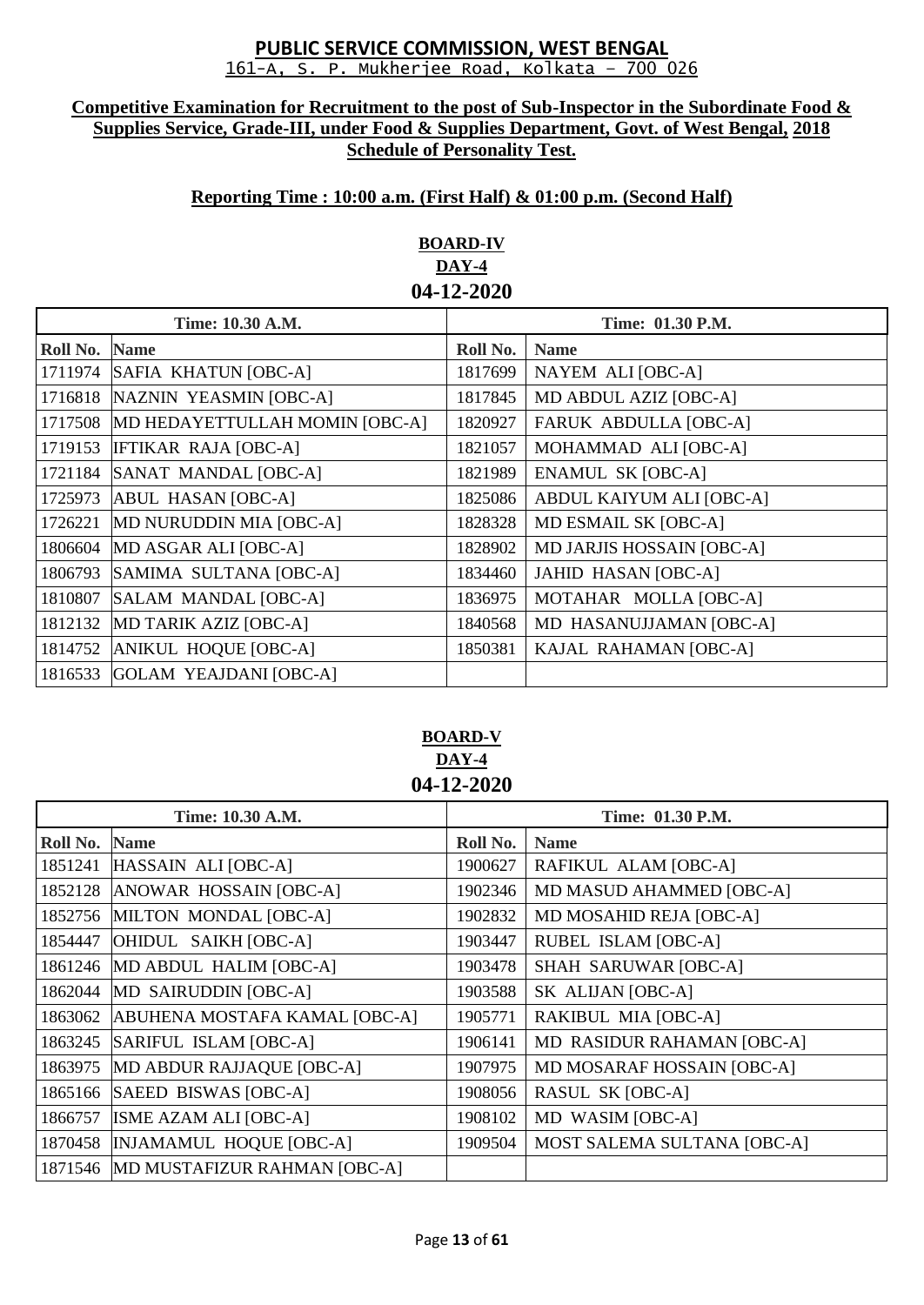# PUBLIC SERVICE COMMISSION, WEST BENGAL

161-A, S. P. Mukherjee Road, Kolkata – 700 026

**Competitive Examination for Recruitment to the post of Sub-Inspector in the Subordinate Food & Supplies Service, Grade-III, under Food & Supplies Department, Govt. of West Bengal, 2018 Schedule of Personality Test.**

**Reporting Time : 10:00 a.m. (First Half) & 01:00 p.m. (Second Half)**

## BOARD-IV
## DAY-4
## 04-12-2020

| Time: 10.30 A.M. | | Time: 01.30 P.M. | |
|---|---|---|---|
| **Roll No.** | **Name** | **Roll No.** | **Name** |
| 1711974 | SAFIA KHATUN [OBC-A] | 1817699 | NAYEM ALI [OBC-A] |
| 1716818 | NAZNIN YEASMIN [OBC-A] | 1817845 | MD ABDUL AZIZ [OBC-A] |
| 1717508 | MD HEDAYETTULLAH MOMIN [OBC-A] | 1820927 | FARUK ABDULLA [OBC-A] |
| 1719153 | IFTIKAR RAJA [OBC-A] | 1821057 | MOHAMMAD ALI [OBC-A] |
| 1721184 | SANAT MANDAL [OBC-A] | 1821989 | ENAMUL SK [OBC-A] |
| 1725973 | ABUL HASAN [OBC-A] | 1825086 | ABDUL KAIYUM ALI [OBC-A] |
| 1726221 | MD NURUDDIN MIA [OBC-A] | 1828328 | MD ESMAIL SK [OBC-A] |
| 1806604 | MD ASGAR ALI [OBC-A] | 1828902 | MD JARJIS HOSSAIN [OBC-A] |
| 1806793 | SAMIMA SULTANA [OBC-A] | 1834460 | JAHID HASAN [OBC-A] |
| 1810807 | SALAM MANDAL [OBC-A] | 1836975 | MOTAHAR MOLLA [OBC-A] |
| 1812132 | MD TARIK AZIZ [OBC-A] | 1840568 | MD HASANUJJAMAN [OBC-A] |
| 1814752 | ANIKUL HOQUE [OBC-A] | 1850381 | KAJAL RAHAMAN [OBC-A] |
| 1816533 | GOLAM YEAJDANI [OBC-A] | | |

## BOARD-V
## DAY-4
## 04-12-2020

| Time: 10.30 A.M. | | Time: 01.30 P.M. | |
|---|---|---|---|
| **Roll No.** | **Name** | **Roll No.** | **Name** |
| 1851241 | HASSAIN ALI [OBC-A] | 1900627 | RAFIKUL ALAM [OBC-A] |
| 1852128 | ANOWAR HOSSAIN [OBC-A] | 1902346 | MD MASUD AHAMMED [OBC-A] |
| 1852756 | MILTON MONDAL [OBC-A] | 1902832 | MD MOSAHID REJA [OBC-A] |
| 1854447 | OHIDUL SAIKH [OBC-A] | 1903447 | RUBEL ISLAM [OBC-A] |
| 1861246 | MD ABDUL HALIM [OBC-A] | 1903478 | SHAH SARUWAR [OBC-A] |
| 1862044 | MD SAIRUDDIN [OBC-A] | 1903588 | SK ALIJAN [OBC-A] |
| 1863062 | ABUHENA MOSTAFA KAMAL [OBC-A] | 1905771 | RAKIBUL MIA [OBC-A] |
| 1863245 | SARIFUL ISLAM [OBC-A] | 1906141 | MD RASIDUR RAHAMAN [OBC-A] |
| 1863975 | MD ABDUR RAJJAQUE [OBC-A] | 1907975 | MD MOSARAF HOSSAIN [OBC-A] |
| 1865166 | SAEED BISWAS [OBC-A] | 1908056 | RASUL SK [OBC-A] |
| 1866757 | ISME AZAM ALI [OBC-A] | 1908102 | MD WASIM [OBC-A] |
| 1870458 | INJAMAMUL HOQUE [OBC-A] | 1909504 | MOST SALEMA SULTANA [OBC-A] |
| 1871546 | MD MUSTAFIZUR RAHMAN [OBC-A] | | |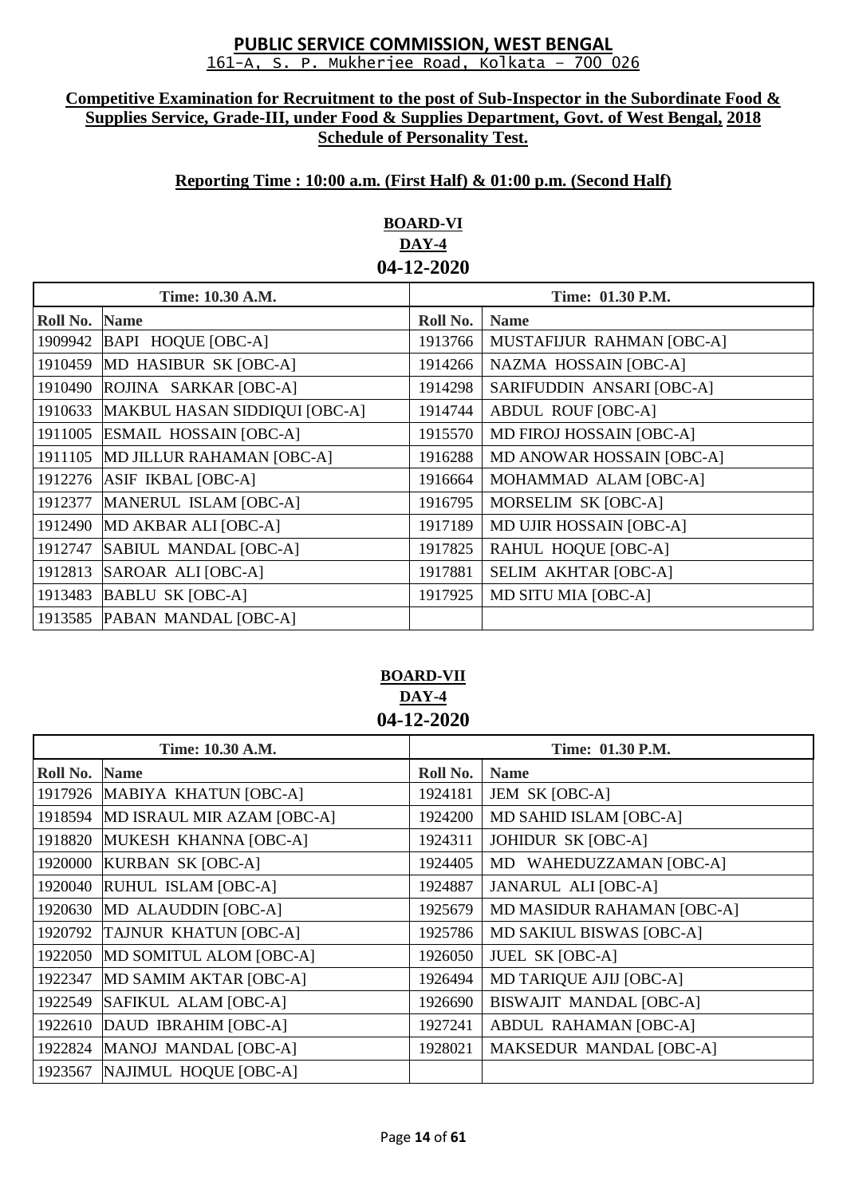# PUBLIC SERVICE COMMISSION, WEST BENGAL

161-A, S. P. Mukherjee Road, Kolkata – 700 026

**Competitive Examination for Recruitment to the post of Sub-Inspector in the Subordinate Food & Supplies Service, Grade-III, under Food & Supplies Department, Govt. of West Bengal, 2018**
**Schedule of Personality Test.**

**Reporting Time : 10:00 a.m. (First Half) & 01:00 p.m. (Second Half)**

## BOARD-VI
### DAY-4
### 04-12-2020

| Time: 10.30 A.M. | | Time: 01.30 P.M. | |
|---|---|---|---|
| **Roll No.** | **Name** | **Roll No.** | **Name** |
| 1909942 | BAPI HOQUE [OBC-A] | 1913766 | MUSTAFIJUR RAHMAN [OBC-A] |
| 1910459 | MD HASIBUR SK [OBC-A] | 1914266 | NAZMA HOSSAIN [OBC-A] |
| 1910490 | ROJINA SARKAR [OBC-A] | 1914298 | SARIFUDDIN ANSARI [OBC-A] |
| 1910633 | MAKBUL HASAN SIDDIQUI [OBC-A] | 1914744 | ABDUL ROUF [OBC-A] |
| 1911005 | ESMAIL HOSSAIN [OBC-A] | 1915570 | MD FIROJ HOSSAIN [OBC-A] |
| 1911105 | MD JILLUR RAHAMAN [OBC-A] | 1916288 | MD ANOWAR HOSSAIN [OBC-A] |
| 1912276 | ASIF IKBAL [OBC-A] | 1916664 | MOHAMMAD ALAM [OBC-A] |
| 1912377 | MANERUL ISLAM [OBC-A] | 1916795 | MORSELIM SK [OBC-A] |
| 1912490 | MD AKBAR ALI [OBC-A] | 1917189 | MD UJIR HOSSAIN [OBC-A] |
| 1912747 | SABIUL MANDAL [OBC-A] | 1917825 | RAHUL HOQUE [OBC-A] |
| 1912813 | SAROAR ALI [OBC-A] | 1917881 | SELIM AKHTAR [OBC-A] |
| 1913483 | BABLU SK [OBC-A] | 1917925 | MD SITU MIA [OBC-A] |
| 1913585 | PABAN MANDAL [OBC-A] | | |

## BOARD-VII
### DAY-4
### 04-12-2020

| Time: 10.30 A.M. | | Time: 01.30 P.M. | |
|---|---|---|---|
| **Roll No.** | **Name** | **Roll No.** | **Name** |
| 1917926 | MABIYA KHATUN [OBC-A] | 1924181 | JEM SK [OBC-A] |
| 1918594 | MD ISRAUL MIR AZAM [OBC-A] | 1924200 | MD SAHID ISLAM [OBC-A] |
| 1918820 | MUKESH KHANNA [OBC-A] | 1924311 | JOHIDUR SK [OBC-A] |
| 1920000 | KURBAN SK [OBC-A] | 1924405 | MD WAHEDUZZAMAN [OBC-A] |
| 1920040 | RUHUL ISLAM [OBC-A] | 1924887 | JANARUL ALI [OBC-A] |
| 1920630 | MD ALAUDDIN [OBC-A] | 1925679 | MD MASIDUR RAHAMAN [OBC-A] |
| 1920792 | TAJNUR KHATUN [OBC-A] | 1925786 | MD SAKIUL BISWAS [OBC-A] |
| 1922050 | MD SOMITUL ALOM [OBC-A] | 1926050 | JUEL SK [OBC-A] |
| 1922347 | MD SAMIM AKTAR [OBC-A] | 1926494 | MD TARIQUE AJIJ [OBC-A] |
| 1922549 | SAFIKUL ALAM [OBC-A] | 1926690 | BISWAJIT MANDAL [OBC-A] |
| 1922610 | DAUD IBRAHIM [OBC-A] | 1927241 | ABDUL RAHAMAN [OBC-A] |
| 1922824 | MANOJ MANDAL [OBC-A] | 1928021 | MAKSEDUR MANDAL [OBC-A] |
| 1923567 | NAJIMUL HOQUE [OBC-A] | | |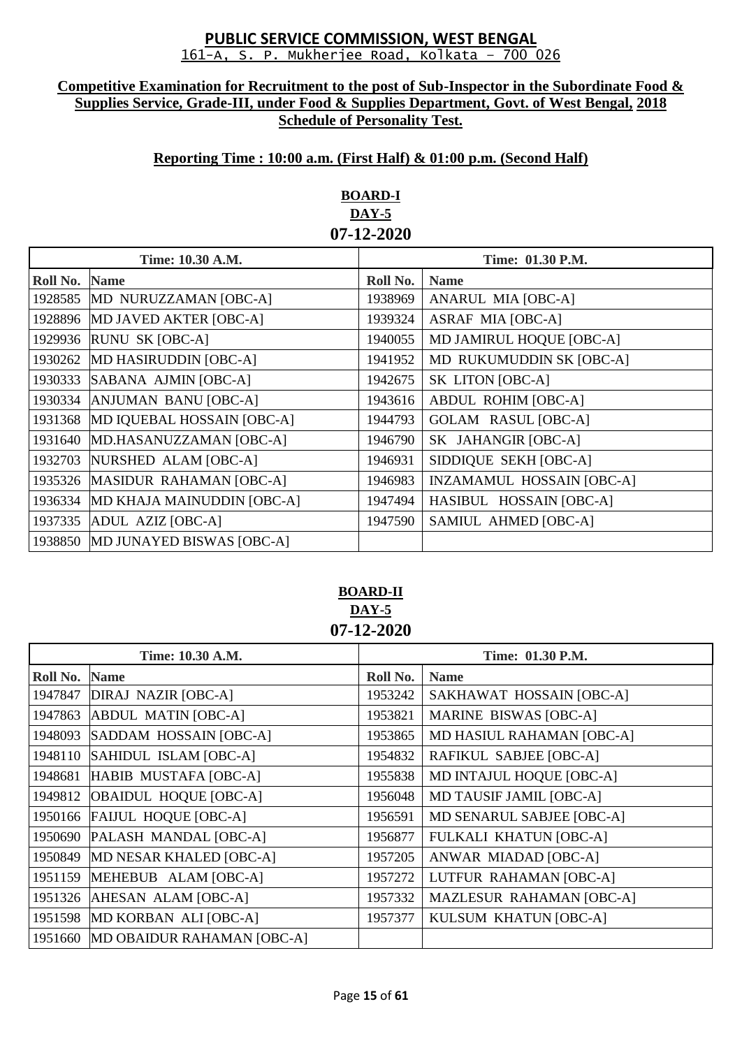# PUBLIC SERVICE COMMISSION, WEST BENGAL

161-A, S. P. Mukherjee Road, Kolkata – 700 026

**Competitive Examination for Recruitment to the post of Sub-Inspector in the Subordinate Food & Supplies Service, Grade-III, under Food & Supplies Department, Govt. of West Bengal, 2018**
**Schedule of Personality Test.**

**Reporting Time : 10:00 a.m. (First Half) & 01:00 p.m. (Second Half)**

## BOARD-I
### DAY-5
### 07-12-2020

| Time: 10.30 A.M. | | Time: 01.30 P.M. | |
|---|---|---|---|
| **Roll No.** | **Name** | **Roll No.** | **Name** |
| 1928585 | MD NURUZZAMAN [OBC-A] | 1938969 | ANARUL MIA [OBC-A] |
| 1928896 | MD JAVED AKTER [OBC-A] | 1939324 | ASRAF MIA [OBC-A] |
| 1929936 | RUNU SK [OBC-A] | 1940055 | MD JAMIRUL HOQUE [OBC-A] |
| 1930262 | MD HASIRUDDIN [OBC-A] | 1941952 | MD RUKUMUDDIN SK [OBC-A] |
| 1930333 | SABANA AJMIN [OBC-A] | 1942675 | SK LITON [OBC-A] |
| 1930334 | ANJUMAN BANU [OBC-A] | 1943616 | ABDUL ROHIM [OBC-A] |
| 1931368 | MD IQUEBAL HOSSAIN [OBC-A] | 1944793 | GOLAM RASUL [OBC-A] |
| 1931640 | MD.HASANUZZAMAN [OBC-A] | 1946790 | SK JAHANGIR [OBC-A] |
| 1932703 | NURSHED ALAM [OBC-A] | 1946931 | SIDDIQUE SEKH [OBC-A] |
| 1935326 | MASIDUR RAHAMAN [OBC-A] | 1946983 | INZAMAMUL HOSSAIN [OBC-A] |
| 1936334 | MD KHAJA MAINUDDIN [OBC-A] | 1947494 | HASIBUL HOSSAIN [OBC-A] |
| 1937335 | ADUL AZIZ [OBC-A] | 1947590 | SAMIUL AHMED [OBC-A] |
| 1938850 | MD JUNAYED BISWAS [OBC-A] | | |

## BOARD-II
### DAY-5
### 07-12-2020

| Time: 10.30 A.M. | | Time: 01.30 P.M. | |
|---|---|---|---|
| **Roll No.** | **Name** | **Roll No.** | **Name** |
| 1947847 | DIRAJ NAZIR [OBC-A] | 1953242 | SAKHAWAT HOSSAIN [OBC-A] |
| 1947863 | ABDUL MATIN [OBC-A] | 1953821 | MARINE BISWAS [OBC-A] |
| 1948093 | SADDAM HOSSAIN [OBC-A] | 1953865 | MD HASIUL RAHAMAN [OBC-A] |
| 1948110 | SAHIDUL ISLAM [OBC-A] | 1954832 | RAFIKUL SABJEE [OBC-A] |
| 1948681 | HABIB MUSTAFA [OBC-A] | 1955838 | MD INTAJUL HOQUE [OBC-A] |
| 1949812 | OBAIDUL HOQUE [OBC-A] | 1956048 | MD TAUSIF JAMIL [OBC-A] |
| 1950166 | FAIJUL HOQUE [OBC-A] | 1956591 | MD SENARUL SABJEE [OBC-A] |
| 1950690 | PALASH MANDAL [OBC-A] | 1956877 | FULKALI KHATUN [OBC-A] |
| 1950849 | MD NESAR KHALED [OBC-A] | 1957205 | ANWAR MIADAD [OBC-A] |
| 1951159 | MEHEBUB ALAM [OBC-A] | 1957272 | LUTFUR RAHAMAN [OBC-A] |
| 1951326 | AHESAN ALAM [OBC-A] | 1957332 | MAZLESUR RAHAMAN [OBC-A] |
| 1951598 | MD KORBAN ALI [OBC-A] | 1957377 | KULSUM KHATUN [OBC-A] |
| 1951660 | MD OBAIDUR RAHAMAN [OBC-A] | | |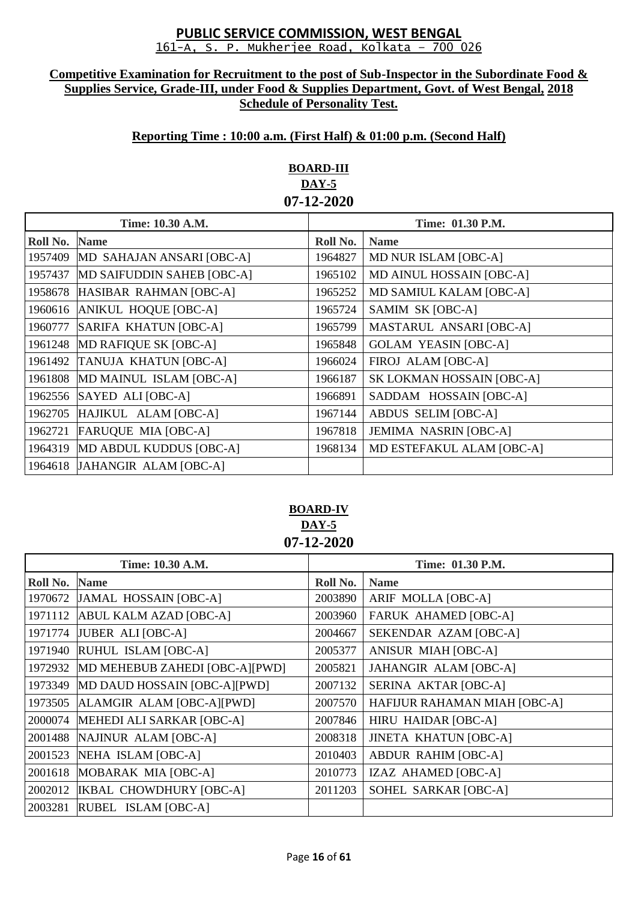# PUBLIC SERVICE COMMISSION, WEST BENGAL

161-A, S. P. Mukherjee Road, Kolkata – 700 026

**Competitive Examination for Recruitment to the post of Sub-Inspector in the Subordinate Food & Supplies Service, Grade-III, under Food & Supplies Department, Govt. of West Bengal, 2018**
**Schedule of Personality Test.**

**Reporting Time : 10:00 a.m. (First Half) & 01:00 p.m. (Second Half)**

## BOARD-III
## DAY-5
## 07-12-2020

| Time: 10.30 A.M. | | Time: 01.30 P.M. | |
|---|---|---|---|
| **Roll No.** | **Name** | **Roll No.** | **Name** |
| 1957409 | MD SAHAJAN ANSARI [OBC-A] | 1964827 | MD NUR ISLAM [OBC-A] |
| 1957437 | MD SAIFUDDIN SAHEB [OBC-A] | 1965102 | MD AINUL HOSSAIN [OBC-A] |
| 1958678 | HASIBAR RAHMAN [OBC-A] | 1965252 | MD SAMIUL KALAM [OBC-A] |
| 1960616 | ANIKUL HOQUE [OBC-A] | 1965724 | SAMIM SK [OBC-A] |
| 1960777 | SARIFA KHATUN [OBC-A] | 1965799 | MASTARUL ANSARI [OBC-A] |
| 1961248 | MD RAFIQUE SK [OBC-A] | 1965848 | GOLAM YEASIN [OBC-A] |
| 1961492 | TANUJA KHATUN [OBC-A] | 1966024 | FIROJ ALAM [OBC-A] |
| 1961808 | MD MAINUL ISLAM [OBC-A] | 1966187 | SK LOKMAN HOSSAIN [OBC-A] |
| 1962556 | SAYED ALI [OBC-A] | 1966891 | SADDAM HOSSAIN [OBC-A] |
| 1962705 | HAJIKUL ALAM [OBC-A] | 1967144 | ABDUS SELIM [OBC-A] |
| 1962721 | FARUQUE MIA [OBC-A] | 1967818 | JEMIMA NASRIN [OBC-A] |
| 1964319 | MD ABDUL KUDDUS [OBC-A] | 1968134 | MD ESTEFAKUL ALAM [OBC-A] |
| 1964618 | JAHANGIR ALAM [OBC-A] | | |

## BOARD-IV
## DAY-5
## 07-12-2020

| Time: 10.30 A.M. | | Time: 01.30 P.M. | |
|---|---|---|---|
| **Roll No.** | **Name** | **Roll No.** | **Name** |
| 1970672 | JAMAL HOSSAIN [OBC-A] | 2003890 | ARIF MOLLA [OBC-A] |
| 1971112 | ABUL KALM AZAD [OBC-A] | 2003960 | FARUK AHAMED [OBC-A] |
| 1971774 | JUBER ALI [OBC-A] | 2004667 | SEKENDAR AZAM [OBC-A] |
| 1971940 | RUHUL ISLAM [OBC-A] | 2005377 | ANISUR MIAH [OBC-A] |
| 1972932 | MD MEHEBUB ZAHEDI [OBC-A][PWD] | 2005821 | JAHANGIR ALAM [OBC-A] |
| 1973349 | MD DAUD HOSSAIN [OBC-A][PWD] | 2007132 | SERINA AKTAR [OBC-A] |
| 1973505 | ALAMGIR ALAM [OBC-A][PWD] | 2007570 | HAFIJUR RAHAMAN MIAH [OBC-A] |
| 2000074 | MEHEDI ALI SARKAR [OBC-A] | 2007846 | HIRU HAIDAR [OBC-A] |
| 2001488 | NAJINUR ALAM [OBC-A] | 2008318 | JINETA KHATUN [OBC-A] |
| 2001523 | NEHA ISLAM [OBC-A] | 2010403 | ABDUR RAHIM [OBC-A] |
| 2001618 | MOBARAK MIA [OBC-A] | 2010773 | IZAZ AHAMED [OBC-A] |
| 2002012 | IKBAL CHOWDHURY [OBC-A] | 2011203 | SOHEL SARKAR [OBC-A] |
| 2003281 | RUBEL ISLAM [OBC-A] | | |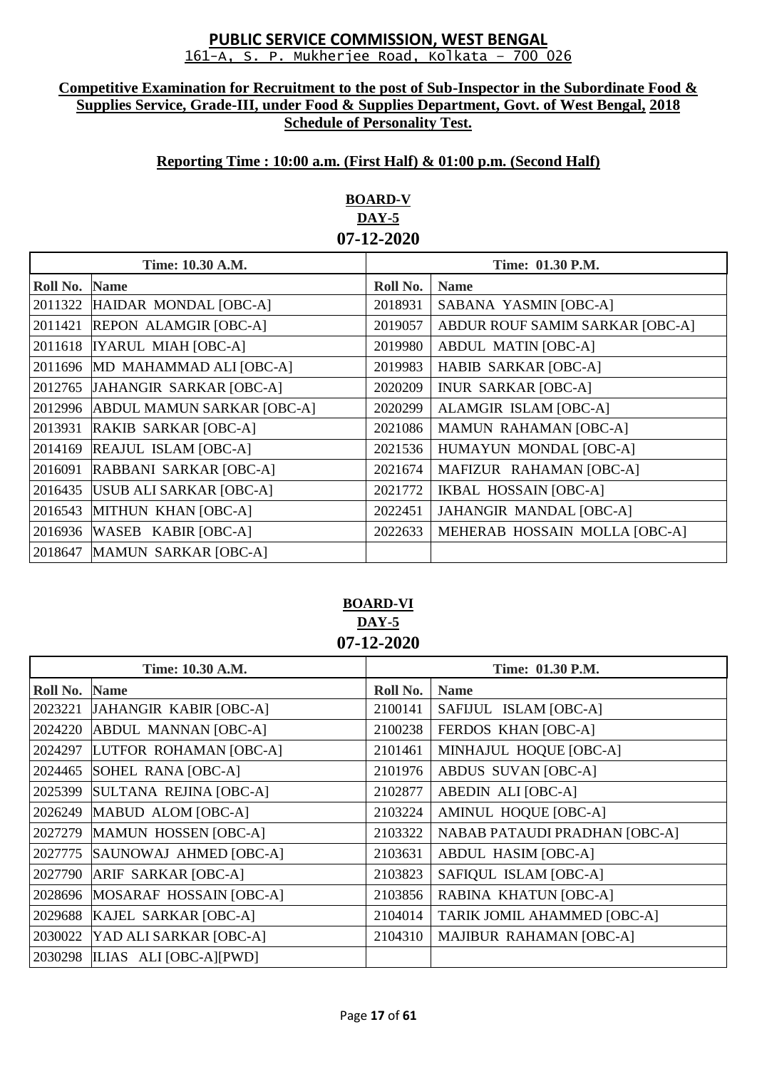**PUBLIC SERVICE COMMISSION, WEST BENGAL**
161-A, S. P. Mukherjee Road, Kolkata – 700 026

**Competitive Examination for Recruitment to the post of Sub-Inspector in the Subordinate Food & Supplies Service, Grade-III, under Food & Supplies Department, Govt. of West Bengal, 2018**
**Schedule of Personality Test.**

**Reporting Time : 10:00 a.m. (First Half) & 01:00 p.m. (Second Half)**

**BOARD-V**
**DAY-5**
**07-12-2020**

| Time: 10.30 A.M. | | Time: 01.30 P.M. | |
|---|---|---|---|
| **Roll No.** | **Name** | **Roll No.** | **Name** |
| 2011322 | HAIDAR MONDAL [OBC-A] | 2018931 | SABANA YASMIN [OBC-A] |
| 2011421 | REPON ALAMGIR [OBC-A] | 2019057 | ABDUR ROUF SAMIM SARKAR [OBC-A] |
| 2011618 | IYARUL MIAH [OBC-A] | 2019980 | ABDUL MATIN [OBC-A] |
| 2011696 | MD MAHAMMAD ALI [OBC-A] | 2019983 | HABIB SARKAR [OBC-A] |
| 2012765 | JAHANGIR SARKAR [OBC-A] | 2020209 | INUR SARKAR [OBC-A] |
| 2012996 | ABDUL MAMUN SARKAR [OBC-A] | 2020299 | ALAMGIR ISLAM [OBC-A] |
| 2013931 | RAKIB SARKAR [OBC-A] | 2021086 | MAMUN RAHAMAN [OBC-A] |
| 2014169 | REAJUL ISLAM [OBC-A] | 2021536 | HUMAYUN MONDAL [OBC-A] |
| 2016091 | RABBANI SARKAR [OBC-A] | 2021674 | MAFIZUR RAHAMAN [OBC-A] |
| 2016435 | USUB ALI SARKAR [OBC-A] | 2021772 | IKBAL HOSSAIN [OBC-A] |
| 2016543 | MITHUN KHAN [OBC-A] | 2022451 | JAHANGIR MANDAL [OBC-A] |
| 2016936 | WASEB KABIR [OBC-A] | 2022633 | MEHERAB HOSSAIN MOLLA [OBC-A] |
| 2018647 | MAMUN SARKAR [OBC-A] | | |

**BOARD-VI**
**DAY-5**
**07-12-2020**

| Time: 10.30 A.M. | | Time: 01.30 P.M. | |
|---|---|---|---|
| **Roll No.** | **Name** | **Roll No.** | **Name** |
| 2023221 | JAHANGIR KABIR [OBC-A] | 2100141 | SAFIJUL ISLAM [OBC-A] |
| 2024220 | ABDUL MANNAN [OBC-A] | 2100238 | FERDOS KHAN [OBC-A] |
| 2024297 | LUTFOR ROHAMAN [OBC-A] | 2101461 | MINHAJUL HOQUE [OBC-A] |
| 2024465 | SOHEL RANA [OBC-A] | 2101976 | ABDUS SUVAN [OBC-A] |
| 2025399 | SULTANA REJINA [OBC-A] | 2102877 | ABEDIN ALI [OBC-A] |
| 2026249 | MABUD ALOM [OBC-A] | 2103224 | AMINUL HOQUE [OBC-A] |
| 2027279 | MAMUN HOSSEN [OBC-A] | 2103322 | NABAB PATAUDI PRADHAN [OBC-A] |
| 2027775 | SAUNOWAJ AHMED [OBC-A] | 2103631 | ABDUL HASIM [OBC-A] |
| 2027790 | ARIF SARKAR [OBC-A] | 2103823 | SAFIQUL ISLAM [OBC-A] |
| 2028696 | MOSARAF HOSSAIN [OBC-A] | 2103856 | RABINA KHATUN [OBC-A] |
| 2029688 | KAJEL SARKAR [OBC-A] | 2104014 | TARIK JOMIL AHAMMED [OBC-A] |
| 2030022 | YAD ALI SARKAR [OBC-A] | 2104310 | MAJIBUR RAHAMAN [OBC-A] |
| 2030298 | ILIAS ALI [OBC-A][PWD] | | |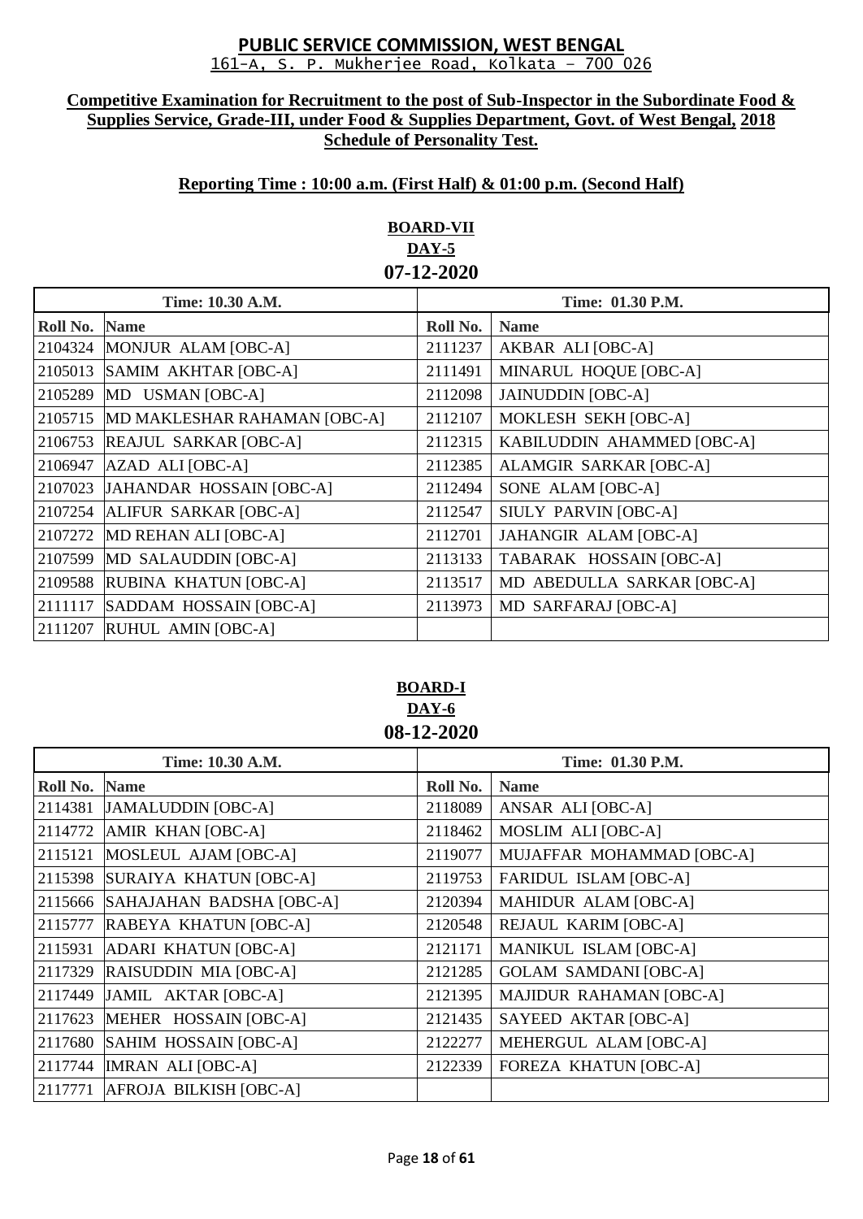**PUBLIC SERVICE COMMISSION, WEST BENGAL**
161-A, S. P. Mukherjee Road, Kolkata – 700 026

**Competitive Examination for Recruitment to the post of Sub-Inspector in the Subordinate Food & Supplies Service, Grade-III, under Food & Supplies Department, Govt. of West Bengal, 2018 Schedule of Personality Test.**

**Reporting Time : 10:00 a.m. (First Half) & 01:00 p.m. (Second Half)**

**BOARD-VII**
**DAY-5**
**07-12-2020**

| Time: 10.30 A.M. | | Time: 01.30 P.M. | |
|---|---|---|---|
| **Roll No.** | **Name** | **Roll No.** | **Name** |
| 2104324 | MONJUR ALAM [OBC-A] | 2111237 | AKBAR ALI [OBC-A] |
| 2105013 | SAMIM AKHTAR [OBC-A] | 2111491 | MINARUL HOQUE [OBC-A] |
| 2105289 | MD USMAN [OBC-A] | 2112098 | JAINUDDIN [OBC-A] |
| 2105715 | MD MAKLESHAR RAHAMAN [OBC-A] | 2112107 | MOKLESH SEKH [OBC-A] |
| 2106753 | REAJUL SARKAR [OBC-A] | 2112315 | KABILUDDIN AHAMMED [OBC-A] |
| 2106947 | AZAD ALI [OBC-A] | 2112385 | ALAMGIR SARKAR [OBC-A] |
| 2107023 | JAHANDAR HOSSAIN [OBC-A] | 2112494 | SONE ALAM [OBC-A] |
| 2107254 | ALIFUR SARKAR [OBC-A] | 2112547 | SIULY PARVIN [OBC-A] |
| 2107272 | MD REHAN ALI [OBC-A] | 2112701 | JAHANGIR ALAM [OBC-A] |
| 2107599 | MD SALAUDDIN [OBC-A] | 2113133 | TABARAK HOSSAIN [OBC-A] |
| 2109588 | RUBINA KHATUN [OBC-A] | 2113517 | MD ABEDULLA SARKAR [OBC-A] |
| 2111117 | SADDAM HOSSAIN [OBC-A] | 2113973 | MD SARFARAJ [OBC-A] |
| 2111207 | RUHUL AMIN [OBC-A] | | |

**BOARD-I**
**DAY-6**
**08-12-2020**

| Time: 10.30 A.M. | | Time: 01.30 P.M. | |
|---|---|---|---|
| **Roll No.** | **Name** | **Roll No.** | **Name** |
| 2114381 | JAMALUDDIN [OBC-A] | 2118089 | ANSAR ALI [OBC-A] |
| 2114772 | AMIR KHAN [OBC-A] | 2118462 | MOSLIM ALI [OBC-A] |
| 2115121 | MOSLEUL AJAM [OBC-A] | 2119077 | MUJAFFAR MOHAMMAD [OBC-A] |
| 2115398 | SURAIYA KHATUN [OBC-A] | 2119753 | FARIDUL ISLAM [OBC-A] |
| 2115666 | SAHAJAHAN BADSHA [OBC-A] | 2120394 | MAHIDUR ALAM [OBC-A] |
| 2115777 | RABEYA KHATUN [OBC-A] | 2120548 | REJAUL KARIM [OBC-A] |
| 2115931 | ADARI KHATUN [OBC-A] | 2121171 | MANIKUL ISLAM [OBC-A] |
| 2117329 | RAISUDDIN MIA [OBC-A] | 2121285 | GOLAM SAMDANI [OBC-A] |
| 2117449 | JAMIL AKTAR [OBC-A] | 2121395 | MAJIDUR RAHAMAN [OBC-A] |
| 2117623 | MEHER HOSSAIN [OBC-A] | 2121435 | SAYEED AKTAR [OBC-A] |
| 2117680 | SAHIM HOSSAIN [OBC-A] | 2122277 | MEHERGUL ALAM [OBC-A] |
| 2117744 | IMRAN ALI [OBC-A] | 2122339 | FOREZA KHATUN [OBC-A] |
| 2117771 | AFROJA BILKISH [OBC-A] | | |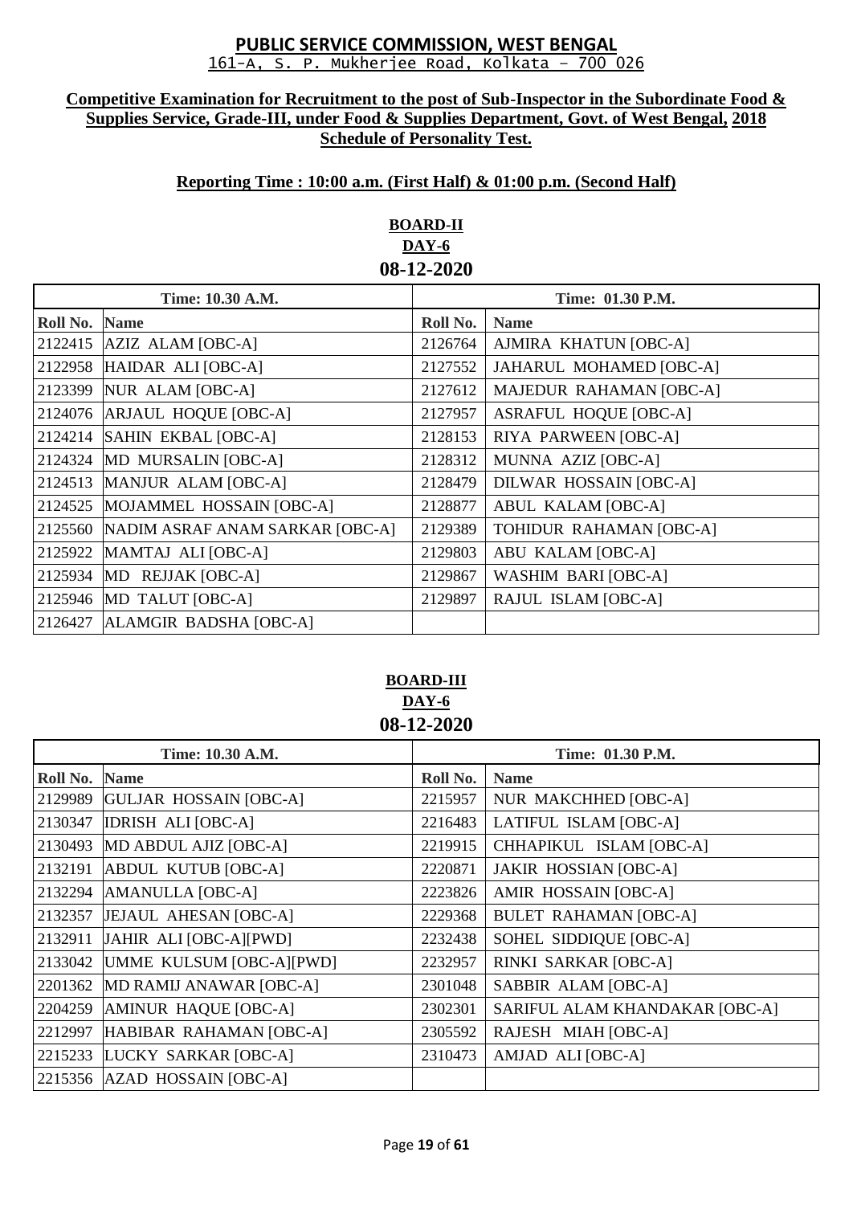# PUBLIC SERVICE COMMISSION, WEST BENGAL

161-A, S. P. Mukherjee Road, Kolkata – 700 026

**Competitive Examination for Recruitment to the post of Sub-Inspector in the Subordinate Food & Supplies Service, Grade-III, under Food & Supplies Department, Govt. of West Bengal, 2018**
**Schedule of Personality Test.**

**Reporting Time : 10:00 a.m. (First Half) & 01:00 p.m. (Second Half)**

## BOARD-II
### DAY-6
### 08-12-2020

| Time: 10.30 A.M. | | Time: 01.30 P.M. | |
|---|---|---|---|
| **Roll No.** | **Name** | **Roll No.** | **Name** |
| 2122415 | AZIZ ALAM [OBC-A] | 2126764 | AJMIRA KHATUN [OBC-A] |
| 2122958 | HAIDAR ALI [OBC-A] | 2127552 | JAHARUL MOHAMED [OBC-A] |
| 2123399 | NUR ALAM [OBC-A] | 2127612 | MAJEDUR RAHAMAN [OBC-A] |
| 2124076 | ARJAUL HOQUE [OBC-A] | 2127957 | ASRAFUL HOQUE [OBC-A] |
| 2124214 | SAHIN EKBAL [OBC-A] | 2128153 | RIYA PARWEEN [OBC-A] |
| 2124324 | MD MURSALIN [OBC-A] | 2128312 | MUNNA AZIZ [OBC-A] |
| 2124513 | MANJUR ALAM [OBC-A] | 2128479 | DILWAR HOSSAIN [OBC-A] |
| 2124525 | MOJAMMEL HOSSAIN [OBC-A] | 2128877 | ABUL KALAM [OBC-A] |
| 2125560 | NADIM ASRAF ANAM SARKAR [OBC-A] | 2129389 | TOHIDUR RAHAMAN [OBC-A] |
| 2125922 | MAMTAJ ALI [OBC-A] | 2129803 | ABU KALAM [OBC-A] |
| 2125934 | MD REJJAK [OBC-A] | 2129867 | WASHIM BARI [OBC-A] |
| 2125946 | MD TALUT [OBC-A] | 2129897 | RAJUL ISLAM [OBC-A] |
| 2126427 | ALAMGIR BADSHA [OBC-A] | | |

## BOARD-III
### DAY-6
### 08-12-2020

| Time: 10.30 A.M. | | Time: 01.30 P.M. | |
|---|---|---|---|
| **Roll No.** | **Name** | **Roll No.** | **Name** |
| 2129989 | GULJAR HOSSAIN [OBC-A] | 2215957 | NUR MAKCHHED [OBC-A] |
| 2130347 | IDRISH ALI [OBC-A] | 2216483 | LATIFUL ISLAM [OBC-A] |
| 2130493 | MD ABDUL AJIZ [OBC-A] | 2219915 | CHHAPIKUL ISLAM [OBC-A] |
| 2132191 | ABDUL KUTUB [OBC-A] | 2220871 | JAKIR HOSSIAN [OBC-A] |
| 2132294 | AMANULLA [OBC-A] | 2223826 | AMIR HOSSAIN [OBC-A] |
| 2132357 | JEJAUL AHESAN [OBC-A] | 2229368 | BULET RAHAMAN [OBC-A] |
| 2132911 | JAHIR ALI [OBC-A][PWD] | 2232438 | SOHEL SIDDIQUE [OBC-A] |
| 2133042 | UMME KULSUM [OBC-A][PWD] | 2232957 | RINKI SARKAR [OBC-A] |
| 2201362 | MD RAMIJ ANAWAR [OBC-A] | 2301048 | SABBIR ALAM [OBC-A] |
| 2204259 | AMINUR HAQUE [OBC-A] | 2302301 | SARIFUL ALAM KHANDAKAR [OBC-A] |
| 2212997 | HABIBAR RAHAMAN [OBC-A] | 2305592 | RAJESH MIAH [OBC-A] |
| 2215233 | LUCKY SARKAR [OBC-A] | 2310473 | AMJAD ALI [OBC-A] |
| 2215356 | AZAD HOSSAIN [OBC-A] | | |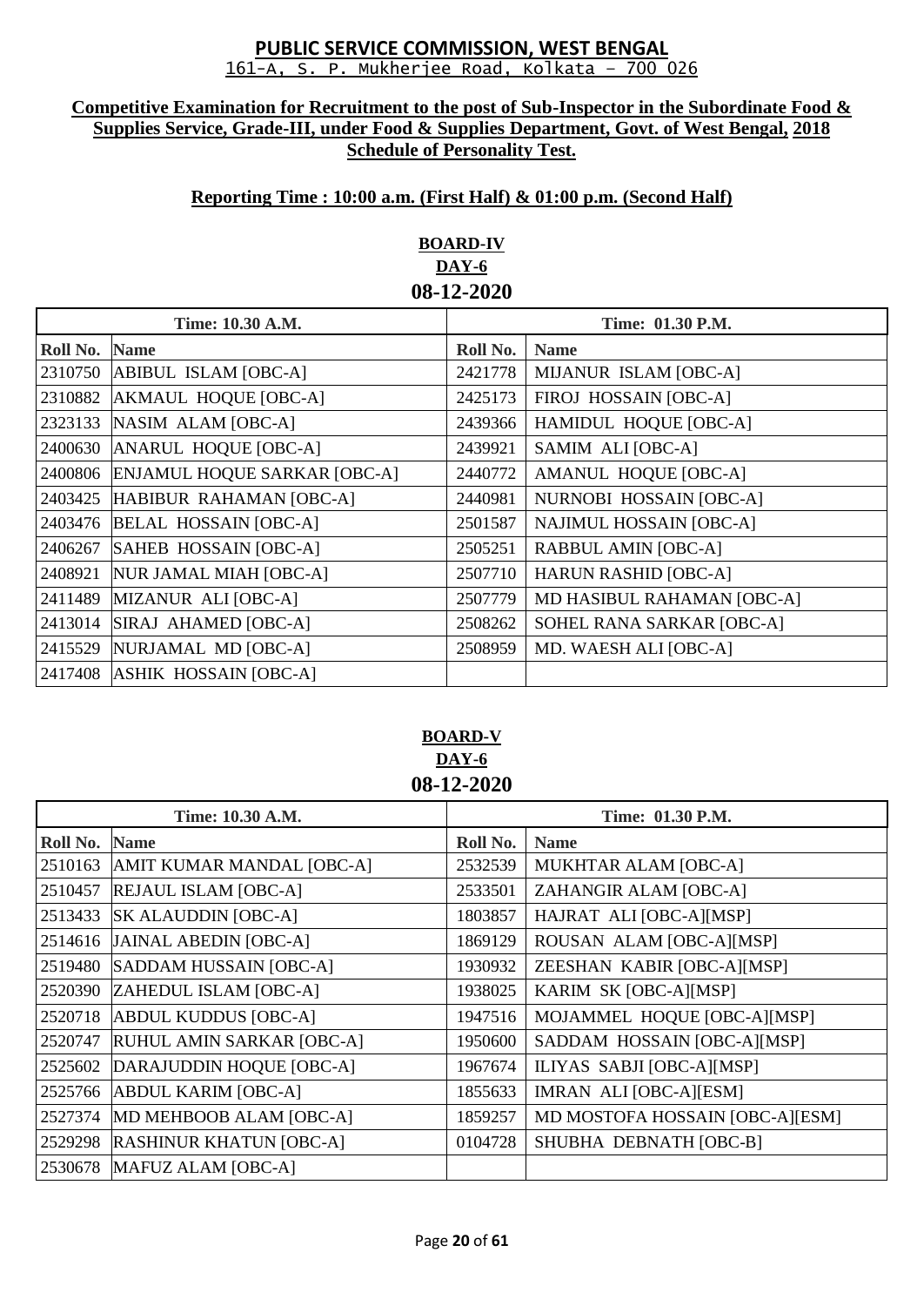**PUBLIC SERVICE COMMISSION, WEST BENGAL**
161-A, S. P. Mukherjee Road, Kolkata – 700 026

**Competitive Examination for Recruitment to the post of Sub-Inspector in the Subordinate Food & Supplies Service, Grade-III, under Food & Supplies Department, Govt. of West Bengal, 2018**
**Schedule of Personality Test.**

**Reporting Time : 10:00 a.m. (First Half) & 01:00 p.m. (Second Half)**

**BOARD-IV**
**DAY-6**
**08-12-2020**

| Time: 10.30 A.M. | | Time: 01.30 P.M. | |
|---|---|---|---|
| **Roll No.** | **Name** | **Roll No.** | **Name** |
| 2310750 | ABIBUL ISLAM [OBC-A] | 2421778 | MIJANUR ISLAM [OBC-A] |
| 2310882 | AKMAUL HOQUE [OBC-A] | 2425173 | FIROJ HOSSAIN [OBC-A] |
| 2323133 | NASIM ALAM [OBC-A] | 2439366 | HAMIDUL HOQUE [OBC-A] |
| 2400630 | ANARUL HOQUE [OBC-A] | 2439921 | SAMIM ALI [OBC-A] |
| 2400806 | ENJAMUL HOQUE SARKAR [OBC-A] | 2440772 | AMANUL HOQUE [OBC-A] |
| 2403425 | HABIBUR RAHAMAN [OBC-A] | 2440981 | NURNOBI HOSSAIN [OBC-A] |
| 2403476 | BELAL HOSSAIN [OBC-A] | 2501587 | NAJIMUL HOSSAIN [OBC-A] |
| 2406267 | SAHEB HOSSAIN [OBC-A] | 2505251 | RABBUL AMIN [OBC-A] |
| 2408921 | NUR JAMAL MIAH [OBC-A] | 2507710 | HARUN RASHID [OBC-A] |
| 2411489 | MIZANUR ALI [OBC-A] | 2507779 | MD HASIBUL RAHAMAN [OBC-A] |
| 2413014 | SIRAJ AHAMED [OBC-A] | 2508262 | SOHEL RANA SARKAR [OBC-A] |
| 2415529 | NURJAMAL MD [OBC-A] | 2508959 | MD. WAESH ALI [OBC-A] |
| 2417408 | ASHIK HOSSAIN [OBC-A] | | |

**BOARD-V**
**DAY-6**
**08-12-2020**

| Time: 10.30 A.M. | | Time: 01.30 P.M. | |
|---|---|---|---|
| **Roll No.** | **Name** | **Roll No.** | **Name** |
| 2510163 | AMIT KUMAR MANDAL [OBC-A] | 2532539 | MUKHTAR ALAM [OBC-A] |
| 2510457 | REJAUL ISLAM [OBC-A] | 2533501 | ZAHANGIR ALAM [OBC-A] |
| 2513433 | SK ALAUDDIN [OBC-A] | 1803857 | HAJRAT ALI [OBC-A][MSP] |
| 2514616 | JAINAL ABEDIN [OBC-A] | 1869129 | ROUSAN ALAM [OBC-A][MSP] |
| 2519480 | SADDAM HUSSAIN [OBC-A] | 1930932 | ZEESHAN KABIR [OBC-A][MSP] |
| 2520390 | ZAHEDUL ISLAM [OBC-A] | 1938025 | KARIM SK [OBC-A][MSP] |
| 2520718 | ABDUL KUDDUS [OBC-A] | 1947516 | MOJAMMEL HOQUE [OBC-A][MSP] |
| 2520747 | RUHUL AMIN SARKAR [OBC-A] | 1950600 | SADDAM HOSSAIN [OBC-A][MSP] |
| 2525602 | DARAJUDDIN HOQUE [OBC-A] | 1967674 | ILIYAS SABJI [OBC-A][MSP] |
| 2525766 | ABDUL KARIM [OBC-A] | 1855633 | IMRAN ALI [OBC-A][ESM] |
| 2527374 | MD MEHBOOB ALAM [OBC-A] | 1859257 | MD MOSTOFA HOSSAIN [OBC-A][ESM] |
| 2529298 | RASHINUR KHATUN [OBC-A] | 0104728 | SHUBHA DEBNATH [OBC-B] |
| 2530678 | MAFUZ ALAM [OBC-A] | | |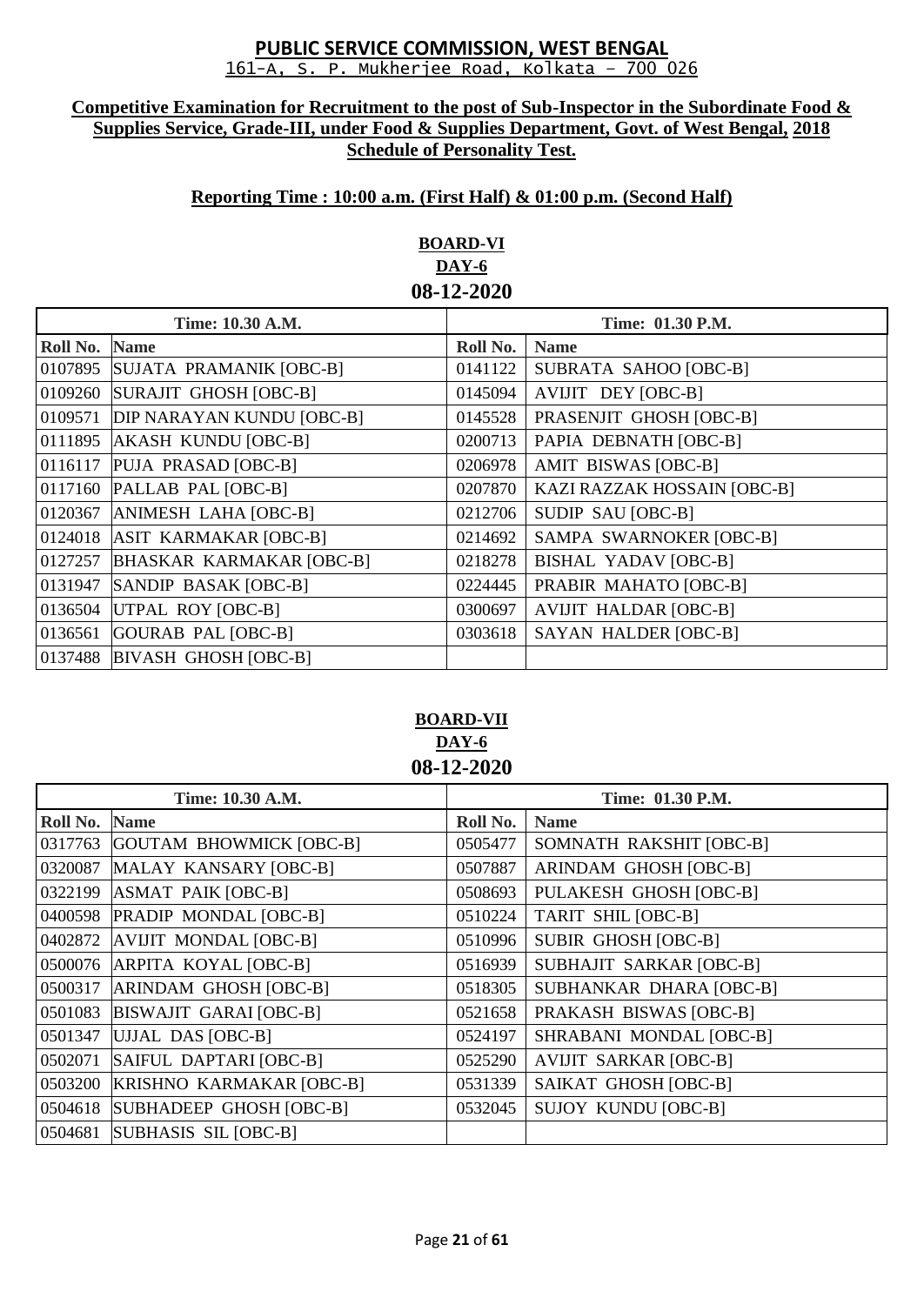# PUBLIC SERVICE COMMISSION, WEST BENGAL

161-A, S. P. Mukherjee Road, Kolkata – 700 026

**Competitive Examination for Recruitment to the post of Sub-Inspector in the Subordinate Food & Supplies Service, Grade-III, under Food & Supplies Department, Govt. of West Bengal, 2018**
**Schedule of Personality Test.**

**Reporting Time : 10:00 a.m. (First Half) & 01:00 p.m. (Second Half)**

## BOARD-VI
### DAY-6
### 08-12-2020

| Time: 10.30 A.M. | | Time: 01.30 P.M. | |
|---|---|---|---|
| **Roll No.** | **Name** | **Roll No.** | **Name** |
| 0107895 | SUJATA PRAMANIK [OBC-B] | 0141122 | SUBRATA SAHOO [OBC-B] |
| 0109260 | SURAJIT GHOSH [OBC-B] | 0145094 | AVIJIT DEY [OBC-B] |
| 0109571 | DIP NARAYAN KUNDU [OBC-B] | 0145528 | PRASENJIT GHOSH [OBC-B] |
| 0111895 | AKASH KUNDU [OBC-B] | 0200713 | PAPIA DEBNATH [OBC-B] |
| 0116117 | PUJA PRASAD [OBC-B] | 0206978 | AMIT BISWAS [OBC-B] |
| 0117160 | PALLAB PAL [OBC-B] | 0207870 | KAZI RAZZAK HOSSAIN [OBC-B] |
| 0120367 | ANIMESH LAHA [OBC-B] | 0212706 | SUDIP SAU [OBC-B] |
| 0124018 | ASIT KARMAKAR [OBC-B] | 0214692 | SAMPA SWARNOKER [OBC-B] |
| 0127257 | BHASKAR KARMAKAR [OBC-B] | 0218278 | BISHAL YADAV [OBC-B] |
| 0131947 | SANDIP BASAK [OBC-B] | 0224445 | PRABIR MAHATO [OBC-B] |
| 0136504 | UTPAL ROY [OBC-B] | 0300697 | AVIJIT HALDAR [OBC-B] |
| 0136561 | GOURAB PAL [OBC-B] | 0303618 | SAYAN HALDER [OBC-B] |
| 0137488 | BIVASH GHOSH [OBC-B] | | |

## BOARD-VII
### DAY-6
### 08-12-2020

| Time: 10.30 A.M. | | Time: 01.30 P.M. | |
|---|---|---|---|
| **Roll No.** | **Name** | **Roll No.** | **Name** |
| 0317763 | GOUTAM BHOWMICK [OBC-B] | 0505477 | SOMNATH RAKSHIT [OBC-B] |
| 0320087 | MALAY KANSARY [OBC-B] | 0507887 | ARINDAM GHOSH [OBC-B] |
| 0322199 | ASMAT PAIK [OBC-B] | 0508693 | PULAKESH GHOSH [OBC-B] |
| 0400598 | PRADIP MONDAL [OBC-B] | 0510224 | TARIT SHIL [OBC-B] |
| 0402872 | AVIJIT MONDAL [OBC-B] | 0510996 | SUBIR GHOSH [OBC-B] |
| 0500076 | ARPITA KOYAL [OBC-B] | 0516939 | SUBHAJIT SARKAR [OBC-B] |
| 0500317 | ARINDAM GHOSH [OBC-B] | 0518305 | SUBHANKAR DHARA [OBC-B] |
| 0501083 | BISWAJIT GARAI [OBC-B] | 0521658 | PRAKASH BISWAS [OBC-B] |
| 0501347 | UJJAL DAS [OBC-B] | 0524197 | SHRABANI MONDAL [OBC-B] |
| 0502071 | SAIFUL DAPTARI [OBC-B] | 0525290 | AVIJIT SARKAR [OBC-B] |
| 0503200 | KRISHNO KARMAKAR [OBC-B] | 0531339 | SAIKAT GHOSH [OBC-B] |
| 0504618 | SUBHADEEP GHOSH [OBC-B] | 0532045 | SUJOY KUNDU [OBC-B] |
| 0504681 | SUBHASIS SIL [OBC-B] | | |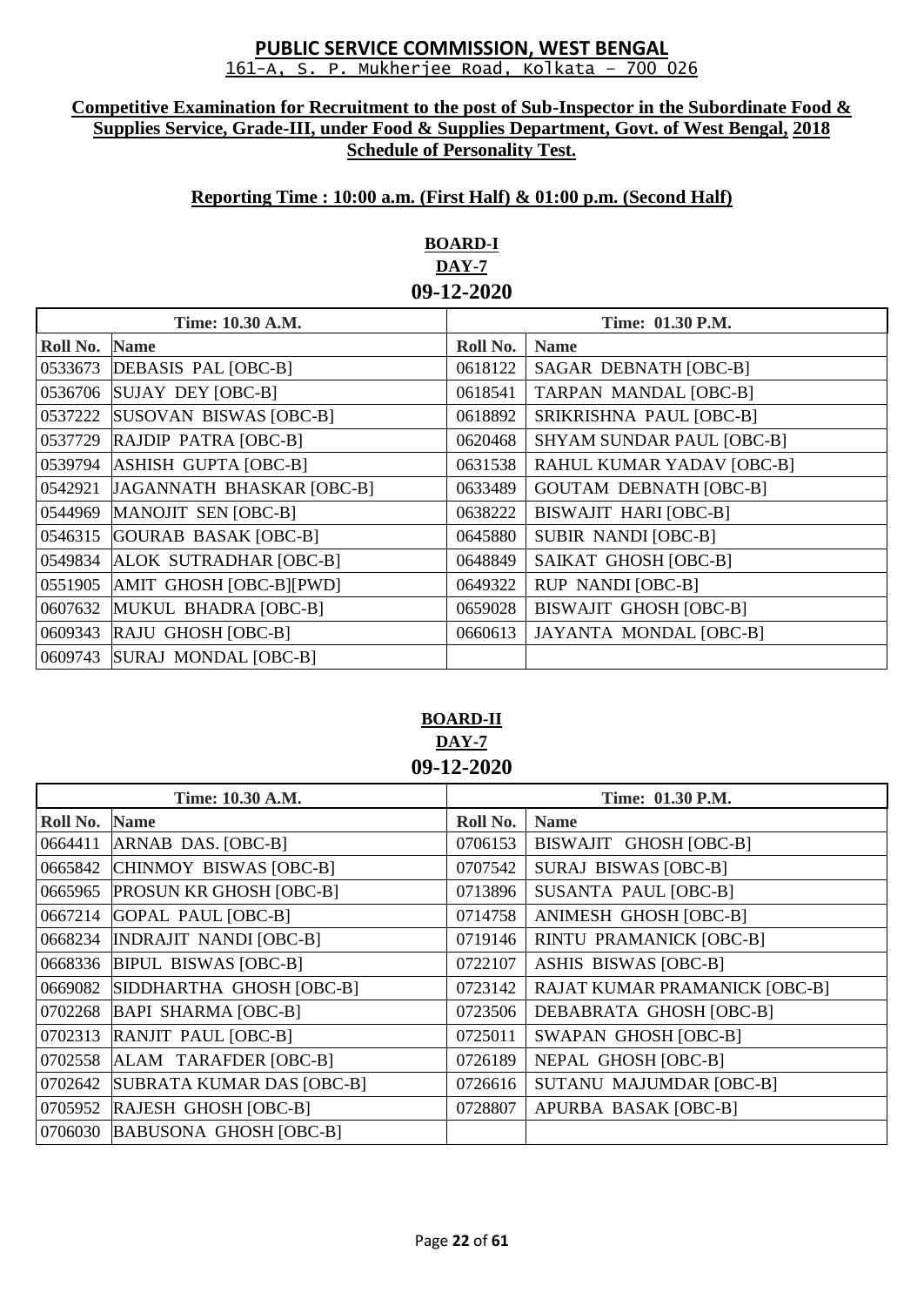# PUBLIC SERVICE COMMISSION, WEST BENGAL

161-A, S. P. Mukherjee Road, Kolkata – 700 026

**Competitive Examination for Recruitment to the post of Sub-Inspector in the Subordinate Food & Supplies Service, Grade-III, under Food & Supplies Department, Govt. of West Bengal, 2018 Schedule of Personality Test.**

**Reporting Time : 10:00 a.m. (First Half) & 01:00 p.m. (Second Half)**

## BOARD-I
### DAY-7
### 09-12-2020

| Time: 10.30 A.M. | | Time: 01.30 P.M. | |
|---|---|---|---|
| **Roll No.** | **Name** | **Roll No.** | **Name** |
| 0533673 | DEBASIS PAL [OBC-B] | 0618122 | SAGAR DEBNATH [OBC-B] |
| 0536706 | SUJAY DEY [OBC-B] | 0618541 | TARPAN MANDAL [OBC-B] |
| 0537222 | SUSOVAN BISWAS [OBC-B] | 0618892 | SRIKRISHNA PAUL [OBC-B] |
| 0537729 | RAJDIP PATRA [OBC-B] | 0620468 | SHYAM SUNDAR PAUL [OBC-B] |
| 0539794 | ASHISH GUPTA [OBC-B] | 0631538 | RAHUL KUMAR YADAV [OBC-B] |
| 0542921 | JAGANNATH BHASKAR [OBC-B] | 0633489 | GOUTAM DEBNATH [OBC-B] |
| 0544969 | MANOJIT SEN [OBC-B] | 0638222 | BISWAJIT HARI [OBC-B] |
| 0546315 | GOURAB BASAK [OBC-B] | 0645880 | SUBIR NANDI [OBC-B] |
| 0549834 | ALOK SUTRADHAR [OBC-B] | 0648849 | SAIKAT GHOSH [OBC-B] |
| 0551905 | AMIT GHOSH [OBC-B][PWD] | 0649322 | RUP NANDI [OBC-B] |
| 0607632 | MUKUL BHADRA [OBC-B] | 0659028 | BISWAJIT GHOSH [OBC-B] |
| 0609343 | RAJU GHOSH [OBC-B] | 0660613 | JAYANTA MONDAL [OBC-B] |
| 0609743 | SURAJ MONDAL [OBC-B] | | |

## BOARD-II
### DAY-7
### 09-12-2020

| Time: 10.30 A.M. | | Time: 01.30 P.M. | |
|---|---|---|---|
| **Roll No.** | **Name** | **Roll No.** | **Name** |
| 0664411 | ARNAB DAS. [OBC-B] | 0706153 | BISWAJIT GHOSH [OBC-B] |
| 0665842 | CHINMOY BISWAS [OBC-B] | 0707542 | SURAJ BISWAS [OBC-B] |
| 0665965 | PROSUN KR GHOSH [OBC-B] | 0713896 | SUSANTA PAUL [OBC-B] |
| 0667214 | GOPAL PAUL [OBC-B] | 0714758 | ANIMESH GHOSH [OBC-B] |
| 0668234 | INDRAJIT NANDI [OBC-B] | 0719146 | RINTU PRAMANICK [OBC-B] |
| 0668336 | BIPUL BISWAS [OBC-B] | 0722107 | ASHIS BISWAS [OBC-B] |
| 0669082 | SIDDHARTHA GHOSH [OBC-B] | 0723142 | RAJAT KUMAR PRAMANICK [OBC-B] |
| 0702268 | BAPI SHARMA [OBC-B] | 0723506 | DEBABRATA GHOSH [OBC-B] |
| 0702313 | RANJIT PAUL [OBC-B] | 0725011 | SWAPAN GHOSH [OBC-B] |
| 0702558 | ALAM TARAFDER [OBC-B] | 0726189 | NEPAL GHOSH [OBC-B] |
| 0702642 | SUBRATA KUMAR DAS [OBC-B] | 0726616 | SUTANU MAJUMDAR [OBC-B] |
| 0705952 | RAJESH GHOSH [OBC-B] | 0728807 | APURBA BASAK [OBC-B] |
| 0706030 | BABUSONA GHOSH [OBC-B] | | |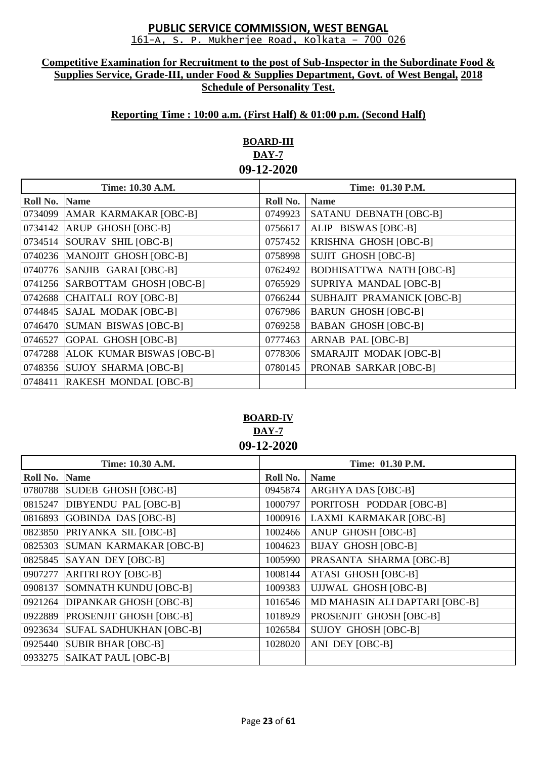**PUBLIC SERVICE COMMISSION, WEST BENGAL**
161-A, S. P. Mukherjee Road, Kolkata – 700 026

**Competitive Examination for Recruitment to the post of Sub-Inspector in the Subordinate Food & Supplies Service, Grade-III, under Food & Supplies Department, Govt. of West Bengal, 2018**
**Schedule of Personality Test.**

**Reporting Time : 10:00 a.m. (First Half) & 01:00 p.m. (Second Half)**

**BOARD-III**
**DAY-7**
**09-12-2020**

| Time: 10.30 A.M. | | Time: 01.30 P.M. | |
|---|---|---|---|
| **Roll No.** | **Name** | **Roll No.** | **Name** |
| 0734099 | AMAR KARMAKAR [OBC-B] | 0749923 | SATANU DEBNATH [OBC-B] |
| 0734142 | ARUP GHOSH [OBC-B] | 0756617 | ALIP BISWAS [OBC-B] |
| 0734514 | SOURAV SHIL [OBC-B] | 0757452 | KRISHNA GHOSH [OBC-B] |
| 0740236 | MANOJIT GHOSH [OBC-B] | 0758998 | SUJIT GHOSH [OBC-B] |
| 0740776 | SANJIB GARAI [OBC-B] | 0762492 | BODHISATTWA NATH [OBC-B] |
| 0741256 | SARBOTTAM GHOSH [OBC-B] | 0765929 | SUPRIYA MANDAL [OBC-B] |
| 0742688 | CHAITALI ROY [OBC-B] | 0766244 | SUBHAJIT PRAMANICK [OBC-B] |
| 0744845 | SAJAL MODAK [OBC-B] | 0767986 | BARUN GHOSH [OBC-B] |
| 0746470 | SUMAN BISWAS [OBC-B] | 0769258 | BABAN GHOSH [OBC-B] |
| 0746527 | GOPAL GHOSH [OBC-B] | 0777463 | ARNAB PAL [OBC-B] |
| 0747288 | ALOK KUMAR BISWAS [OBC-B] | 0778306 | SMARAJIT MODAK [OBC-B] |
| 0748356 | SUJOY SHARMA [OBC-B] | 0780145 | PRONAB SARKAR [OBC-B] |
| 0748411 | RAKESH MONDAL [OBC-B] | | |

**BOARD-IV**
**DAY-7**
**09-12-2020**

| Time: 10.30 A.M. | | Time: 01.30 P.M. | |
|---|---|---|---|
| **Roll No.** | **Name** | **Roll No.** | **Name** |
| 0780788 | SUDEB GHOSH [OBC-B] | 0945874 | ARGHYA DAS [OBC-B] |
| 0815247 | DIBYENDU PAL [OBC-B] | 1000797 | PORITOSH PODDAR [OBC-B] |
| 0816893 | GOBINDA DAS [OBC-B] | 1000916 | LAXMI KARMAKAR [OBC-B] |
| 0823850 | PRIYANKA SIL [OBC-B] | 1002466 | ANUP GHOSH [OBC-B] |
| 0825303 | SUMAN KARMAKAR [OBC-B] | 1004623 | BIJAY GHOSH [OBC-B] |
| 0825845 | SAYAN DEY [OBC-B] | 1005990 | PRASANTA SHARMA [OBC-B] |
| 0907277 | ARITRI ROY [OBC-B] | 1008144 | ATASI GHOSH [OBC-B] |
| 0908137 | SOMNATH KUNDU [OBC-B] | 1009383 | UJJWAL GHOSH [OBC-B] |
| 0921264 | DIPANKAR GHOSH [OBC-B] | 1016546 | MD MAHASIN ALI DAPTARI [OBC-B] |
| 0922889 | PROSENJIT GHOSH [OBC-B] | 1018929 | PROSENJIT GHOSH [OBC-B] |
| 0923634 | SUFAL SADHUKHAN [OBC-B] | 1026584 | SUJOY GHOSH [OBC-B] |
| 0925440 | SUBIR BHAR [OBC-B] | 1028020 | ANI DEY [OBC-B] |
| 0933275 | SAIKAT PAUL [OBC-B] | | |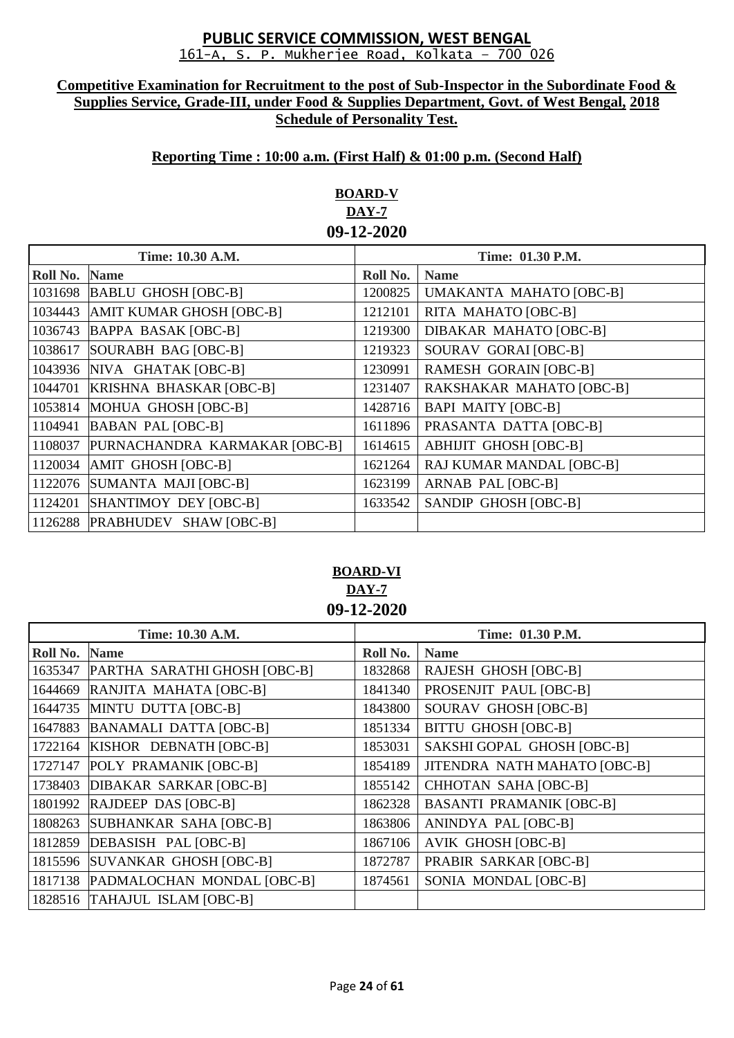# PUBLIC SERVICE COMMISSION, WEST BENGAL

161-A, S. P. Mukherjee Road, Kolkata – 700 026

**Competitive Examination for Recruitment to the post of Sub-Inspector in the Subordinate Food & Supplies Service, Grade-III, under Food & Supplies Department, Govt. of West Bengal, 2018**
**Schedule of Personality Test.**

**Reporting Time : 10:00 a.m. (First Half) & 01:00 p.m. (Second Half)**

## BOARD-V
## DAY-7
## 09-12-2020

| Time: 10.30 A.M. | | Time: 01.30 P.M. | |
|---|---|---|---|
| **Roll No.** | **Name** | **Roll No.** | **Name** |
| 1031698 | BABLU GHOSH [OBC-B] | 1200825 | UMAKANTA MAHATO [OBC-B] |
| 1034443 | AMIT KUMAR GHOSH [OBC-B] | 1212101 | RITA MAHATO [OBC-B] |
| 1036743 | BAPPA BASAK [OBC-B] | 1219300 | DIBAKAR MAHATO [OBC-B] |
| 1038617 | SOURABH BAG [OBC-B] | 1219323 | SOURAV GORAI [OBC-B] |
| 1043936 | NIVA GHATAK [OBC-B] | 1230991 | RAMESH GORAIN [OBC-B] |
| 1044701 | KRISHNA BHASKAR [OBC-B] | 1231407 | RAKSHAKAR MAHATO [OBC-B] |
| 1053814 | MOHUA GHOSH [OBC-B] | 1428716 | BAPI MAITY [OBC-B] |
| 1104941 | BABAN PAL [OBC-B] | 1611896 | PRASANTA DATTA [OBC-B] |
| 1108037 | PURNACHANDRA KARMAKAR [OBC-B] | 1614615 | ABHIJIT GHOSH [OBC-B] |
| 1120034 | AMIT GHOSH [OBC-B] | 1621264 | RAJ KUMAR MANDAL [OBC-B] |
| 1122076 | SUMANTA MAJI [OBC-B] | 1623199 | ARNAB PAL [OBC-B] |
| 1124201 | SHANTIMOY DEY [OBC-B] | 1633542 | SANDIP GHOSH [OBC-B] |
| 1126288 | PRABHUDEV SHAW [OBC-B] | | |

## BOARD-VI
## DAY-7
## 09-12-2020

| Time: 10.30 A.M. | | Time: 01.30 P.M. | |
|---|---|---|---|
| **Roll No.** | **Name** | **Roll No.** | **Name** |
| 1635347 | PARTHA SARATHI GHOSH [OBC-B] | 1832868 | RAJESH GHOSH [OBC-B] |
| 1644669 | RANJITA MAHATA [OBC-B] | 1841340 | PROSENJIT PAUL [OBC-B] |
| 1644735 | MINTU DUTTA [OBC-B] | 1843800 | SOURAV GHOSH [OBC-B] |
| 1647883 | BANAMALI DATTA [OBC-B] | 1851334 | BITTU GHOSH [OBC-B] |
| 1722164 | KISHOR DEBNATH [OBC-B] | 1853031 | SAKSHI GOPAL GHOSH [OBC-B] |
| 1727147 | POLY PRAMANIK [OBC-B] | 1854189 | JITENDRA NATH MAHATO [OBC-B] |
| 1738403 | DIBAKAR SARKAR [OBC-B] | 1855142 | CHHOTAN SAHA [OBC-B] |
| 1801992 | RAJDEEP DAS [OBC-B] | 1862328 | BASANTI PRAMANIK [OBC-B] |
| 1808263 | SUBHANKAR SAHA [OBC-B] | 1863806 | ANINDYA PAL [OBC-B] |
| 1812859 | DEBASISH PAL [OBC-B] | 1867106 | AVIK GHOSH [OBC-B] |
| 1815596 | SUVANKAR GHOSH [OBC-B] | 1872787 | PRABIR SARKAR [OBC-B] |
| 1817138 | PADMALOCHAN MONDAL [OBC-B] | 1874561 | SONIA MONDAL [OBC-B] |
| 1828516 | TAHAJUL ISLAM [OBC-B] | | |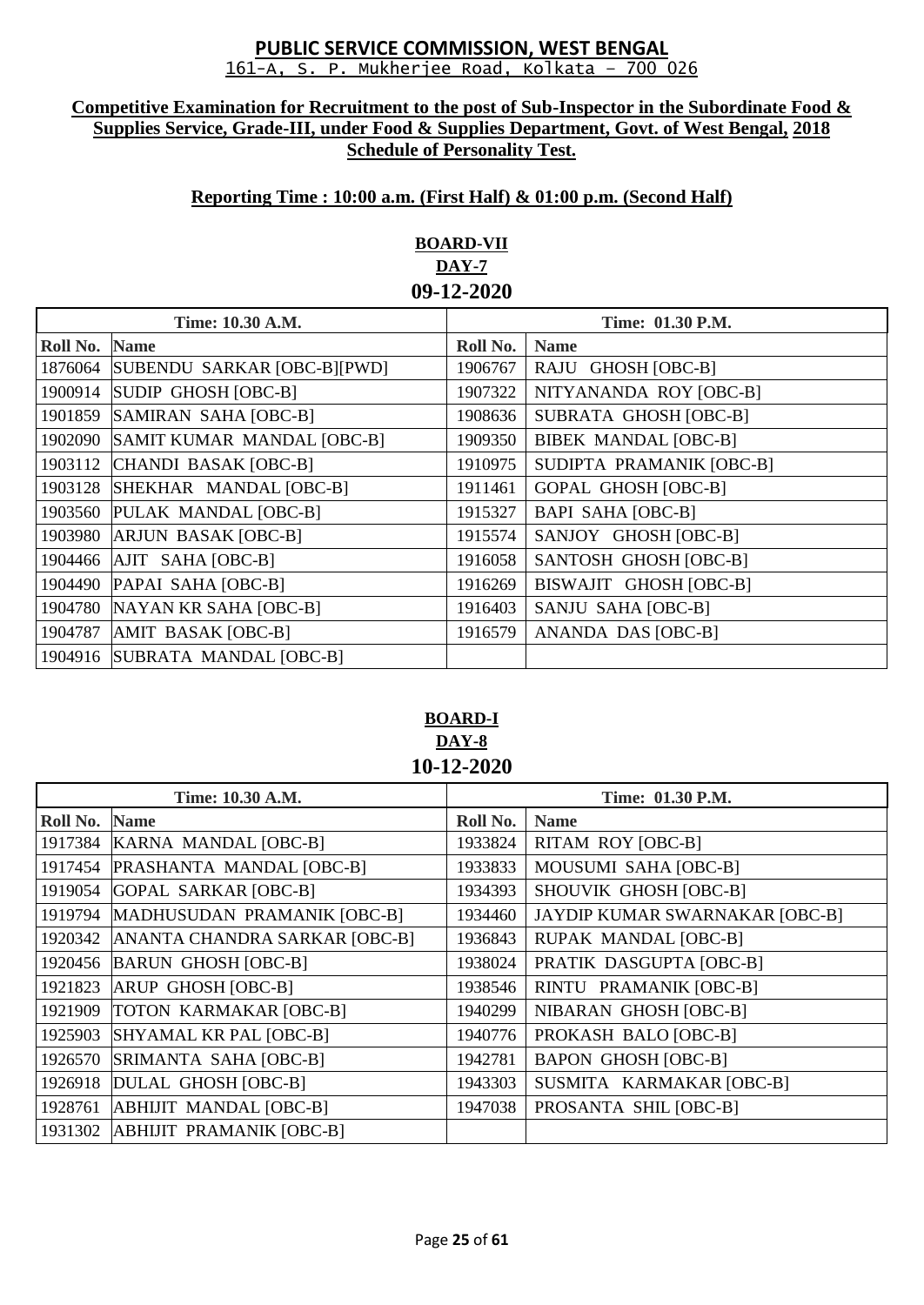# PUBLIC SERVICE COMMISSION, WEST BENGAL

161-A, S. P. Mukherjee Road, Kolkata – 700 026

**Competitive Examination for Recruitment to the post of Sub-Inspector in the Subordinate Food & Supplies Service, Grade-III, under Food & Supplies Department, Govt. of West Bengal, 2018**
**Schedule of Personality Test.**

**Reporting Time : 10:00 a.m. (First Half) & 01:00 p.m. (Second Half)**

## BOARD-VII
### DAY-7
### 09-12-2020

| Time: 10.30 A.M. | | Time: 01.30 P.M. | |
|---|---|---|---|
| **Roll No.** | **Name** | **Roll No.** | **Name** |
| 1876064 | SUBENDU SARKAR [OBC-B][PWD] | 1906767 | RAJU GHOSH [OBC-B] |
| 1900914 | SUDIP GHOSH [OBC-B] | 1907322 | NITYANANDA ROY [OBC-B] |
| 1901859 | SAMIRAN SAHA [OBC-B] | 1908636 | SUBRATA GHOSH [OBC-B] |
| 1902090 | SAMIT KUMAR MANDAL [OBC-B] | 1909350 | BIBEK MANDAL [OBC-B] |
| 1903112 | CHANDI BASAK [OBC-B] | 1910975 | SUDIPTA PRAMANIK [OBC-B] |
| 1903128 | SHEKHAR MANDAL [OBC-B] | 1911461 | GOPAL GHOSH [OBC-B] |
| 1903560 | PULAK MANDAL [OBC-B] | 1915327 | BAPI SAHA [OBC-B] |
| 1903980 | ARJUN BASAK [OBC-B] | 1915574 | SANJOY GHOSH [OBC-B] |
| 1904466 | AJIT SAHA [OBC-B] | 1916058 | SANTOSH GHOSH [OBC-B] |
| 1904490 | PAPAI SAHA [OBC-B] | 1916269 | BISWAJIT GHOSH [OBC-B] |
| 1904780 | NAYAN KR SAHA [OBC-B] | 1916403 | SANJU SAHA [OBC-B] |
| 1904787 | AMIT BASAK [OBC-B] | 1916579 | ANANDA DAS [OBC-B] |
| 1904916 | SUBRATA MANDAL [OBC-B] | | |

## BOARD-I
### DAY-8
### 10-12-2020

| Time: 10.30 A.M. | | Time: 01.30 P.M. | |
|---|---|---|---|
| **Roll No.** | **Name** | **Roll No.** | **Name** |
| 1917384 | KARNA MANDAL [OBC-B] | 1933824 | RITAM ROY [OBC-B] |
| 1917454 | PRASHANTA MANDAL [OBC-B] | 1933833 | MOUSUMI SAHA [OBC-B] |
| 1919054 | GOPAL SARKAR [OBC-B] | 1934393 | SHOUVIK GHOSH [OBC-B] |
| 1919794 | MADHUSUDAN PRAMANIK [OBC-B] | 1934460 | JAYDIP KUMAR SWARNAKAR [OBC-B] |
| 1920342 | ANANTA CHANDRA SARKAR [OBC-B] | 1936843 | RUPAK MANDAL [OBC-B] |
| 1920456 | BARUN GHOSH [OBC-B] | 1938024 | PRATIK DASGUPTA [OBC-B] |
| 1921823 | ARUP GHOSH [OBC-B] | 1938546 | RINTU PRAMANIK [OBC-B] |
| 1921909 | TOTON KARMAKAR [OBC-B] | 1940299 | NIBARAN GHOSH [OBC-B] |
| 1925903 | SHYAMAL KR PAL [OBC-B] | 1940776 | PROKASH BALO [OBC-B] |
| 1926570 | SRIMANTA SAHA [OBC-B] | 1942781 | BAPON GHOSH [OBC-B] |
| 1926918 | DULAL GHOSH [OBC-B] | 1943303 | SUSMITA KARMAKAR [OBC-B] |
| 1928761 | ABHIJIT MANDAL [OBC-B] | 1947038 | PROSANTA SHIL [OBC-B] |
| 1931302 | ABHIJIT PRAMANIK [OBC-B] | | |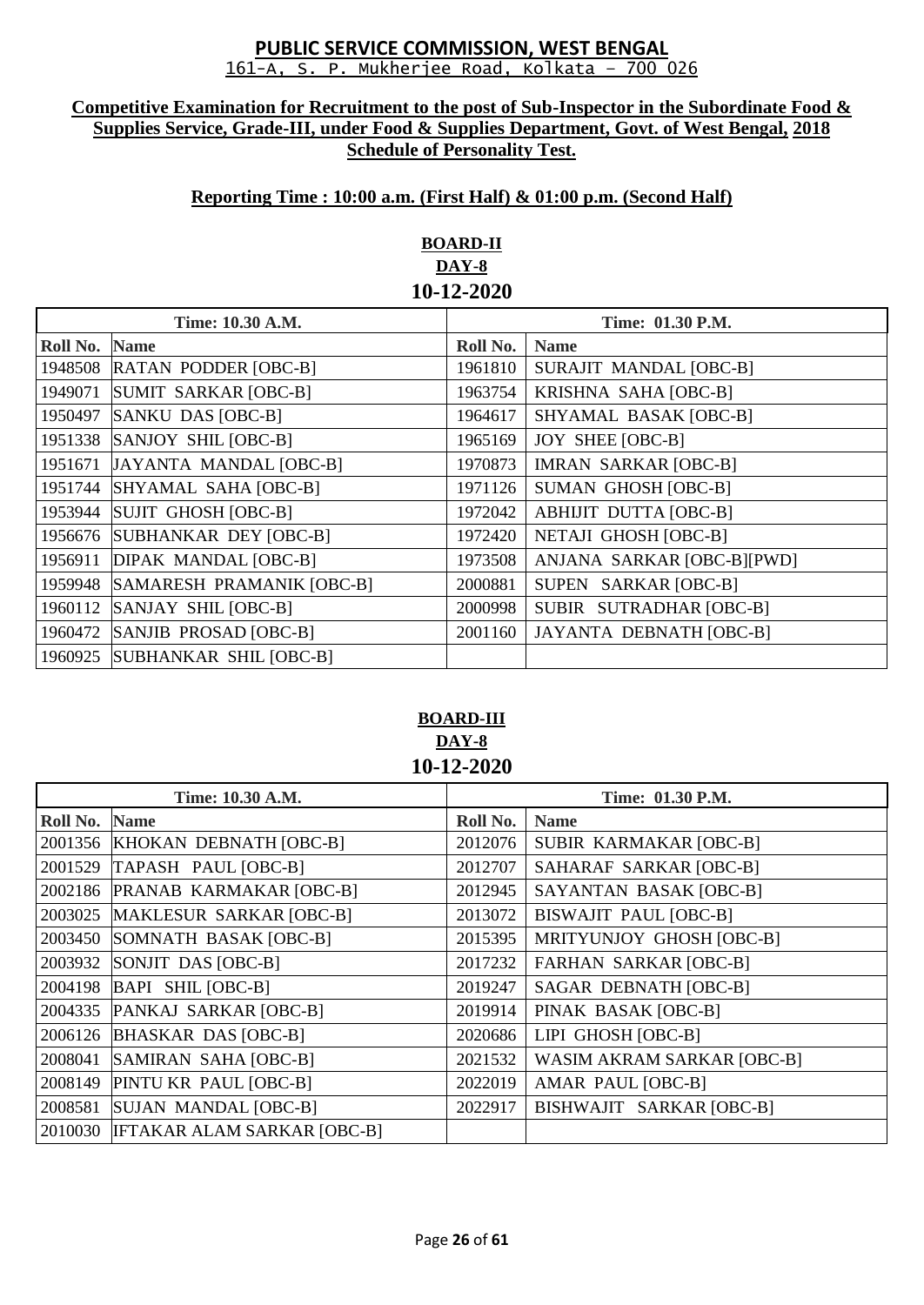## PUBLIC SERVICE COMMISSION, WEST BENGAL

161-A, S. P. Mukherjee Road, Kolkata – 700 026

**Competitive Examination for Recruitment to the post of Sub-Inspector in the Subordinate Food & Supplies Service, Grade-III, under Food & Supplies Department, Govt. of West Bengal, 2018 Schedule of Personality Test.**

**Reporting Time : 10:00 a.m. (First Half) & 01:00 p.m. (Second Half)**

### BOARD-II
### DAY-8
### 10-12-2020

| Time: 10.30 A.M. | | Time: 01.30 P.M. | |
|---|---|---|---|
| **Roll No.** | **Name** | **Roll No.** | **Name** |
| 1948508 | RATAN PODDER [OBC-B] | 1961810 | SURAJIT MANDAL [OBC-B] |
| 1949071 | SUMIT SARKAR [OBC-B] | 1963754 | KRISHNA SAHA [OBC-B] |
| 1950497 | SANKU DAS [OBC-B] | 1964617 | SHYAMAL BASAK [OBC-B] |
| 1951338 | SANJOY SHIL [OBC-B] | 1965169 | JOY SHEE [OBC-B] |
| 1951671 | JAYANTA MANDAL [OBC-B] | 1970873 | IMRAN SARKAR [OBC-B] |
| 1951744 | SHYAMAL SAHA [OBC-B] | 1971126 | SUMAN GHOSH [OBC-B] |
| 1953944 | SUJIT GHOSH [OBC-B] | 1972042 | ABHIJIT DUTTA [OBC-B] |
| 1956676 | SUBHANKAR DEY [OBC-B] | 1972420 | NETAJI GHOSH [OBC-B] |
| 1956911 | DIPAK MANDAL [OBC-B] | 1973508 | ANJANA SARKAR [OBC-B][PWD] |
| 1959948 | SAMARESH PRAMANIK [OBC-B] | 2000881 | SUPEN SARKAR [OBC-B] |
| 1960112 | SANJAY SHIL [OBC-B] | 2000998 | SUBIR SUTRADHAR [OBC-B] |
| 1960472 | SANJIB PROSAD [OBC-B] | 2001160 | JAYANTA DEBNATH [OBC-B] |
| 1960925 | SUBHANKAR SHIL [OBC-B] | | |

### BOARD-III
### DAY-8
### 10-12-2020

| Time: 10.30 A.M. | | Time: 01.30 P.M. | |
|---|---|---|---|
| **Roll No.** | **Name** | **Roll No.** | **Name** |
| 2001356 | KHOKAN DEBNATH [OBC-B] | 2012076 | SUBIR KARMAKAR [OBC-B] |
| 2001529 | TAPASH PAUL [OBC-B] | 2012707 | SAHARAF SARKAR [OBC-B] |
| 2002186 | PRANAB KARMAKAR [OBC-B] | 2012945 | SAYANTAN BASAK [OBC-B] |
| 2003025 | MAKLESUR SARKAR [OBC-B] | 2013072 | BISWAJIT PAUL [OBC-B] |
| 2003450 | SOMNATH BASAK [OBC-B] | 2015395 | MRITYUNJOY GHOSH [OBC-B] |
| 2003932 | SONJIT DAS [OBC-B] | 2017232 | FARHAN SARKAR [OBC-B] |
| 2004198 | BAPI SHIL [OBC-B] | 2019247 | SAGAR DEBNATH [OBC-B] |
| 2004335 | PANKAJ SARKAR [OBC-B] | 2019914 | PINAK BASAK [OBC-B] |
| 2006126 | BHASKAR DAS [OBC-B] | 2020686 | LIPI GHOSH [OBC-B] |
| 2008041 | SAMIRAN SAHA [OBC-B] | 2021532 | WASIM AKRAM SARKAR [OBC-B] |
| 2008149 | PINTU KR PAUL [OBC-B] | 2022019 | AMAR PAUL [OBC-B] |
| 2008581 | SUJAN MANDAL [OBC-B] | 2022917 | BISHWAJIT SARKAR [OBC-B] |
| 2010030 | IFTAKAR ALAM SARKAR [OBC-B] | | |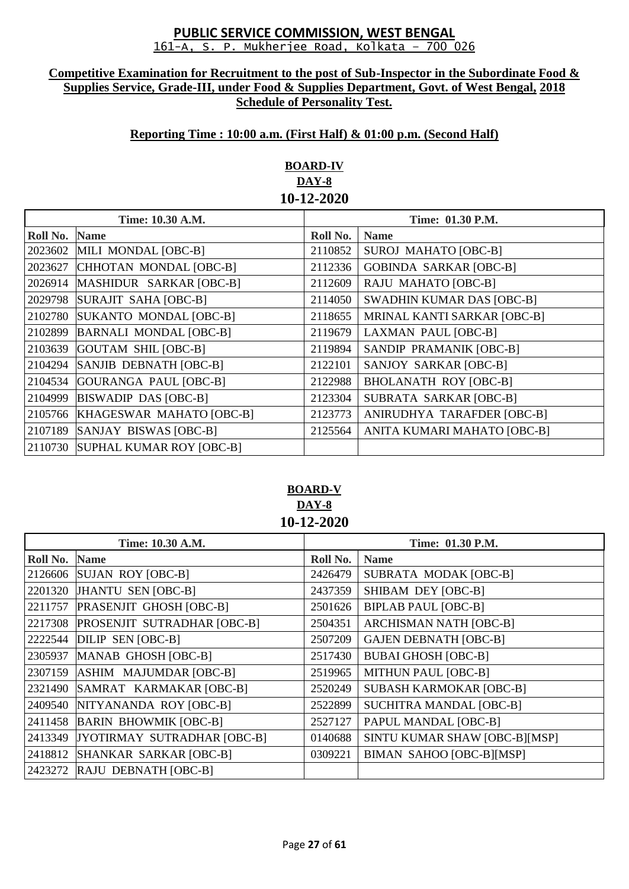# PUBLIC SERVICE COMMISSION, WEST BENGAL

161-A, S. P. Mukherjee Road, Kolkata – 700 026

**Competitive Examination for Recruitment to the post of Sub-Inspector in the Subordinate Food & Supplies Service, Grade-III, under Food & Supplies Department, Govt. of West Bengal, 2018**

**Schedule of Personality Test.**

**Reporting Time : 10:00 a.m. (First Half) & 01:00 p.m. (Second Half)**

## BOARD-IV
## DAY-8
## 10-12-2020

| Time: 10.30 A.M. | | Time: 01.30 P.M. | |
|---|---|---|---|
| **Roll No.** | **Name** | **Roll No.** | **Name** |
| 2023602 | MILI MONDAL [OBC-B] | 2110852 | SUROJ MAHATO [OBC-B] |
| 2023627 | CHHOTAN MONDAL [OBC-B] | 2112336 | GOBINDA SARKAR [OBC-B] |
| 2026914 | MASHIDUR SARKAR [OBC-B] | 2112609 | RAJU MAHATO [OBC-B] |
| 2029798 | SURAJIT SAHA [OBC-B] | 2114050 | SWADHIN KUMAR DAS [OBC-B] |
| 2102780 | SUKANTO MONDAL [OBC-B] | 2118655 | MRINAL KANTI SARKAR [OBC-B] |
| 2102899 | BARNALI MONDAL [OBC-B] | 2119679 | LAXMAN PAUL [OBC-B] |
| 2103639 | GOUTAM SHIL [OBC-B] | 2119894 | SANDIP PRAMANIK [OBC-B] |
| 2104294 | SANJIB DEBNATH [OBC-B] | 2122101 | SANJOY SARKAR [OBC-B] |
| 2104534 | GOURANGA PAUL [OBC-B] | 2122988 | BHOLANATH ROY [OBC-B] |
| 2104999 | BISWADIP DAS [OBC-B] | 2123304 | SUBRATA SARKAR [OBC-B] |
| 2105766 | KHAGESWAR MAHATO [OBC-B] | 2123773 | ANIRUDHYA TARAFDER [OBC-B] |
| 2107189 | SANJAY BISWAS [OBC-B] | 2125564 | ANITA KUMARI MAHATO [OBC-B] |
| 2110730 | SUPHAL KUMAR ROY [OBC-B] | | |

## BOARD-V
## DAY-8
## 10-12-2020

| Time: 10.30 A.M. | | Time: 01.30 P.M. | |
|---|---|---|---|
| **Roll No.** | **Name** | **Roll No.** | **Name** |
| 2126606 | SUJAN ROY [OBC-B] | 2426479 | SUBRATA MODAK [OBC-B] |
| 2201320 | JHANTU SEN [OBC-B] | 2437359 | SHIBAM DEY [OBC-B] |
| 2211757 | PRASENJIT GHOSH [OBC-B] | 2501626 | BIPLAB PAUL [OBC-B] |
| 2217308 | PROSENJIT SUTRADHAR [OBC-B] | 2504351 | ARCHISMAN NATH [OBC-B] |
| 2222544 | DILIP SEN [OBC-B] | 2507209 | GAJEN DEBNATH [OBC-B] |
| 2305937 | MANAB GHOSH [OBC-B] | 2517430 | BUBAI GHOSH [OBC-B] |
| 2307159 | ASHIM MAJUMDAR [OBC-B] | 2519965 | MITHUN PAUL [OBC-B] |
| 2321490 | SAMRAT KARMAKAR [OBC-B] | 2520249 | SUBASH KARMOKAR [OBC-B] |
| 2409540 | NITYANANDA ROY [OBC-B] | 2522899 | SUCHITRA MANDAL [OBC-B] |
| 2411458 | BARIN BHOWMIK [OBC-B] | 2527127 | PAPUL MANDAL [OBC-B] |
| 2413349 | JYOTIRMAY SUTRADHAR [OBC-B] | 0140688 | SINTU KUMAR SHAW [OBC-B][MSP] |
| 2418812 | SHANKAR SARKAR [OBC-B] | 0309221 | BIMAN SAHOO [OBC-B][MSP] |
| 2423272 | RAJU DEBNATH [OBC-B] | | |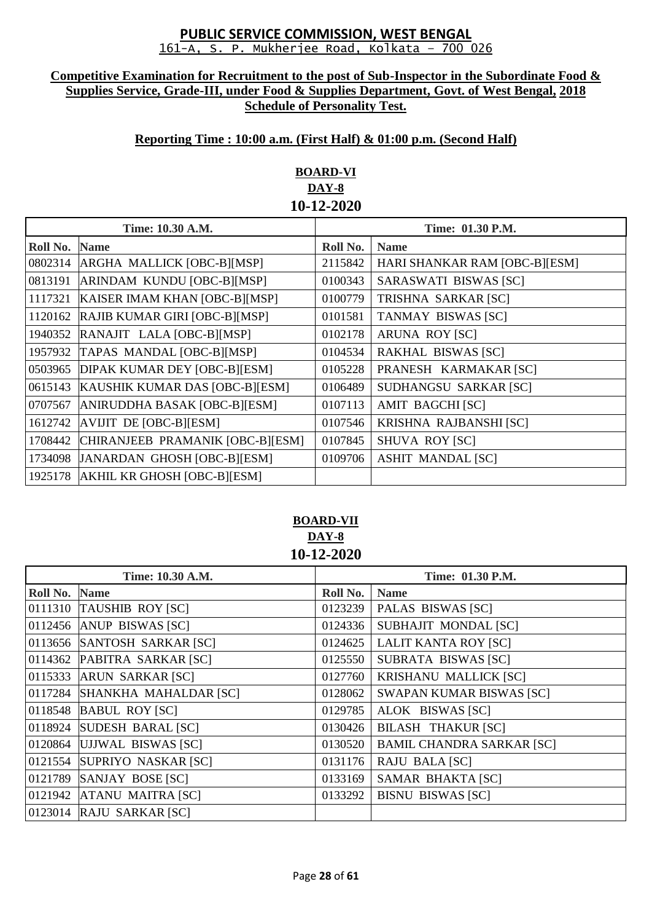# PUBLIC SERVICE COMMISSION, WEST BENGAL

161-A, S. P. Mukherjee Road, Kolkata – 700 026

**Competitive Examination for Recruitment to the post of Sub-Inspector in the Subordinate Food & Supplies Service, Grade-III, under Food & Supplies Department, Govt. of West Bengal, 2018**
**Schedule of Personality Test.**

**Reporting Time : 10:00 a.m. (First Half) & 01:00 p.m. (Second Half)**

## BOARD-VI
## DAY-8
## 10-12-2020

| Time: 10.30 A.M. | | Time: 01.30 P.M. | |
|---|---|---|---|
| **Roll No.** | **Name** | **Roll No.** | **Name** |
| 0802314 | ARGHA MALLICK [OBC-B][MSP] | 2115842 | HARI SHANKAR RAM [OBC-B][ESM] |
| 0813191 | ARINDAM KUNDU [OBC-B][MSP] | 0100343 | SARASWATI BISWAS [SC] |
| 1117321 | KAISER IMAM KHAN [OBC-B][MSP] | 0100779 | TRISHNA SARKAR [SC] |
| 1120162 | RAJIB KUMAR GIRI [OBC-B][MSP] | 0101581 | TANMAY BISWAS [SC] |
| 1940352 | RANAJIT LALA [OBC-B][MSP] | 0102178 | ARUNA ROY [SC] |
| 1957932 | TAPAS MANDAL [OBC-B][MSP] | 0104534 | RAKHAL BISWAS [SC] |
| 0503965 | DIPAK KUMAR DEY [OBC-B][ESM] | 0105228 | PRANESH KARMAKAR [SC] |
| 0615143 | KAUSHIK KUMAR DAS [OBC-B][ESM] | 0106489 | SUDHANGSU SARKAR [SC] |
| 0707567 | ANIRUDDHA BASAK [OBC-B][ESM] | 0107113 | AMIT BAGCHI [SC] |
| 1612742 | AVIJIT DE [OBC-B][ESM] | 0107546 | KRISHNA RAJBANSHI [SC] |
| 1708442 | CHIRANJEEB PRAMANIK [OBC-B][ESM] | 0107845 | SHUVA ROY [SC] |
| 1734098 | JANARDAN GHOSH [OBC-B][ESM] | 0109706 | ASHIT MANDAL [SC] |
| 1925178 | AKHIL KR GHOSH [OBC-B][ESM] | | |

## BOARD-VII
## DAY-8
## 10-12-2020

| Time: 10.30 A.M. | | Time: 01.30 P.M. | |
|---|---|---|---|
| **Roll No.** | **Name** | **Roll No.** | **Name** |
| 0111310 | TAUSHIB ROY [SC] | 0123239 | PALAS BISWAS [SC] |
| 0112456 | ANUP BISWAS [SC] | 0124336 | SUBHAJIT MONDAL [SC] |
| 0113656 | SANTOSH SARKAR [SC] | 0124625 | LALIT KANTA ROY [SC] |
| 0114362 | PABITRA SARKAR [SC] | 0125550 | SUBRATA BISWAS [SC] |
| 0115333 | ARUN SARKAR [SC] | 0127760 | KRISHANU MALLICK [SC] |
| 0117284 | SHANKHA MAHALDAR [SC] | 0128062 | SWAPAN KUMAR BISWAS [SC] |
| 0118548 | BABUL ROY [SC] | 0129785 | ALOK BISWAS [SC] |
| 0118924 | SUDESH BARAL [SC] | 0130426 | BILASH THAKUR [SC] |
| 0120864 | UJJWAL BISWAS [SC] | 0130520 | BAMIL CHANDRA SARKAR [SC] |
| 0121554 | SUPRIYO NASKAR [SC] | 0131176 | RAJU BALA [SC] |
| 0121789 | SANJAY BOSE [SC] | 0133169 | SAMAR BHAKTA [SC] |
| 0121942 | ATANU MAITRA [SC] | 0133292 | BISNU BISWAS [SC] |
| 0123014 | RAJU SARKAR [SC] | | |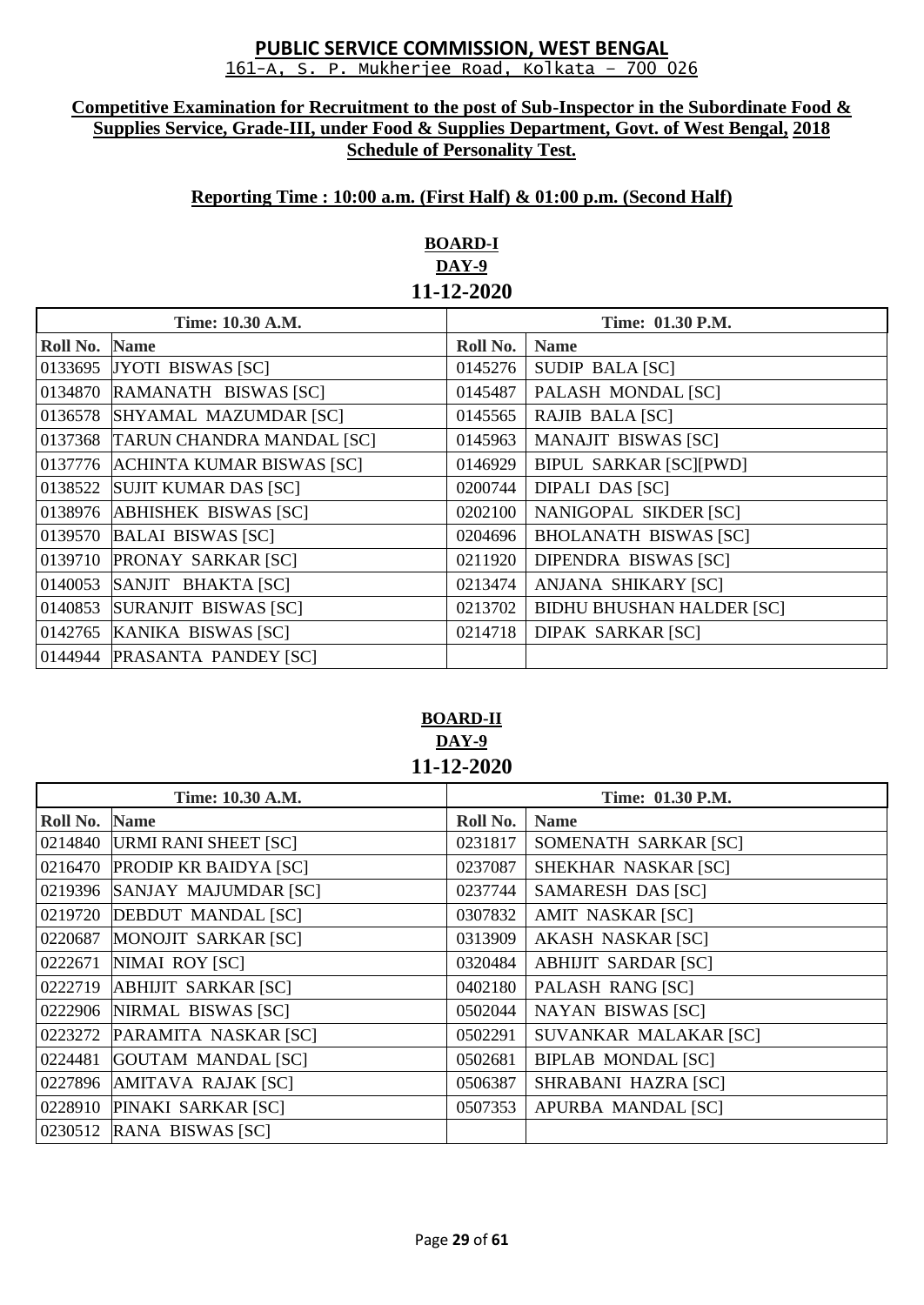# PUBLIC SERVICE COMMISSION, WEST BENGAL

161-A, S. P. Mukherjee Road, Kolkata – 700 026

**Competitive Examination for Recruitment to the post of Sub-Inspector in the Subordinate Food & Supplies Service, Grade-III, under Food & Supplies Department, Govt. of West Bengal, 2018 Schedule of Personality Test.**

**Reporting Time : 10:00 a.m. (First Half) & 01:00 p.m. (Second Half)**

## BOARD-I
### DAY-9
### 11-12-2020

| Time: 10.30 A.M. | | Time: 01.30 P.M. | |
|---|---|---|---|
| **Roll No.** | **Name** | **Roll No.** | **Name** |
| 0133695 | JYOTI BISWAS [SC] | 0145276 | SUDIP BALA [SC] |
| 0134870 | RAMANATH BISWAS [SC] | 0145487 | PALASH MONDAL [SC] |
| 0136578 | SHYAMAL MAZUMDAR [SC] | 0145565 | RAJIB BALA [SC] |
| 0137368 | TARUN CHANDRA MANDAL [SC] | 0145963 | MANAJIT BISWAS [SC] |
| 0137776 | ACHINTA KUMAR BISWAS [SC] | 0146929 | BIPUL SARKAR [SC][PWD] |
| 0138522 | SUJIT KUMAR DAS [SC] | 0200744 | DIPALI DAS [SC] |
| 0138976 | ABHISHEK BISWAS [SC] | 0202100 | NANIGOPAL SIKDER [SC] |
| 0139570 | BALAI BISWAS [SC] | 0204696 | BHOLANATH BISWAS [SC] |
| 0139710 | PRONAY SARKAR [SC] | 0211920 | DIPENDRA BISWAS [SC] |
| 0140053 | SANJIT BHAKTA [SC] | 0213474 | ANJANA SHIKARY [SC] |
| 0140853 | SURANJIT BISWAS [SC] | 0213702 | BIDHU BHUSHAN HALDER [SC] |
| 0142765 | KANIKA BISWAS [SC] | 0214718 | DIPAK SARKAR [SC] |
| 0144944 | PRASANTA PANDEY [SC] | | |

## BOARD-II
### DAY-9
### 11-12-2020

| Time: 10.30 A.M. | | Time: 01.30 P.M. | |
|---|---|---|---|
| **Roll No.** | **Name** | **Roll No.** | **Name** |
| 0214840 | URMI RANI SHEET [SC] | 0231817 | SOMENATH SARKAR [SC] |
| 0216470 | PRODIP KR BAIDYA [SC] | 0237087 | SHEKHAR NASKAR [SC] |
| 0219396 | SANJAY MAJUMDAR [SC] | 0237744 | SAMARESH DAS [SC] |
| 0219720 | DEBDUT MANDAL [SC] | 0307832 | AMIT NASKAR [SC] |
| 0220687 | MONOJIT SARKAR [SC] | 0313909 | AKASH NASKAR [SC] |
| 0222671 | NIMAI ROY [SC] | 0320484 | ABHIJIT SARDAR [SC] |
| 0222719 | ABHIJIT SARKAR [SC] | 0402180 | PALASH RANG [SC] |
| 0222906 | NIRMAL BISWAS [SC] | 0502044 | NAYAN BISWAS [SC] |
| 0223272 | PARAMITA NASKAR [SC] | 0502291 | SUVANKAR MALAKAR [SC] |
| 0224481 | GOUTAM MANDAL [SC] | 0502681 | BIPLAB MONDAL [SC] |
| 0227896 | AMITAVA RAJAK [SC] | 0506387 | SHRABANI HAZRA [SC] |
| 0228910 | PINAKI SARKAR [SC] | 0507353 | APURBA MANDAL [SC] |
| 0230512 | RANA BISWAS [SC] | | |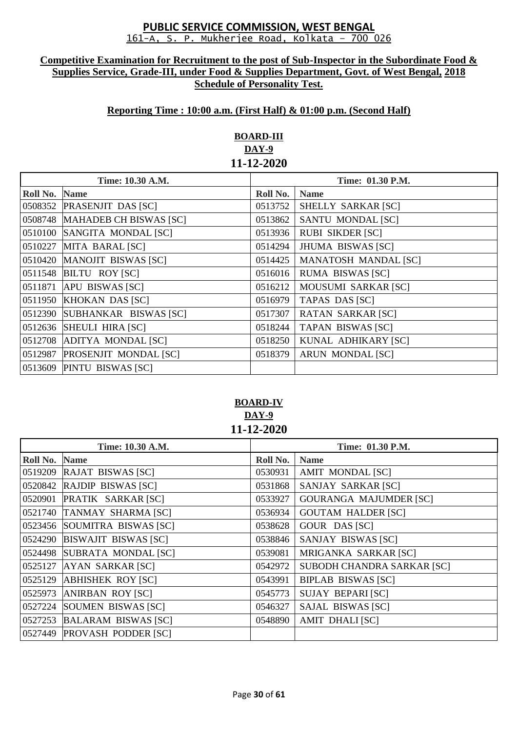# PUBLIC SERVICE COMMISSION, WEST BENGAL

161-A, S. P. Mukherjee Road, Kolkata – 700 026

**Competitive Examination for Recruitment to the post of Sub-Inspector in the Subordinate Food & Supplies Service, Grade-III, under Food & Supplies Department, Govt. of West Bengal, 2018**
**Schedule of Personality Test.**

**Reporting Time : 10:00 a.m. (First Half) & 01:00 p.m. (Second Half)**

## BOARD-III
## DAY-9
## 11-12-2020

| Time: 10.30 A.M. | | Time: 01.30 P.M. | |
|---|---|---|---|
| **Roll No.** | **Name** | **Roll No.** | **Name** |
| 0508352 | PRASENJIT DAS [SC] | 0513752 | SHELLY SARKAR [SC] |
| 0508748 | MAHADEB CH BISWAS [SC] | 0513862 | SANTU MONDAL [SC] |
| 0510100 | SANGITA MONDAL [SC] | 0513936 | RUBI SIKDER [SC] |
| 0510227 | MITA BARAL [SC] | 0514294 | JHUMA BISWAS [SC] |
| 0510420 | MANOJIT BISWAS [SC] | 0514425 | MANATOSH MANDAL [SC] |
| 0511548 | BILTU ROY [SC] | 0516016 | RUMA BISWAS [SC] |
| 0511871 | APU BISWAS [SC] | 0516212 | MOUSUMI SARKAR [SC] |
| 0511950 | KHOKAN DAS [SC] | 0516979 | TAPAS DAS [SC] |
| 0512390 | SUBHANKAR BISWAS [SC] | 0517307 | RATAN SARKAR [SC] |
| 0512636 | SHEULI HIRA [SC] | 0518244 | TAPAN BISWAS [SC] |
| 0512708 | ADITYA MONDAL [SC] | 0518250 | KUNAL ADHIKARY [SC] |
| 0512987 | PROSENJIT MONDAL [SC] | 0518379 | ARUN MONDAL [SC] |
| 0513609 | PINTU BISWAS [SC] | | |

## BOARD-IV
## DAY-9
## 11-12-2020

| Time: 10.30 A.M. | | Time: 01.30 P.M. | |
|---|---|---|---|
| **Roll No.** | **Name** | **Roll No.** | **Name** |
| 0519209 | RAJAT BISWAS [SC] | 0530931 | AMIT MONDAL [SC] |
| 0520842 | RAJDIP BISWAS [SC] | 0531868 | SANJAY SARKAR [SC] |
| 0520901 | PRATIK SARKAR [SC] | 0533927 | GOURANGA MAJUMDER [SC] |
| 0521740 | TANMAY SHARMA [SC] | 0536934 | GOUTAM HALDER [SC] |
| 0523456 | SOUMITRA BISWAS [SC] | 0538628 | GOUR DAS [SC] |
| 0524290 | BISWAJIT BISWAS [SC] | 0538846 | SANJAY BISWAS [SC] |
| 0524498 | SUBRATA MONDAL [SC] | 0539081 | MRIGANKA SARKAR [SC] |
| 0525127 | AYAN SARKAR [SC] | 0542972 | SUBODH CHANDRA SARKAR [SC] |
| 0525129 | ABHISHEK ROY [SC] | 0543991 | BIPLAB BISWAS [SC] |
| 0525973 | ANIRBAN ROY [SC] | 0545773 | SUJAY BEPARI [SC] |
| 0527224 | SOUMEN BISWAS [SC] | 0546327 | SAJAL BISWAS [SC] |
| 0527253 | BALARAM BISWAS [SC] | 0548890 | AMIT DHALI [SC] |
| 0527449 | PROVASH PODDER [SC] | | |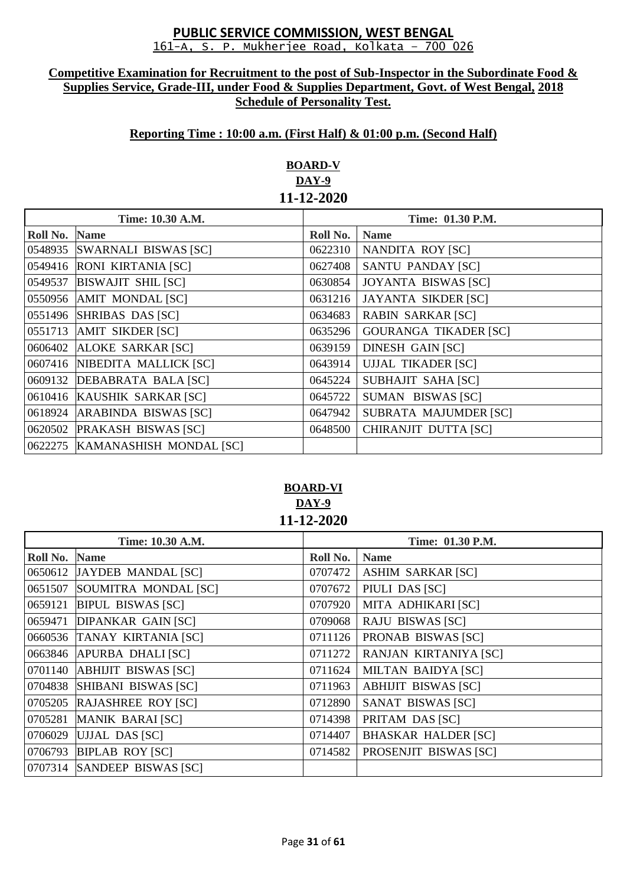**PUBLIC SERVICE COMMISSION, WEST BENGAL**

161-A, S. P. Mukherjee Road, Kolkata – 700 026

**Competitive Examination for Recruitment to the post of Sub-Inspector in the Subordinate Food & Supplies Service, Grade-III, under Food & Supplies Department, Govt. of West Bengal, 2018**
**Schedule of Personality Test.**

**Reporting Time : 10:00 a.m. (First Half) & 01:00 p.m. (Second Half)**

**BOARD-V**
**DAY-9**
**11-12-2020**

| Time: 10.30 A.M. | | Time: 01.30 P.M. | |
|---|---|---|---|
| **Roll No.** | **Name** | **Roll No.** | **Name** |
| 0548935 | SWARNALI BISWAS [SC] | 0622310 | NANDITA ROY [SC] |
| 0549416 | RONI KIRTANIA [SC] | 0627408 | SANTU PANDAY [SC] |
| 0549537 | BISWAJIT SHIL [SC] | 0630854 | JOYANTA BISWAS [SC] |
| 0550956 | AMIT MONDAL [SC] | 0631216 | JAYANTA SIKDER [SC] |
| 0551496 | SHRIBAS DAS [SC] | 0634683 | RABIN SARKAR [SC] |
| 0551713 | AMIT SIKDER [SC] | 0635296 | GOURANGA TIKADER [SC] |
| 0606402 | ALOKE SARKAR [SC] | 0639159 | DINESH GAIN [SC] |
| 0607416 | NIBEDITA MALLICK [SC] | 0643914 | UJJAL TIKADER [SC] |
| 0609132 | DEBABRATA BALA [SC] | 0645224 | SUBHAJIT SAHA [SC] |
| 0610416 | KAUSHIK SARKAR [SC] | 0645722 | SUMAN BISWAS [SC] |
| 0618924 | ARABINDA BISWAS [SC] | 0647942 | SUBRATA MAJUMDER [SC] |
| 0620502 | PRAKASH BISWAS [SC] | 0648500 | CHIRANJIT DUTTA [SC] |
| 0622275 | KAMANASHISH MONDAL [SC] | | |

**BOARD-VI**
**DAY-9**
**11-12-2020**

| Time: 10.30 A.M. | | Time: 01.30 P.M. | |
|---|---|---|---|
| **Roll No.** | **Name** | **Roll No.** | **Name** |
| 0650612 | JAYDEB MANDAL [SC] | 0707472 | ASHIM SARKAR [SC] |
| 0651507 | SOUMITRA MONDAL [SC] | 0707672 | PIULI DAS [SC] |
| 0659121 | BIPUL BISWAS [SC] | 0707920 | MITA ADHIKARI [SC] |
| 0659471 | DIPANKAR GAIN [SC] | 0709068 | RAJU BISWAS [SC] |
| 0660536 | TANAY KIRTANIA [SC] | 0711126 | PRONAB BISWAS [SC] |
| 0663846 | APURBA DHALI [SC] | 0711272 | RANJAN KIRTANIYA [SC] |
| 0701140 | ABHIJIT BISWAS [SC] | 0711624 | MILTAN BAIDYA [SC] |
| 0704838 | SHIBANI BISWAS [SC] | 0711963 | ABHIJIT BISWAS [SC] |
| 0705205 | RAJASHREE ROY [SC] | 0712890 | SANAT BISWAS [SC] |
| 0705281 | MANIK BARAI [SC] | 0714398 | PRITAM DAS [SC] |
| 0706029 | UJJAL DAS [SC] | 0714407 | BHASKAR HALDER [SC] |
| 0706793 | BIPLAB ROY [SC] | 0714582 | PROSENJIT BISWAS [SC] |
| 0707314 | SANDEEP BISWAS [SC] | | |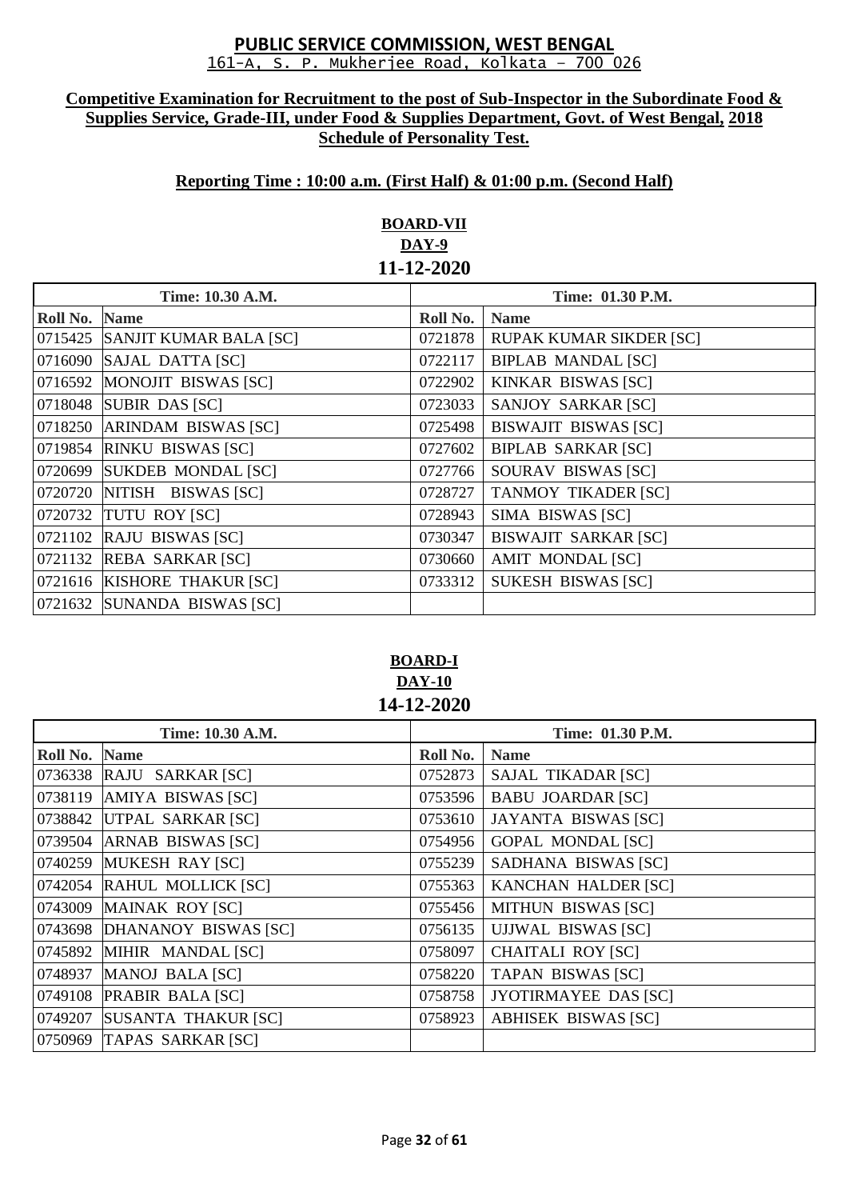**PUBLIC SERVICE COMMISSION, WEST BENGAL**
161-A, S. P. Mukherjee Road, Kolkata – 700 026

**Competitive Examination for Recruitment to the post of Sub-Inspector in the Subordinate Food & Supplies Service, Grade-III, under Food & Supplies Department, Govt. of West Bengal, 2018**
**Schedule of Personality Test.**

**Reporting Time : 10:00 a.m. (First Half) & 01:00 p.m. (Second Half)**

**BOARD-VII**
**DAY-9**
**11-12-2020**

| Time: 10.30 A.M. | | Time: 01.30 P.M. | |
|---|---|---|---|
| **Roll No.** | **Name** | **Roll No.** | **Name** |
| 0715425 | SANJIT KUMAR BALA [SC] | 0721878 | RUPAK KUMAR SIKDER [SC] |
| 0716090 | SAJAL DATTA [SC] | 0722117 | BIPLAB MANDAL [SC] |
| 0716592 | MONOJIT BISWAS [SC] | 0722902 | KINKAR BISWAS [SC] |
| 0718048 | SUBIR DAS [SC] | 0723033 | SANJOY SARKAR [SC] |
| 0718250 | ARINDAM BISWAS [SC] | 0725498 | BISWAJIT BISWAS [SC] |
| 0719854 | RINKU BISWAS [SC] | 0727602 | BIPLAB SARKAR [SC] |
| 0720699 | SUKDEB MONDAL [SC] | 0727766 | SOURAV BISWAS [SC] |
| 0720720 | NITISH BISWAS [SC] | 0728727 | TANMOY TIKADER [SC] |
| 0720732 | TUTU ROY [SC] | 0728943 | SIMA BISWAS [SC] |
| 0721102 | RAJU BISWAS [SC] | 0730347 | BISWAJIT SARKAR [SC] |
| 0721132 | REBA SARKAR [SC] | 0730660 | AMIT MONDAL [SC] |
| 0721616 | KISHORE THAKUR [SC] | 0733312 | SUKESH BISWAS [SC] |
| 0721632 | SUNANDA BISWAS [SC] | | |

**BOARD-I**
**DAY-10**
**14-12-2020**

| Time: 10.30 A.M. | | Time: 01.30 P.M. | |
|---|---|---|---|
| **Roll No.** | **Name** | **Roll No.** | **Name** |
| 0736338 | RAJU SARKAR [SC] | 0752873 | SAJAL TIKADAR [SC] |
| 0738119 | AMIYA BISWAS [SC] | 0753596 | BABU JOARDAR [SC] |
| 0738842 | UTPAL SARKAR [SC] | 0753610 | JAYANTA BISWAS [SC] |
| 0739504 | ARNAB BISWAS [SC] | 0754956 | GOPAL MONDAL [SC] |
| 0740259 | MUKESH RAY [SC] | 0755239 | SADHANA BISWAS [SC] |
| 0742054 | RAHUL MOLLICK [SC] | 0755363 | KANCHAN HALDER [SC] |
| 0743009 | MAINAK ROY [SC] | 0755456 | MITHUN BISWAS [SC] |
| 0743698 | DHANANOY BISWAS [SC] | 0756135 | UJJWAL BISWAS [SC] |
| 0745892 | MIHIR MANDAL [SC] | 0758097 | CHAITALI ROY [SC] |
| 0748937 | MANOJ BALA [SC] | 0758220 | TAPAN BISWAS [SC] |
| 0749108 | PRABIR BALA [SC] | 0758758 | JYOTIRMAYEE DAS [SC] |
| 0749207 | SUSANTA THAKUR [SC] | 0758923 | ABHISEK BISWAS [SC] |
| 0750969 | TAPAS SARKAR [SC] | | |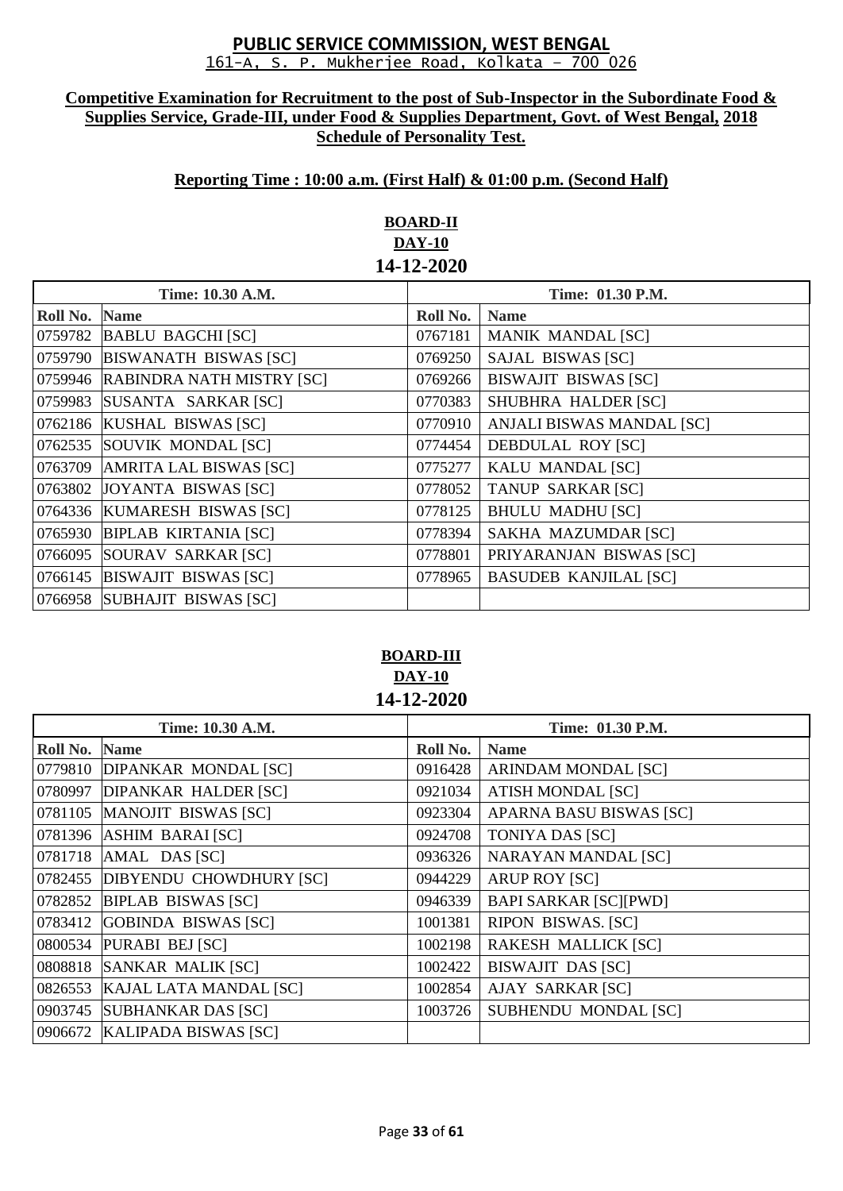**PUBLIC SERVICE COMMISSION, WEST BENGAL**
161-A, S. P. Mukherjee Road, Kolkata – 700 026

**Competitive Examination for Recruitment to the post of Sub-Inspector in the Subordinate Food & Supplies Service, Grade-III, under Food & Supplies Department, Govt. of West Bengal, 2018 Schedule of Personality Test.**

**Reporting Time : 10:00 a.m. (First Half) & 01:00 p.m. (Second Half)**

**BOARD-II**
**DAY-10**
**14-12-2020**

| Time: 10.30 A.M. | | Time: 01.30 P.M. | |
|---|---|---|---|
| **Roll No.** | **Name** | **Roll No.** | **Name** |
| 0759782 | BABLU BAGCHI [SC] | 0767181 | MANIK MANDAL [SC] |
| 0759790 | BISWANATH BISWAS [SC] | 0769250 | SAJAL BISWAS [SC] |
| 0759946 | RABINDRA NATH MISTRY [SC] | 0769266 | BISWAJIT BISWAS [SC] |
| 0759983 | SUSANTA SARKAR [SC] | 0770383 | SHUBHRA HALDER [SC] |
| 0762186 | KUSHAL BISWAS [SC] | 0770910 | ANJALI BISWAS MANDAL [SC] |
| 0762535 | SOUVIK MONDAL [SC] | 0774454 | DEBDULAL ROY [SC] |
| 0763709 | AMRITA LAL BISWAS [SC] | 0775277 | KALU MANDAL [SC] |
| 0763802 | JOYANTA BISWAS [SC] | 0778052 | TANUP SARKAR [SC] |
| 0764336 | KUMARESH BISWAS [SC] | 0778125 | BHULU MADHU [SC] |
| 0765930 | BIPLAB KIRTANIA [SC] | 0778394 | SAKHA MAZUMDAR [SC] |
| 0766095 | SOURAV SARKAR [SC] | 0778801 | PRIYARANJAN BISWAS [SC] |
| 0766145 | BISWAJIT BISWAS [SC] | 0778965 | BASUDEB KANJILAL [SC] |
| 0766958 | SUBHAJIT BISWAS [SC] | | |

**BOARD-III**
**DAY-10**
**14-12-2020**

| Time: 10.30 A.M. | | Time: 01.30 P.M. | |
|---|---|---|---|
| **Roll No.** | **Name** | **Roll No.** | **Name** |
| 0779810 | DIPANKAR MONDAL [SC] | 0916428 | ARINDAM MONDAL [SC] |
| 0780997 | DIPANKAR HALDER [SC] | 0921034 | ATISH MONDAL [SC] |
| 0781105 | MANOJIT BISWAS [SC] | 0923304 | APARNA BASU BISWAS [SC] |
| 0781396 | ASHIM BARAI [SC] | 0924708 | TONIYA DAS [SC] |
| 0781718 | AMAL DAS [SC] | 0936326 | NARAYAN MANDAL [SC] |
| 0782455 | DIBYENDU CHOWDHURY [SC] | 0944229 | ARUP ROY [SC] |
| 0782852 | BIPLAB BISWAS [SC] | 0946339 | BAPI SARKAR [SC][PWD] |
| 0783412 | GOBINDA BISWAS [SC] | 1001381 | RIPON BISWAS. [SC] |
| 0800534 | PURABI BEJ [SC] | 1002198 | RAKESH MALLICK [SC] |
| 0808818 | SANKAR MALIK [SC] | 1002422 | BISWAJIT DAS [SC] |
| 0826553 | KAJAL LATA MANDAL [SC] | 1002854 | AJAY SARKAR [SC] |
| 0903745 | SUBHANKAR DAS [SC] | 1003726 | SUBHENDU MONDAL [SC] |
| 0906672 | KALIPADA BISWAS [SC] | | |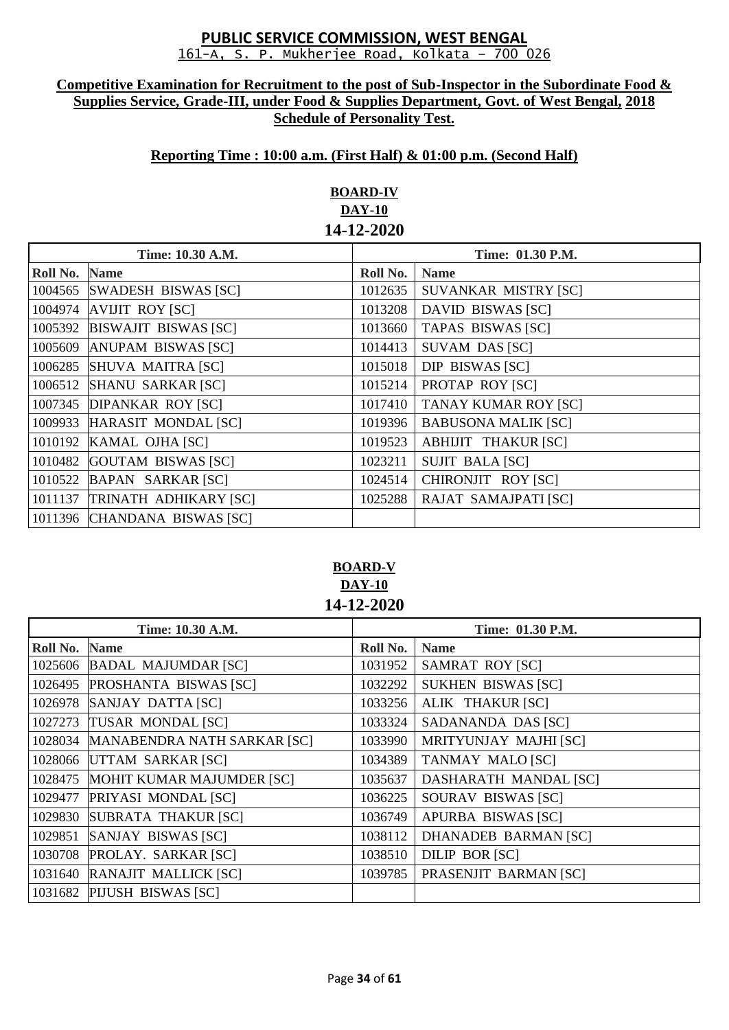# PUBLIC SERVICE COMMISSION, WEST BENGAL

161-A, S. P. Mukherjee Road, Kolkata – 700 026

**Competitive Examination for Recruitment to the post of Sub-Inspector in the Subordinate Food & Supplies Service, Grade-III, under Food & Supplies Department, Govt. of West Bengal, 2018**
**Schedule of Personality Test.**

**Reporting Time : 10:00 a.m. (First Half) & 01:00 p.m. (Second Half)**

## BOARD-IV
## DAY-10
## 14-12-2020

| Time: 10.30 A.M. | | Time: 01.30 P.M. | |
|---|---|---|---|
| **Roll No.** | **Name** | **Roll No.** | **Name** |
| 1004565 | SWADESH BISWAS [SC] | 1012635 | SUVANKAR MISTRY [SC] |
| 1004974 | AVIJIT ROY [SC] | 1013208 | DAVID BISWAS [SC] |
| 1005392 | BISWAJIT BISWAS [SC] | 1013660 | TAPAS BISWAS [SC] |
| 1005609 | ANUPAM BISWAS [SC] | 1014413 | SUVAM DAS [SC] |
| 1006285 | SHUVA MAITRA [SC] | 1015018 | DIP BISWAS [SC] |
| 1006512 | SHANU SARKAR [SC] | 1015214 | PROTAP ROY [SC] |
| 1007345 | DIPANKAR ROY [SC] | 1017410 | TANAY KUMAR ROY [SC] |
| 1009933 | HARASIT MONDAL [SC] | 1019396 | BABUSONA MALIK [SC] |
| 1010192 | KAMAL OJHA [SC] | 1019523 | ABHIJIT THAKUR [SC] |
| 1010482 | GOUTAM BISWAS [SC] | 1023211 | SUJIT BALA [SC] |
| 1010522 | BAPAN SARKAR [SC] | 1024514 | CHIRONJIT ROY [SC] |
| 1011137 | TRINATH ADHIKARY [SC] | 1025288 | RAJAT SAMAJPATI [SC] |
| 1011396 | CHANDANA BISWAS [SC] | | |

## BOARD-V
## DAY-10
## 14-12-2020

| Time: 10.30 A.M. | | Time: 01.30 P.M. | |
|---|---|---|---|
| **Roll No.** | **Name** | **Roll No.** | **Name** |
| 1025606 | BADAL MAJUMDAR [SC] | 1031952 | SAMRAT ROY [SC] |
| 1026495 | PROSHANTA BISWAS [SC] | 1032292 | SUKHEN BISWAS [SC] |
| 1026978 | SANJAY DATTA [SC] | 1033256 | ALIK THAKUR [SC] |
| 1027273 | TUSAR MONDAL [SC] | 1033324 | SADANANDA DAS [SC] |
| 1028034 | MANABENDRA NATH SARKAR [SC] | 1033990 | MRITYUNJAY MAJHI [SC] |
| 1028066 | UTTAM SARKAR [SC] | 1034389 | TANMAY MALO [SC] |
| 1028475 | MOHIT KUMAR MAJUMDER [SC] | 1035637 | DASHARATH MANDAL [SC] |
| 1029477 | PRIYASI MONDAL [SC] | 1036225 | SOURAV BISWAS [SC] |
| 1029830 | SUBRATA THAKUR [SC] | 1036749 | APURBA BISWAS [SC] |
| 1029851 | SANJAY BISWAS [SC] | 1038112 | DHANADEB BARMAN [SC] |
| 1030708 | PROLAY. SARKAR [SC] | 1038510 | DILIP BOR [SC] |
| 1031640 | RANAJIT MALLICK [SC] | 1039785 | PRASENJIT BARMAN [SC] |
| 1031682 | PIJUSH BISWAS [SC] | | |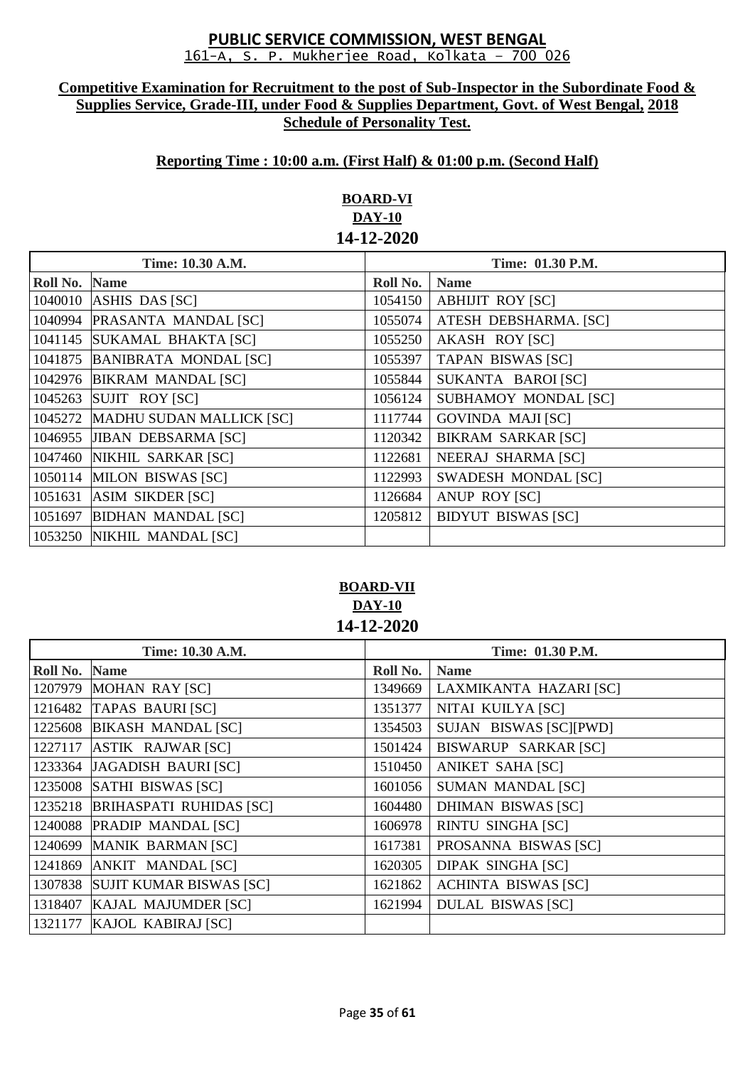# PUBLIC SERVICE COMMISSION, WEST BENGAL

161-A, S. P. Mukherjee Road, Kolkata – 700 026

**Competitive Examination for Recruitment to the post of Sub-Inspector in the Subordinate Food & Supplies Service, Grade-III, under Food & Supplies Department, Govt. of West Bengal, 2018 Schedule of Personality Test.**

**Reporting Time : 10:00 a.m. (First Half) & 01:00 p.m. (Second Half)**

## BOARD-VI
### DAY-10
### 14-12-2020

| Time: 10.30 A.M. | | Time: 01.30 P.M. | |
|---|---|---|---|
| **Roll No.** | **Name** | **Roll No.** | **Name** |
| 1040010 | ASHIS DAS [SC] | 1054150 | ABHIJIT ROY [SC] |
| 1040994 | PRASANTA MANDAL [SC] | 1055074 | ATESH DEBSHARMA. [SC] |
| 1041145 | SUKAMAL BHAKTA [SC] | 1055250 | AKASH ROY [SC] |
| 1041875 | BANIBRATA MONDAL [SC] | 1055397 | TAPAN BISWAS [SC] |
| 1042976 | BIKRAM MANDAL [SC] | 1055844 | SUKANTA BAROI [SC] |
| 1045263 | SUJIT ROY [SC] | 1056124 | SUBHAMOY MONDAL [SC] |
| 1045272 | MADHU SUDAN MALLICK [SC] | 1117744 | GOVINDA MAJI [SC] |
| 1046955 | JIBAN DEBSARMA [SC] | 1120342 | BIKRAM SARKAR [SC] |
| 1047460 | NIKHIL SARKAR [SC] | 1122681 | NEERAJ SHARMA [SC] |
| 1050114 | MILON BISWAS [SC] | 1122993 | SWADESH MONDAL [SC] |
| 1051631 | ASIM SIKDER [SC] | 1126684 | ANUP ROY [SC] |
| 1051697 | BIDHAN MANDAL [SC] | 1205812 | BIDYUT BISWAS [SC] |
| 1053250 | NIKHIL MANDAL [SC] | | |

## BOARD-VII
### DAY-10
### 14-12-2020

| Time: 10.30 A.M. | | Time: 01.30 P.M. | |
|---|---|---|---|
| **Roll No.** | **Name** | **Roll No.** | **Name** |
| 1207979 | MOHAN RAY [SC] | 1349669 | LAXMIKANTA HAZARI [SC] |
| 1216482 | TAPAS BAURI [SC] | 1351377 | NITAI KUILYA [SC] |
| 1225608 | BIKASH MANDAL [SC] | 1354503 | SUJAN BISWAS [SC][PWD] |
| 1227117 | ASTIK RAJWAR [SC] | 1501424 | BISWARUP SARKAR [SC] |
| 1233364 | JAGADISH BAURI [SC] | 1510450 | ANIKET SAHA [SC] |
| 1235008 | SATHI BISWAS [SC] | 1601056 | SUMAN MANDAL [SC] |
| 1235218 | BRIHASPATI RUHIDAS [SC] | 1604480 | DHIMAN BISWAS [SC] |
| 1240088 | PRADIP MANDAL [SC] | 1606978 | RINTU SINGHA [SC] |
| 1240699 | MANIK BARMAN [SC] | 1617381 | PROSANNA BISWAS [SC] |
| 1241869 | ANKIT MANDAL [SC] | 1620305 | DIPAK SINGHA [SC] |
| 1307838 | SUJIT KUMAR BISWAS [SC] | 1621862 | ACHINTA BISWAS [SC] |
| 1318407 | KAJAL MAJUMDER [SC] | 1621994 | DULAL BISWAS [SC] |
| 1321177 | KAJOL KABIRAJ [SC] | | |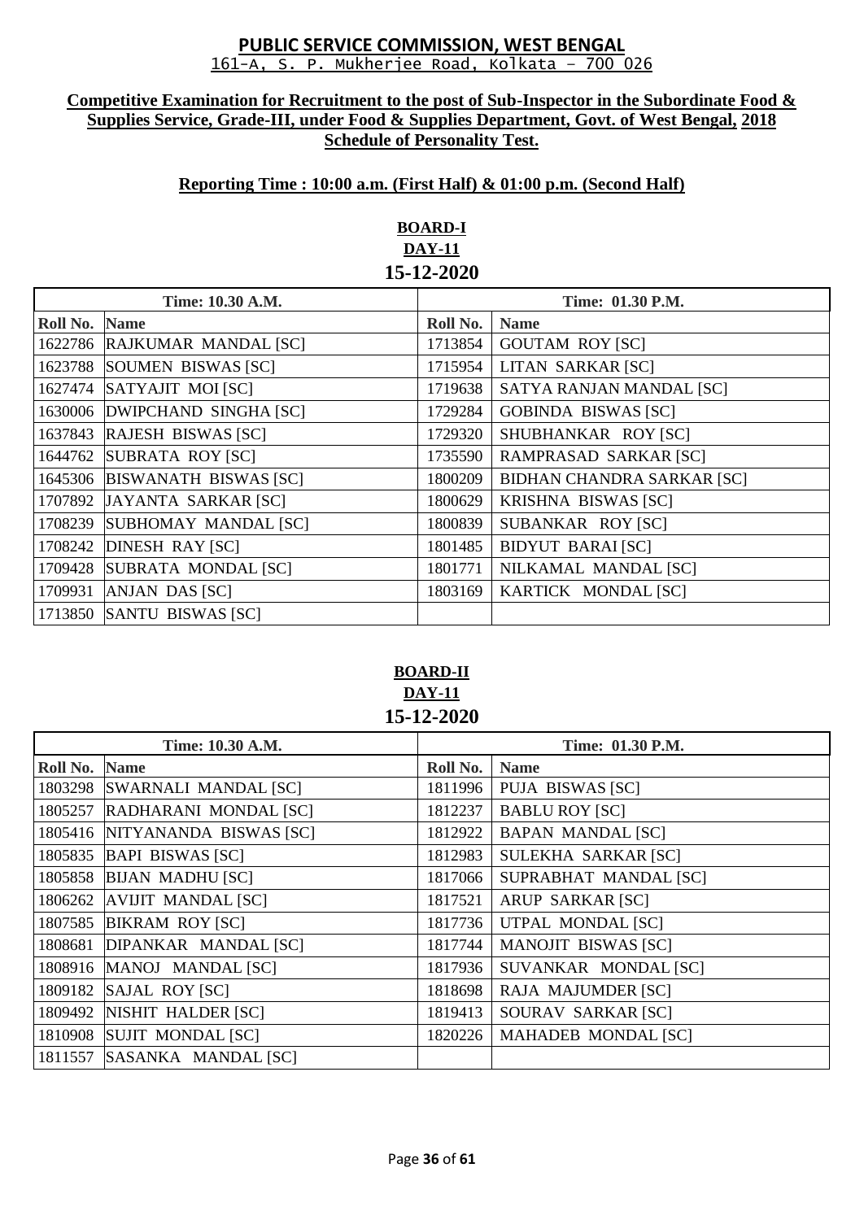# PUBLIC SERVICE COMMISSION, WEST BENGAL

161-A, S. P. Mukherjee Road, Kolkata – 700 026

**Competitive Examination for Recruitment to the post of Sub-Inspector in the Subordinate Food & Supplies Service, Grade-III, under Food & Supplies Department, Govt. of West Bengal, 2018**
**Schedule of Personality Test.**

**Reporting Time : 10:00 a.m. (First Half) & 01:00 p.m. (Second Half)**

## BOARD-I
### DAY-11
### 15-12-2020

| Time: 10.30 A.M. | | Time: 01.30 P.M. | |
|---|---|---|---|
| **Roll No.** | **Name** | **Roll No.** | **Name** |
| 1622786 | RAJKUMAR MANDAL [SC] | 1713854 | GOUTAM ROY [SC] |
| 1623788 | SOUMEN BISWAS [SC] | 1715954 | LITAN SARKAR [SC] |
| 1627474 | SATYAJIT MOI [SC] | 1719638 | SATYA RANJAN MANDAL [SC] |
| 1630006 | DWIPCHAND SINGHA [SC] | 1729284 | GOBINDA BISWAS [SC] |
| 1637843 | RAJESH BISWAS [SC] | 1729320 | SHUBHANKAR ROY [SC] |
| 1644762 | SUBRATA ROY [SC] | 1735590 | RAMPRASAD SARKAR [SC] |
| 1645306 | BISWANATH BISWAS [SC] | 1800209 | BIDHAN CHANDRA SARKAR [SC] |
| 1707892 | JAYANTA SARKAR [SC] | 1800629 | KRISHNA BISWAS [SC] |
| 1708239 | SUBHOMAY MANDAL [SC] | 1800839 | SUBANKAR ROY [SC] |
| 1708242 | DINESH RAY [SC] | 1801485 | BIDYUT BARAI [SC] |
| 1709428 | SUBRATA MONDAL [SC] | 1801771 | NILKAMAL MANDAL [SC] |
| 1709931 | ANJAN DAS [SC] | 1803169 | KARTICK MONDAL [SC] |
| 1713850 | SANTU BISWAS [SC] | | |

## BOARD-II
### DAY-11
### 15-12-2020

| Time: 10.30 A.M. | | Time: 01.30 P.M. | |
|---|---|---|---|
| **Roll No.** | **Name** | **Roll No.** | **Name** |
| 1803298 | SWARNALI MANDAL [SC] | 1811996 | PUJA BISWAS [SC] |
| 1805257 | RADHARANI MONDAL [SC] | 1812237 | BABLU ROY [SC] |
| 1805416 | NITYANANDA BISWAS [SC] | 1812922 | BAPAN MANDAL [SC] |
| 1805835 | BAPI BISWAS [SC] | 1812983 | SULEKHA SARKAR [SC] |
| 1805858 | BIJAN MADHU [SC] | 1817066 | SUPRABHAT MANDAL [SC] |
| 1806262 | AVIJIT MANDAL [SC] | 1817521 | ARUP SARKAR [SC] |
| 1807585 | BIKRAM ROY [SC] | 1817736 | UTPAL MONDAL [SC] |
| 1808681 | DIPANKAR MANDAL [SC] | 1817744 | MANOJIT BISWAS [SC] |
| 1808916 | MANOJ MANDAL [SC] | 1817936 | SUVANKAR MONDAL [SC] |
| 1809182 | SAJAL ROY [SC] | 1818698 | RAJA MAJUMDER [SC] |
| 1809492 | NISHIT HALDER [SC] | 1819413 | SOURAV SARKAR [SC] |
| 1810908 | SUJIT MONDAL [SC] | 1820226 | MAHADEB MONDAL [SC] |
| 1811557 | SASANKA MANDAL [SC] | | |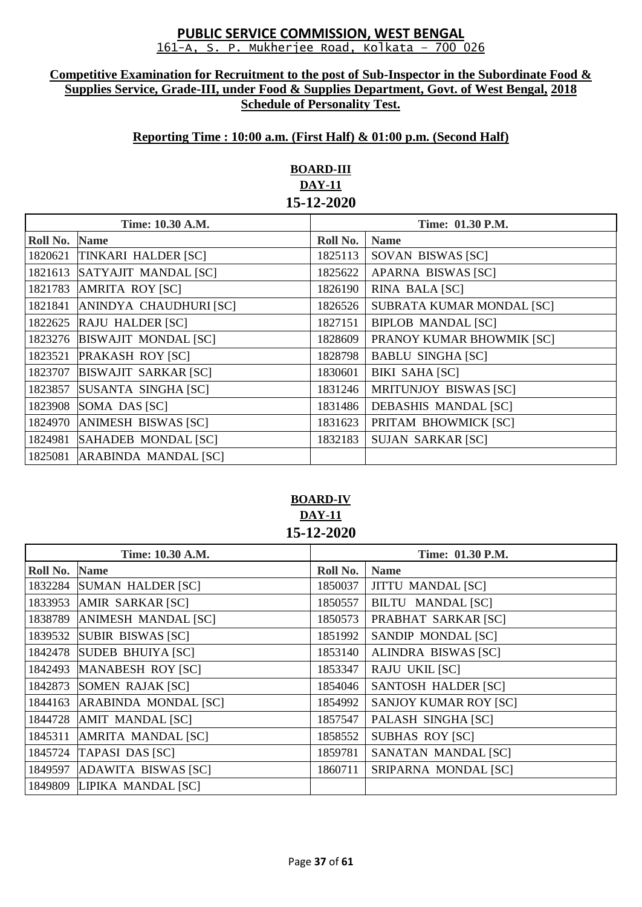# PUBLIC SERVICE COMMISSION, WEST BENGAL

161-A, S. P. Mukherjee Road, Kolkata – 700 026

**Competitive Examination for Recruitment to the post of Sub-Inspector in the Subordinate Food & Supplies Service, Grade-III, under Food & Supplies Department, Govt. of West Bengal, 2018**
**Schedule of Personality Test.**

**Reporting Time : 10:00 a.m. (First Half) & 01:00 p.m. (Second Half)**

## BOARD-III
**DAY-11**
**15-12-2020**

| Time: 10.30 A.M. | | Time: 01.30 P.M. | |
|---|---|---|---|
| **Roll No.** | **Name** | **Roll No.** | **Name** |
| 1820621 | TINKARI HALDER [SC] | 1825113 | SOVAN BISWAS [SC] |
| 1821613 | SATYAJIT MANDAL [SC] | 1825622 | APARNA BISWAS [SC] |
| 1821783 | AMRITA ROY [SC] | 1826190 | RINA BALA [SC] |
| 1821841 | ANINDYA CHAUDHURI [SC] | 1826526 | SUBRATA KUMAR MONDAL [SC] |
| 1822625 | RAJU HALDER [SC] | 1827151 | BIPLOB MANDAL [SC] |
| 1823276 | BISWAJIT MONDAL [SC] | 1828609 | PRANOY KUMAR BHOWMIK [SC] |
| 1823521 | PRAKASH ROY [SC] | 1828798 | BABLU SINGHA [SC] |
| 1823707 | BISWAJIT SARKAR [SC] | 1830601 | BIKI SAHA [SC] |
| 1823857 | SUSANTA SINGHA [SC] | 1831246 | MRITUNJOY BISWAS [SC] |
| 1823908 | SOMA DAS [SC] | 1831486 | DEBASHIS MANDAL [SC] |
| 1824970 | ANIMESH BISWAS [SC] | 1831623 | PRITAM BHOWMICK [SC] |
| 1824981 | SAHADEB MONDAL [SC] | 1832183 | SUJAN SARKAR [SC] |
| 1825081 | ARABINDA MANDAL [SC] | | |

## BOARD-IV
**DAY-11**
**15-12-2020**

| Time: 10.30 A.M. | | Time: 01.30 P.M. | |
|---|---|---|---|
| **Roll No.** | **Name** | **Roll No.** | **Name** |
| 1832284 | SUMAN HALDER [SC] | 1850037 | JITTU MANDAL [SC] |
| 1833953 | AMIR SARKAR [SC] | 1850557 | BILTU MANDAL [SC] |
| 1838789 | ANIMESH MANDAL [SC] | 1850573 | PRABHAT SARKAR [SC] |
| 1839532 | SUBIR BISWAS [SC] | 1851992 | SANDIP MONDAL [SC] |
| 1842478 | SUDEB BHUIYA [SC] | 1853140 | ALINDRA BISWAS [SC] |
| 1842493 | MANABESH ROY [SC] | 1853347 | RAJU UKIL [SC] |
| 1842873 | SOMEN RAJAK [SC] | 1854046 | SANTOSH HALDER [SC] |
| 1844163 | ARABINDA MONDAL [SC] | 1854992 | SANJOY KUMAR ROY [SC] |
| 1844728 | AMIT MANDAL [SC] | 1857547 | PALASH SINGHA [SC] |
| 1845311 | AMRITA MANDAL [SC] | 1858552 | SUBHAS ROY [SC] |
| 1845724 | TAPASI DAS [SC] | 1859781 | SANATAN MANDAL [SC] |
| 1849597 | ADAWITA BISWAS [SC] | 1860711 | SRIPARNA MONDAL [SC] |
| 1849809 | LIPIKA MANDAL [SC] | | |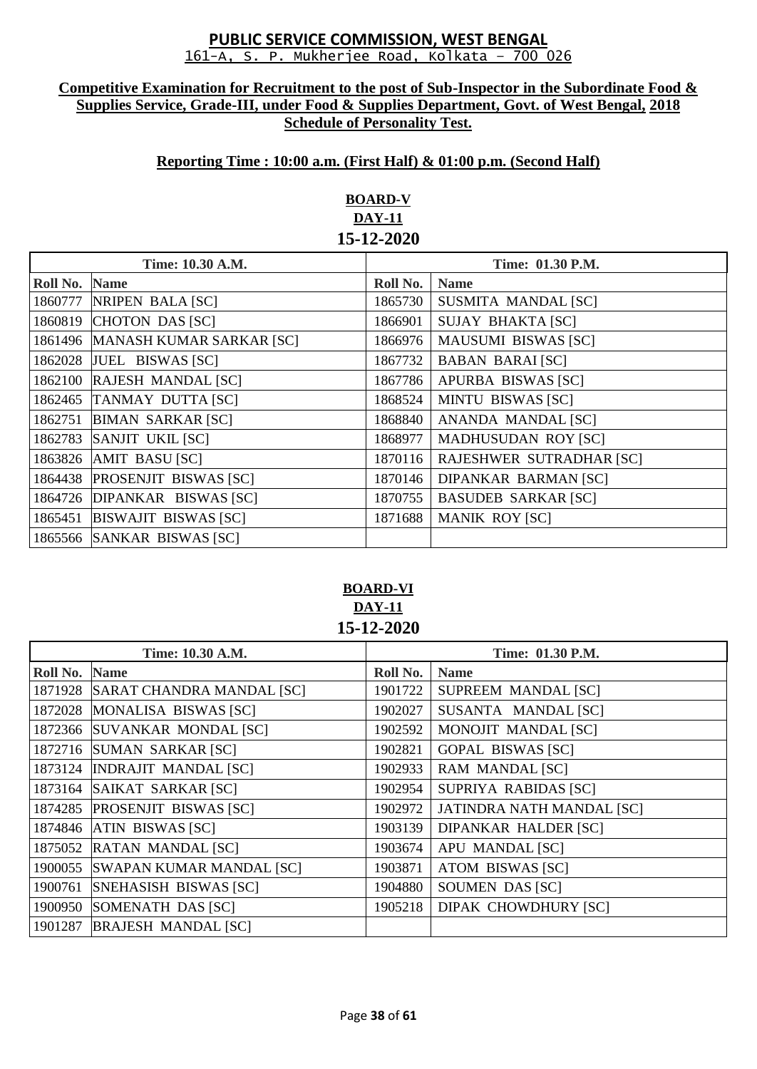# PUBLIC SERVICE COMMISSION, WEST BENGAL

161-A, S. P. Mukherjee Road, Kolkata – 700 026

**Competitive Examination for Recruitment to the post of Sub-Inspector in the Subordinate Food & Supplies Service, Grade-III, under Food & Supplies Department, Govt. of West Bengal, 2018**
**Schedule of Personality Test.**

**Reporting Time : 10:00 a.m. (First Half) & 01:00 p.m. (Second Half)**

## BOARD-V
## DAY-11
## 15-12-2020

| Time: 10.30 A.M. | | Time: 01.30 P.M. | |
|---|---|---|---|
| **Roll No.** | **Name** | **Roll No.** | **Name** |
| 1860777 | NRIPEN BALA [SC] | 1865730 | SUSMITA MANDAL [SC] |
| 1860819 | CHOTON DAS [SC] | 1866901 | SUJAY BHAKTA [SC] |
| 1861496 | MANASH KUMAR SARKAR [SC] | 1866976 | MAUSUMI BISWAS [SC] |
| 1862028 | JUEL BISWAS [SC] | 1867732 | BABAN BARAI [SC] |
| 1862100 | RAJESH MANDAL [SC] | 1867786 | APURBA BISWAS [SC] |
| 1862465 | TANMAY DUTTA [SC] | 1868524 | MINTU BISWAS [SC] |
| 1862751 | BIMAN SARKAR [SC] | 1868840 | ANANDA MANDAL [SC] |
| 1862783 | SANJIT UKIL [SC] | 1868977 | MADHUSUDAN ROY [SC] |
| 1863826 | AMIT BASU [SC] | 1870116 | RAJESHWER SUTRADHAR [SC] |
| 1864438 | PROSENJIT BISWAS [SC] | 1870146 | DIPANKAR BARMAN [SC] |
| 1864726 | DIPANKAR BISWAS [SC] | 1870755 | BASUDEB SARKAR [SC] |
| 1865451 | BISWAJIT BISWAS [SC] | 1871688 | MANIK ROY [SC] |
| 1865566 | SANKAR BISWAS [SC] | | |

## BOARD-VI
## DAY-11
## 15-12-2020

| Time: 10.30 A.M. | | Time: 01.30 P.M. | |
|---|---|---|---|
| **Roll No.** | **Name** | **Roll No.** | **Name** |
| 1871928 | SARAT CHANDRA MANDAL [SC] | 1901722 | SUPREEM MANDAL [SC] |
| 1872028 | MONALISA BISWAS [SC] | 1902027 | SUSANTA MANDAL [SC] |
| 1872366 | SUVANKAR MONDAL [SC] | 1902592 | MONOJIT MANDAL [SC] |
| 1872716 | SUMAN SARKAR [SC] | 1902821 | GOPAL BISWAS [SC] |
| 1873124 | INDRAJIT MANDAL [SC] | 1902933 | RAM MANDAL [SC] |
| 1873164 | SAIKAT SARKAR [SC] | 1902954 | SUPRIYA RABIDAS [SC] |
| 1874285 | PROSENJIT BISWAS [SC] | 1902972 | JATINDRA NATH MANDAL [SC] |
| 1874846 | ATIN BISWAS [SC] | 1903139 | DIPANKAR HALDER [SC] |
| 1875052 | RATAN MANDAL [SC] | 1903674 | APU MANDAL [SC] |
| 1900055 | SWAPAN KUMAR MANDAL [SC] | 1903871 | ATOM BISWAS [SC] |
| 1900761 | SNEHASISH BISWAS [SC] | 1904880 | SOUMEN DAS [SC] |
| 1900950 | SOMENATH DAS [SC] | 1905218 | DIPAK CHOWDHURY [SC] |
| 1901287 | BRAJESH MANDAL [SC] | | |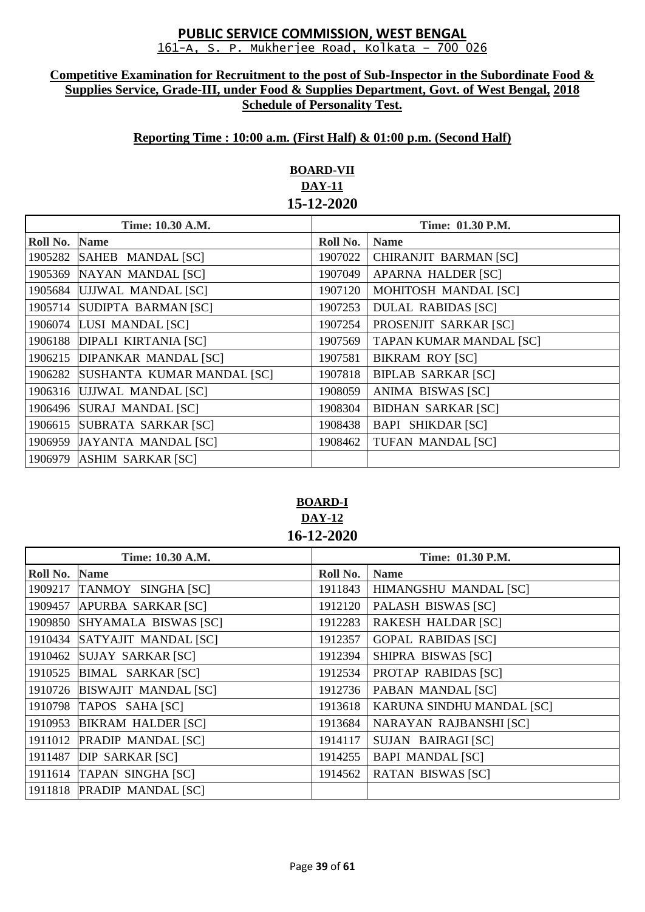# PUBLIC SERVICE COMMISSION, WEST BENGAL

161-A, S. P. Mukherjee Road, Kolkata – 700 026

**Competitive Examination for Recruitment to the post of Sub-Inspector in the Subordinate Food & Supplies Service, Grade-III, under Food & Supplies Department, Govt. of West Bengal, 2018**
**Schedule of Personality Test.**

**Reporting Time : 10:00 a.m. (First Half) & 01:00 p.m. (Second Half)**

## BOARD-VII
## DAY-11
## 15-12-2020

| Time: 10.30 A.M. | | Time: 01.30 P.M. | |
|---|---|---|---|
| **Roll No.** | **Name** | **Roll No.** | **Name** |
| 1905282 | SAHEB MANDAL [SC] | 1907022 | CHIRANJIT BARMAN [SC] |
| 1905369 | NAYAN MANDAL [SC] | 1907049 | APARNA HALDER [SC] |
| 1905684 | UJJWAL MANDAL [SC] | 1907120 | MOHITOSH MANDAL [SC] |
| 1905714 | SUDIPTA BARMAN [SC] | 1907253 | DULAL RABIDAS [SC] |
| 1906074 | LUSI MANDAL [SC] | 1907254 | PROSENJIT SARKAR [SC] |
| 1906188 | DIPALI KIRTANIA [SC] | 1907569 | TAPAN KUMAR MANDAL [SC] |
| 1906215 | DIPANKAR MANDAL [SC] | 1907581 | BIKRAM ROY [SC] |
| 1906282 | SUSHANTA KUMAR MANDAL [SC] | 1907818 | BIPLAB SARKAR [SC] |
| 1906316 | UJJWAL MANDAL [SC] | 1908059 | ANIMA BISWAS [SC] |
| 1906496 | SURAJ MANDAL [SC] | 1908304 | BIDHAN SARKAR [SC] |
| 1906615 | SUBRATA SARKAR [SC] | 1908438 | BAPI SHIKDAR [SC] |
| 1906959 | JAYANTA MANDAL [SC] | 1908462 | TUFAN MANDAL [SC] |
| 1906979 | ASHIM SARKAR [SC] | | |

## BOARD-I
## DAY-12
## 16-12-2020

| Time: 10.30 A.M. | | Time: 01.30 P.M. | |
|---|---|---|---|
| **Roll No.** | **Name** | **Roll No.** | **Name** |
| 1909217 | TANMOY SINGHA [SC] | 1911843 | HIMANGSHU MANDAL [SC] |
| 1909457 | APURBA SARKAR [SC] | 1912120 | PALASH BISWAS [SC] |
| 1909850 | SHYAMALA BISWAS [SC] | 1912283 | RAKESH HALDAR [SC] |
| 1910434 | SATYAJIT MANDAL [SC] | 1912357 | GOPAL RABIDAS [SC] |
| 1910462 | SUJAY SARKAR [SC] | 1912394 | SHIPRA BISWAS [SC] |
| 1910525 | BIMAL SARKAR [SC] | 1912534 | PROTAP RABIDAS [SC] |
| 1910726 | BISWAJIT MANDAL [SC] | 1912736 | PABAN MANDAL [SC] |
| 1910798 | TAPOS SAHA [SC] | 1913618 | KARUNA SINDHU MANDAL [SC] |
| 1910953 | BIKRAM HALDER [SC] | 1913684 | NARAYAN RAJBANSHI [SC] |
| 1911012 | PRADIP MANDAL [SC] | 1914117 | SUJAN BAIRAGI [SC] |
| 1911487 | DIP SARKAR [SC] | 1914255 | BAPI MANDAL [SC] |
| 1911614 | TAPAN SINGHA [SC] | 1914562 | RATAN BISWAS [SC] |
| 1911818 | PRADIP MANDAL [SC] | | |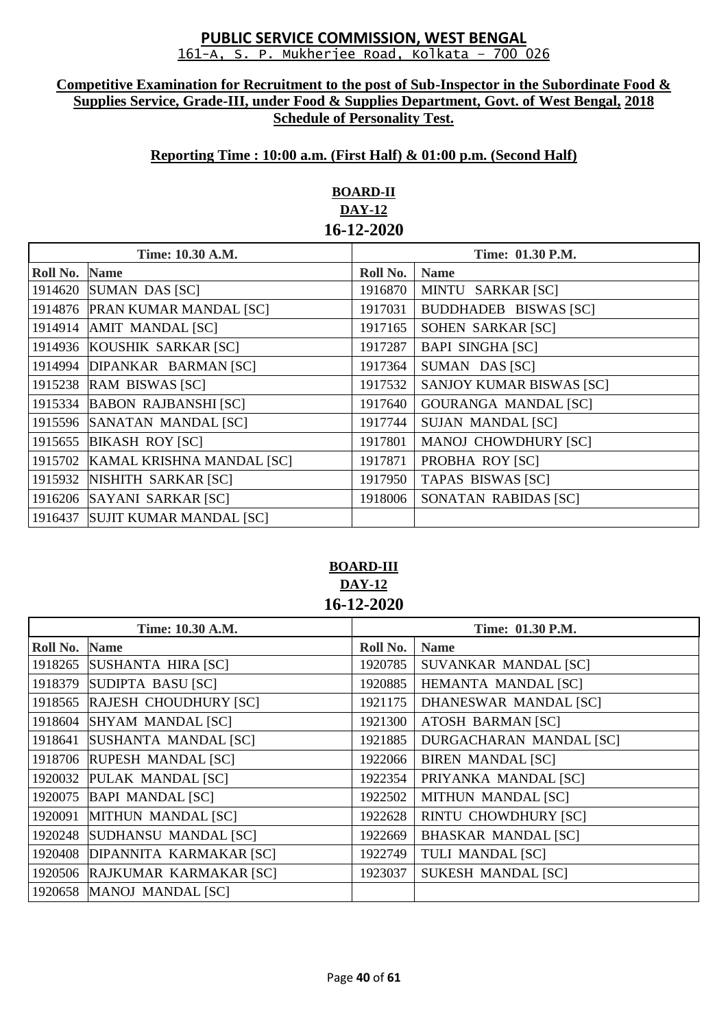# PUBLIC SERVICE COMMISSION, WEST BENGAL

161-A, S. P. Mukherjee Road, Kolkata – 700 026

**Competitive Examination for Recruitment to the post of Sub-Inspector in the Subordinate Food & Supplies Service, Grade-III, under Food & Supplies Department, Govt. of West Bengal, 2018**
**Schedule of Personality Test.**

**Reporting Time : 10:00 a.m. (First Half) & 01:00 p.m. (Second Half)**

## BOARD-II
### DAY-12
### 16-12-2020

| Time: 10.30 A.M. | | Time: 01.30 P.M. | |
|---|---|---|---|
| **Roll No.** | **Name** | **Roll No.** | **Name** |
| 1914620 | SUMAN DAS [SC] | 1916870 | MINTU SARKAR [SC] |
| 1914876 | PRAN KUMAR MANDAL [SC] | 1917031 | BUDDHADEB BISWAS [SC] |
| 1914914 | AMIT MANDAL [SC] | 1917165 | SOHEN SARKAR [SC] |
| 1914936 | KOUSHIK SARKAR [SC] | 1917287 | BAPI SINGHA [SC] |
| 1914994 | DIPANKAR BARMAN [SC] | 1917364 | SUMAN DAS [SC] |
| 1915238 | RAM BISWAS [SC] | 1917532 | SANJOY KUMAR BISWAS [SC] |
| 1915334 | BABON RAJBANSHI [SC] | 1917640 | GOURANGA MANDAL [SC] |
| 1915596 | SANATAN MANDAL [SC] | 1917744 | SUJAN MANDAL [SC] |
| 1915655 | BIKASH ROY [SC] | 1917801 | MANOJ CHOWDHURY [SC] |
| 1915702 | KAMAL KRISHNA MANDAL [SC] | 1917871 | PROBHA ROY [SC] |
| 1915932 | NISHITH SARKAR [SC] | 1917950 | TAPAS BISWAS [SC] |
| 1916206 | SAYANI SARKAR [SC] | 1918006 | SONATAN RABIDAS [SC] |
| 1916437 | SUJIT KUMAR MANDAL [SC] | | |

## BOARD-III
### DAY-12
### 16-12-2020

| Time: 10.30 A.M. | | Time: 01.30 P.M. | |
|---|---|---|---|
| **Roll No.** | **Name** | **Roll No.** | **Name** |
| 1918265 | SUSHANTA HIRA [SC] | 1920785 | SUVANKAR MANDAL [SC] |
| 1918379 | SUDIPTA BASU [SC] | 1920885 | HEMANTA MANDAL [SC] |
| 1918565 | RAJESH CHOUDHURY [SC] | 1921175 | DHANESWAR MANDAL [SC] |
| 1918604 | SHYAM MANDAL [SC] | 1921300 | ATOSH BARMAN [SC] |
| 1918641 | SUSHANTA MANDAL [SC] | 1921885 | DURGACHARAN MANDAL [SC] |
| 1918706 | RUPESH MANDAL [SC] | 1922066 | BIREN MANDAL [SC] |
| 1920032 | PULAK MANDAL [SC] | 1922354 | PRIYANKA MANDAL [SC] |
| 1920075 | BAPI MANDAL [SC] | 1922502 | MITHUN MANDAL [SC] |
| 1920091 | MITHUN MANDAL [SC] | 1922628 | RINTU CHOWDHURY [SC] |
| 1920248 | SUDHANSU MANDAL [SC] | 1922669 | BHASKAR MANDAL [SC] |
| 1920408 | DIPANNITA KARMAKAR [SC] | 1922749 | TULI MANDAL [SC] |
| 1920506 | RAJKUMAR KARMAKAR [SC] | 1923037 | SUKESH MANDAL [SC] |
| 1920658 | MANOJ MANDAL [SC] | | |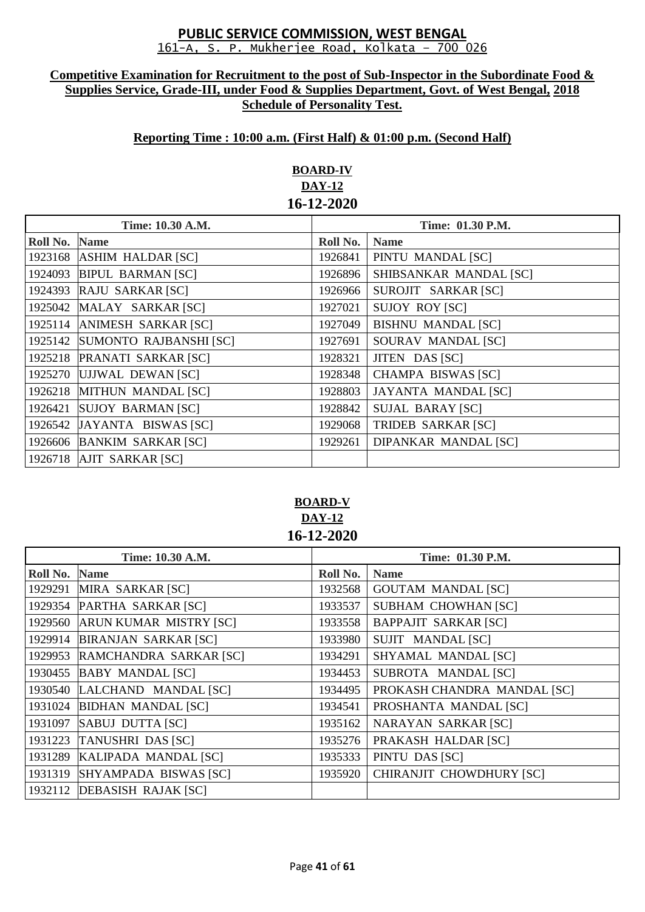# PUBLIC SERVICE COMMISSION, WEST BENGAL

161-A, S. P. Mukherjee Road, Kolkata – 700 026

**Competitive Examination for Recruitment to the post of Sub-Inspector in the Subordinate Food & Supplies Service, Grade-III, under Food & Supplies Department, Govt. of West Bengal, 2018**
**Schedule of Personality Test.**

**Reporting Time : 10:00 a.m. (First Half) & 01:00 p.m. (Second Half)**

**BOARD-IV**
**DAY-12**
**16-12-2020**

| Time: 10.30 A.M. | | Time: 01.30 P.M. | |
|---|---|---|---|
| **Roll No.** | **Name** | **Roll No.** | **Name** |
| 1923168 | ASHIM HALDAR [SC] | 1926841 | PINTU MANDAL [SC] |
| 1924093 | BIPUL BARMAN [SC] | 1926896 | SHIBSANKAR MANDAL [SC] |
| 1924393 | RAJU SARKAR [SC] | 1926966 | SUROJIT SARKAR [SC] |
| 1925042 | MALAY SARKAR [SC] | 1927021 | SUJOY ROY [SC] |
| 1925114 | ANIMESH SARKAR [SC] | 1927049 | BISHNU MANDAL [SC] |
| 1925142 | SUMONTO RAJBANSHI [SC] | 1927691 | SOURAV MANDAL [SC] |
| 1925218 | PRANATI SARKAR [SC] | 1928321 | JITEN DAS [SC] |
| 1925270 | UJJWAL DEWAN [SC] | 1928348 | CHAMPA BISWAS [SC] |
| 1926218 | MITHUN MANDAL [SC] | 1928803 | JAYANTA MANDAL [SC] |
| 1926421 | SUJOY BARMAN [SC] | 1928842 | SUJAL BARAY [SC] |
| 1926542 | JAYANTA BISWAS [SC] | 1929068 | TRIDEB SARKAR [SC] |
| 1926606 | BANKIM SARKAR [SC] | 1929261 | DIPANKAR MANDAL [SC] |
| 1926718 | AJIT SARKAR [SC] | | |

**BOARD-V**
**DAY-12**
**16-12-2020**

| Time: 10.30 A.M. | | Time: 01.30 P.M. | |
|---|---|---|---|
| **Roll No.** | **Name** | **Roll No.** | **Name** |
| 1929291 | MIRA SARKAR [SC] | 1932568 | GOUTAM MANDAL [SC] |
| 1929354 | PARTHA SARKAR [SC] | 1933537 | SUBHAM CHOWHAN [SC] |
| 1929560 | ARUN KUMAR MISTRY [SC] | 1933558 | BAPPAJIT SARKAR [SC] |
| 1929914 | BIRANJAN SARKAR [SC] | 1933980 | SUJIT MANDAL [SC] |
| 1929953 | RAMCHANDRA SARKAR [SC] | 1934291 | SHYAMAL MANDAL [SC] |
| 1930455 | BABY MANDAL [SC] | 1934453 | SUBROTA MANDAL [SC] |
| 1930540 | LALCHAND MANDAL [SC] | 1934495 | PROKASH CHANDRA MANDAL [SC] |
| 1931024 | BIDHAN MANDAL [SC] | 1934541 | PROSHANTA MANDAL [SC] |
| 1931097 | SABUJ DUTTA [SC] | 1935162 | NARAYAN SARKAR [SC] |
| 1931223 | TANUSHRI DAS [SC] | 1935276 | PRAKASH HALDAR [SC] |
| 1931289 | KALIPADA MANDAL [SC] | 1935333 | PINTU DAS [SC] |
| 1931319 | SHYAMPADA BISWAS [SC] | 1935920 | CHIRANJIT CHOWDHURY [SC] |
| 1932112 | DEBASISH RAJAK [SC] | | |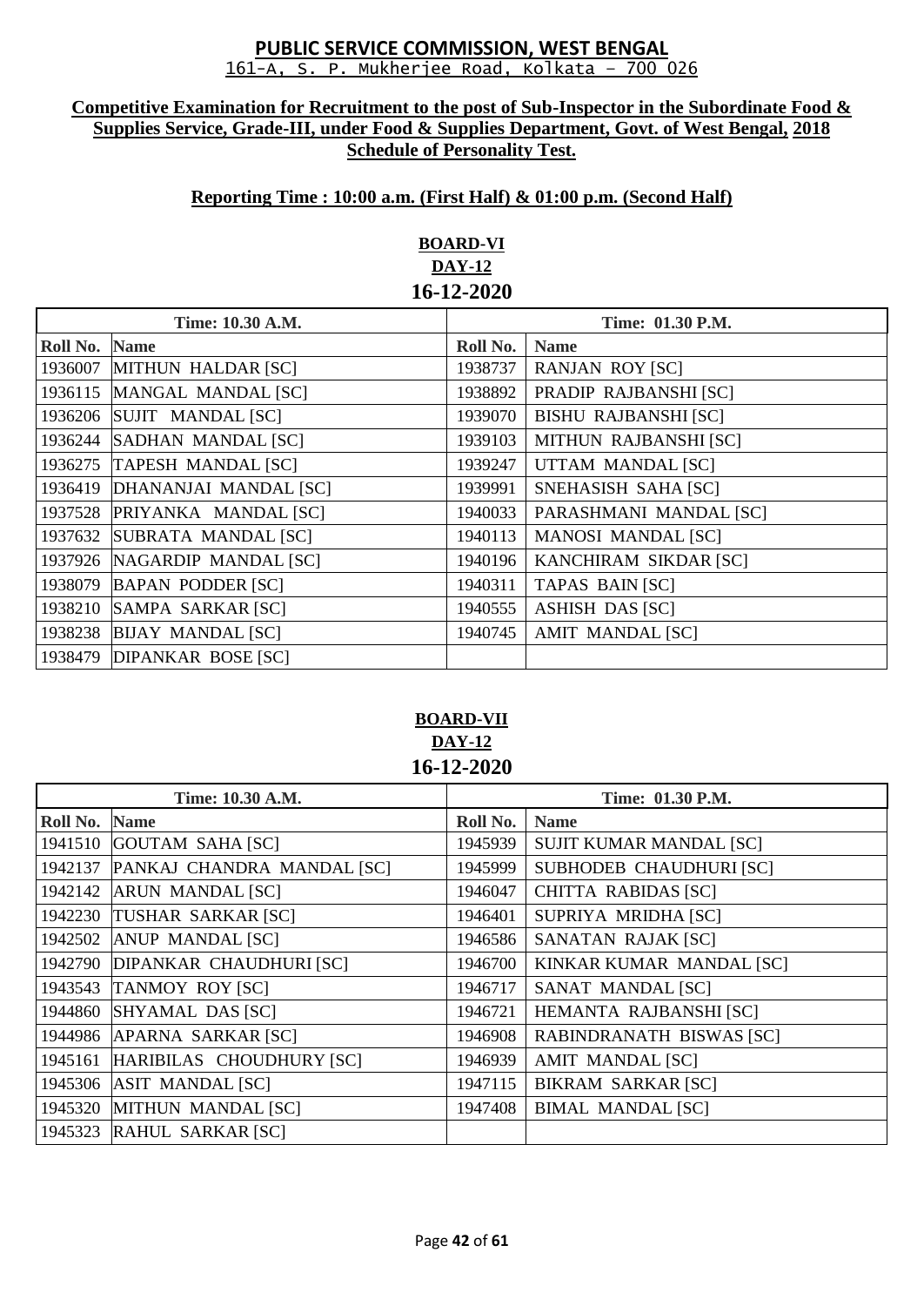# PUBLIC SERVICE COMMISSION, WEST BENGAL

161-A, S. P. Mukherjee Road, Kolkata – 700 026

**Competitive Examination for Recruitment to the post of Sub-Inspector in the Subordinate Food & Supplies Service, Grade-III, under Food & Supplies Department, Govt. of West Bengal, 2018**
**Schedule of Personality Test.**

**Reporting Time : 10:00 a.m. (First Half) & 01:00 p.m. (Second Half)**

## BOARD-VI
### DAY-12
### 16-12-2020

| Time: 10.30 A.M. | | Time: 01.30 P.M. | |
|---|---|---|---|
| **Roll No.** | **Name** | **Roll No.** | **Name** |
| 1936007 | MITHUN HALDAR [SC] | 1938737 | RANJAN ROY [SC] |
| 1936115 | MANGAL MANDAL [SC] | 1938892 | PRADIP RAJBANSHI [SC] |
| 1936206 | SUJIT MANDAL [SC] | 1939070 | BISHU RAJBANSHI [SC] |
| 1936244 | SADHAN MANDAL [SC] | 1939103 | MITHUN RAJBANSHI [SC] |
| 1936275 | TAPESH MANDAL [SC] | 1939247 | UTTAM MANDAL [SC] |
| 1936419 | DHANANJAI MANDAL [SC] | 1939991 | SNEHASISH SAHA [SC] |
| 1937528 | PRIYANKA MANDAL [SC] | 1940033 | PARASHMANI MANDAL [SC] |
| 1937632 | SUBRATA MANDAL [SC] | 1940113 | MANOSI MANDAL [SC] |
| 1937926 | NAGARDIP MANDAL [SC] | 1940196 | KANCHIRAM SIKDAR [SC] |
| 1938079 | BAPAN PODDER [SC] | 1940311 | TAPAS BAIN [SC] |
| 1938210 | SAMPA SARKAR [SC] | 1940555 | ASHISH DAS [SC] |
| 1938238 | BIJAY MANDAL [SC] | 1940745 | AMIT MANDAL [SC] |
| 1938479 | DIPANKAR BOSE [SC] | | |

## BOARD-VII
### DAY-12
### 16-12-2020

| Time: 10.30 A.M. | | Time: 01.30 P.M. | |
|---|---|---|---|
| **Roll No.** | **Name** | **Roll No.** | **Name** |
| 1941510 | GOUTAM SAHA [SC] | 1945939 | SUJIT KUMAR MANDAL [SC] |
| 1942137 | PANKAJ CHANDRA MANDAL [SC] | 1945999 | SUBHODEB CHAUDHURI [SC] |
| 1942142 | ARUN MANDAL [SC] | 1946047 | CHITTA RABIDAS [SC] |
| 1942230 | TUSHAR SARKAR [SC] | 1946401 | SUPRIYA MRIDHA [SC] |
| 1942502 | ANUP MANDAL [SC] | 1946586 | SANATAN RAJAK [SC] |
| 1942790 | DIPANKAR CHAUDHURI [SC] | 1946700 | KINKAR KUMAR MANDAL [SC] |
| 1943543 | TANMOY ROY [SC] | 1946717 | SANAT MANDAL [SC] |
| 1944860 | SHYAMAL DAS [SC] | 1946721 | HEMANTA RAJBANSHI [SC] |
| 1944986 | APARNA SARKAR [SC] | 1946908 | RABINDRANATH BISWAS [SC] |
| 1945161 | HARIBILAS CHOUDHURY [SC] | 1946939 | AMIT MANDAL [SC] |
| 1945306 | ASIT MANDAL [SC] | 1947115 | BIKRAM SARKAR [SC] |
| 1945320 | MITHUN MANDAL [SC] | 1947408 | BIMAL MANDAL [SC] |
| 1945323 | RAHUL SARKAR [SC] | | |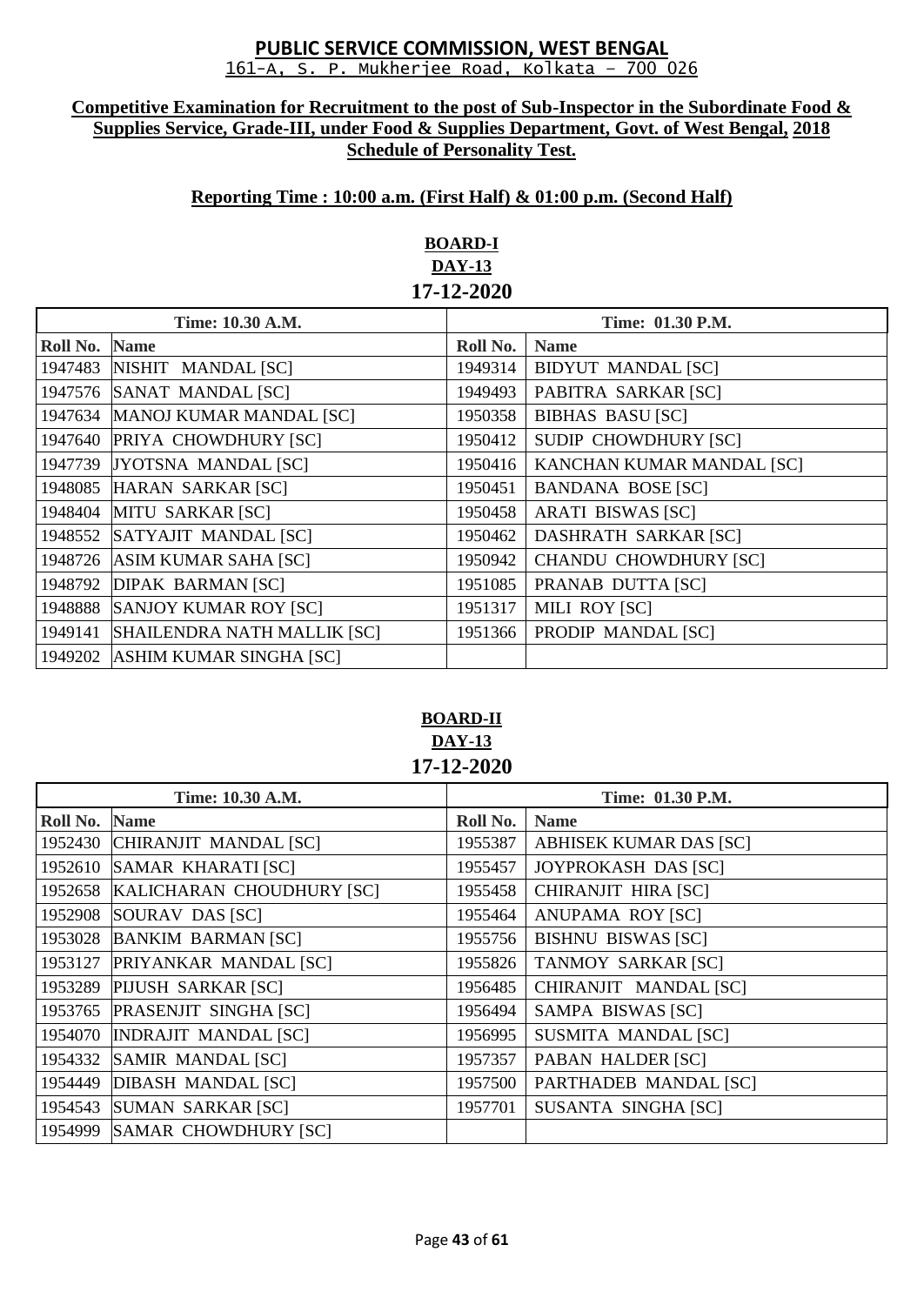# PUBLIC SERVICE COMMISSION, WEST BENGAL

161-A, S. P. Mukherjee Road, Kolkata – 700 026

**Competitive Examination for Recruitment to the post of Sub-Inspector in the Subordinate Food & Supplies Service, Grade-III, under Food & Supplies Department, Govt. of West Bengal, 2018**

**Schedule of Personality Test.**

**Reporting Time : 10:00 a.m. (First Half) & 01:00 p.m. (Second Half)**

## BOARD-I

**DAY-13**

**17-12-2020**

| Time: 10.30 A.M. | | Time: 01.30 P.M. | |
|---|---|---|---|
| **Roll No.** | **Name** | **Roll No.** | **Name** |
| 1947483 | NISHIT MANDAL [SC] | 1949314 | BIDYUT MANDAL [SC] |
| 1947576 | SANAT MANDAL [SC] | 1949493 | PABITRA SARKAR [SC] |
| 1947634 | MANOJ KUMAR MANDAL [SC] | 1950358 | BIBHAS BASU [SC] |
| 1947640 | PRIYA CHOWDHURY [SC] | 1950412 | SUDIP CHOWDHURY [SC] |
| 1947739 | JYOTSNA MANDAL [SC] | 1950416 | KANCHAN KUMAR MANDAL [SC] |
| 1948085 | HARAN SARKAR [SC] | 1950451 | BANDANA BOSE [SC] |
| 1948404 | MITU SARKAR [SC] | 1950458 | ARATI BISWAS [SC] |
| 1948552 | SATYAJIT MANDAL [SC] | 1950462 | DASHRATH SARKAR [SC] |
| 1948726 | ASIM KUMAR SAHA [SC] | 1950942 | CHANDU CHOWDHURY [SC] |
| 1948792 | DIPAK BARMAN [SC] | 1951085 | PRANAB DUTTA [SC] |
| 1948888 | SANJOY KUMAR ROY [SC] | 1951317 | MILI ROY [SC] |
| 1949141 | SHAILENDRA NATH MALLIK [SC] | 1951366 | PRODIP MANDAL [SC] |
| 1949202 | ASHIM KUMAR SINGHA [SC] | | |

## BOARD-II

**DAY-13**

**17-12-2020**

| Time: 10.30 A.M. | | Time: 01.30 P.M. | |
|---|---|---|---|
| **Roll No.** | **Name** | **Roll No.** | **Name** |
| 1952430 | CHIRANJIT MANDAL [SC] | 1955387 | ABHISEK KUMAR DAS [SC] |
| 1952610 | SAMAR KHARATI [SC] | 1955457 | JOYPROKASH DAS [SC] |
| 1952658 | KALICHARAN CHOUDHURY [SC] | 1955458 | CHIRANJIT HIRA [SC] |
| 1952908 | SOURAV DAS [SC] | 1955464 | ANUPAMA ROY [SC] |
| 1953028 | BANKIM BARMAN [SC] | 1955756 | BISHNU BISWAS [SC] |
| 1953127 | PRIYANKAR MANDAL [SC] | 1955826 | TANMOY SARKAR [SC] |
| 1953289 | PIJUSH SARKAR [SC] | 1956485 | CHIRANJIT MANDAL [SC] |
| 1953765 | PRASENJIT SINGHA [SC] | 1956494 | SAMPA BISWAS [SC] |
| 1954070 | INDRAJIT MANDAL [SC] | 1956995 | SUSMITA MANDAL [SC] |
| 1954332 | SAMIR MANDAL [SC] | 1957357 | PABAN HALDER [SC] |
| 1954449 | DIBASH MANDAL [SC] | 1957500 | PARTHADEB MANDAL [SC] |
| 1954543 | SUMAN SARKAR [SC] | 1957701 | SUSANTA SINGHA [SC] |
| 1954999 | SAMAR CHOWDHURY [SC] | | |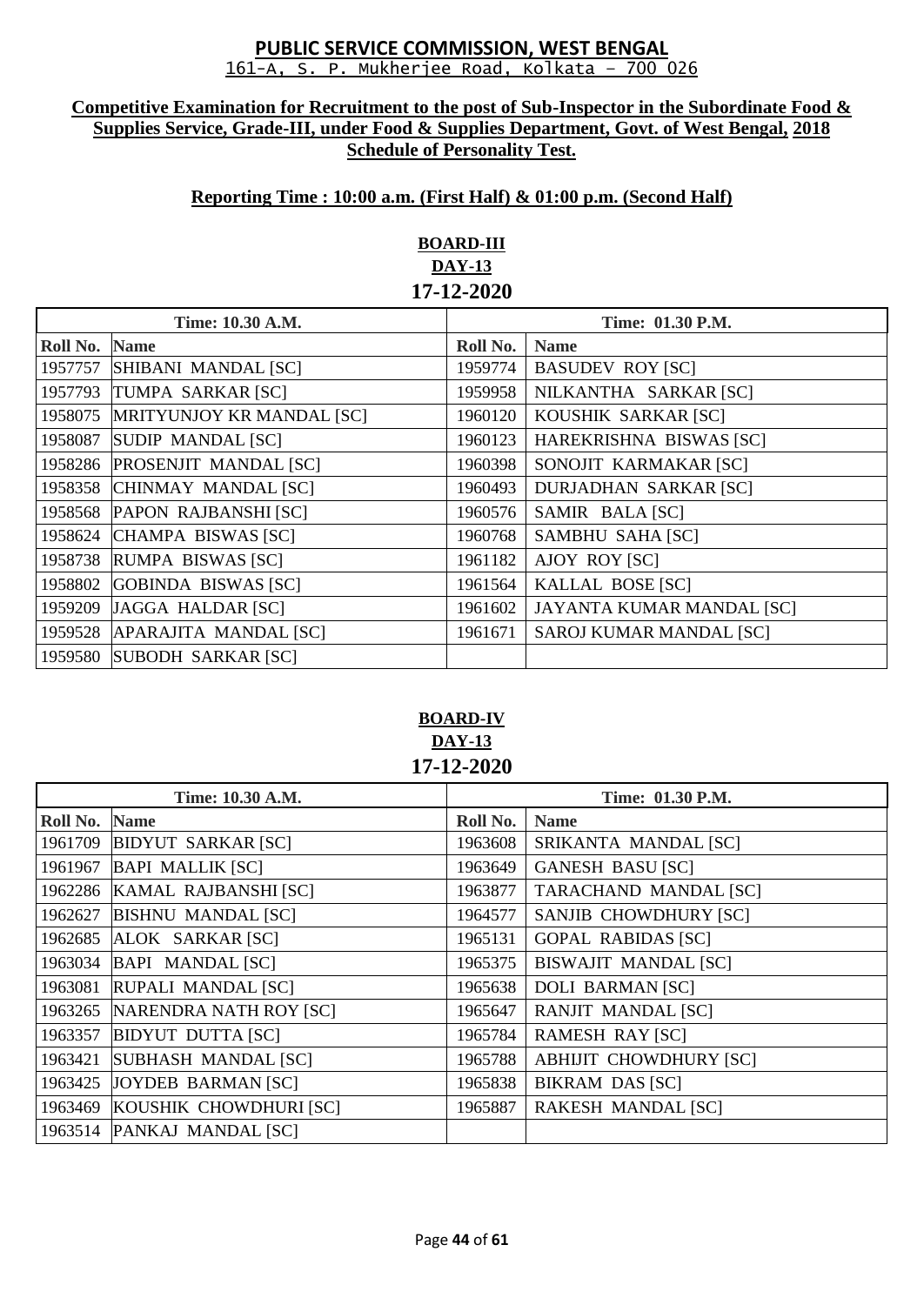# PUBLIC SERVICE COMMISSION, WEST BENGAL

161-A, S. P. Mukherjee Road, Kolkata – 700 026

**Competitive Examination for Recruitment to the post of Sub-Inspector in the Subordinate Food & Supplies Service, Grade-III, under Food & Supplies Department, Govt. of West Bengal, 2018 Schedule of Personality Test.**

**Reporting Time : 10:00 a.m. (First Half) & 01:00 p.m. (Second Half)**

## BOARD-III
### DAY-13
### 17-12-2020

| Time: 10.30 A.M. | | Time: 01.30 P.M. | |
|---|---|---|---|
| **Roll No.** | **Name** | **Roll No.** | **Name** |
| 1957757 | SHIBANI MANDAL [SC] | 1959774 | BASUDEV ROY [SC] |
| 1957793 | TUMPA SARKAR [SC] | 1959958 | NILKANTHA SARKAR [SC] |
| 1958075 | MRITYUNJOY KR MANDAL [SC] | 1960120 | KOUSHIK SARKAR [SC] |
| 1958087 | SUDIP MANDAL [SC] | 1960123 | HAREKRISHNA BISWAS [SC] |
| 1958286 | PROSENJIT MANDAL [SC] | 1960398 | SONOJIT KARMAKAR [SC] |
| 1958358 | CHINMAY MANDAL [SC] | 1960493 | DURJADHAN SARKAR [SC] |
| 1958568 | PAPON RAJBANSHI [SC] | 1960576 | SAMIR BALA [SC] |
| 1958624 | CHAMPA BISWAS [SC] | 1960768 | SAMBHU SAHA [SC] |
| 1958738 | RUMPA BISWAS [SC] | 1961182 | AJOY ROY [SC] |
| 1958802 | GOBINDA BISWAS [SC] | 1961564 | KALLAL BOSE [SC] |
| 1959209 | JAGGA HALDAR [SC] | 1961602 | JAYANTA KUMAR MANDAL [SC] |
| 1959528 | APARAJITA MANDAL [SC] | 1961671 | SAROJ KUMAR MANDAL [SC] |
| 1959580 | SUBODH SARKAR [SC] | | |

## BOARD-IV
### DAY-13
### 17-12-2020

| Time: 10.30 A.M. | | Time: 01.30 P.M. | |
|---|---|---|---|
| **Roll No.** | **Name** | **Roll No.** | **Name** |
| 1961709 | BIDYUT SARKAR [SC] | 1963608 | SRIKANTA MANDAL [SC] |
| 1961967 | BAPI MALLIK [SC] | 1963649 | GANESH BASU [SC] |
| 1962286 | KAMAL RAJBANSHI [SC] | 1963877 | TARACHAND MANDAL [SC] |
| 1962627 | BISHNU MANDAL [SC] | 1964577 | SANJIB CHOWDHURY [SC] |
| 1962685 | ALOK SARKAR [SC] | 1965131 | GOPAL RABIDAS [SC] |
| 1963034 | BAPI MANDAL [SC] | 1965375 | BISWAJIT MANDAL [SC] |
| 1963081 | RUPALI MANDAL [SC] | 1965638 | DOLI BARMAN [SC] |
| 1963265 | NARENDRA NATH ROY [SC] | 1965647 | RANJIT MANDAL [SC] |
| 1963357 | BIDYUT DUTTA [SC] | 1965784 | RAMESH RAY [SC] |
| 1963421 | SUBHASH MANDAL [SC] | 1965788 | ABHIJIT CHOWDHURY [SC] |
| 1963425 | JOYDEB BARMAN [SC] | 1965838 | BIKRAM DAS [SC] |
| 1963469 | KOUSHIK CHOWDHURI [SC] | 1965887 | RAKESH MANDAL [SC] |
| 1963514 | PANKAJ MANDAL [SC] | | |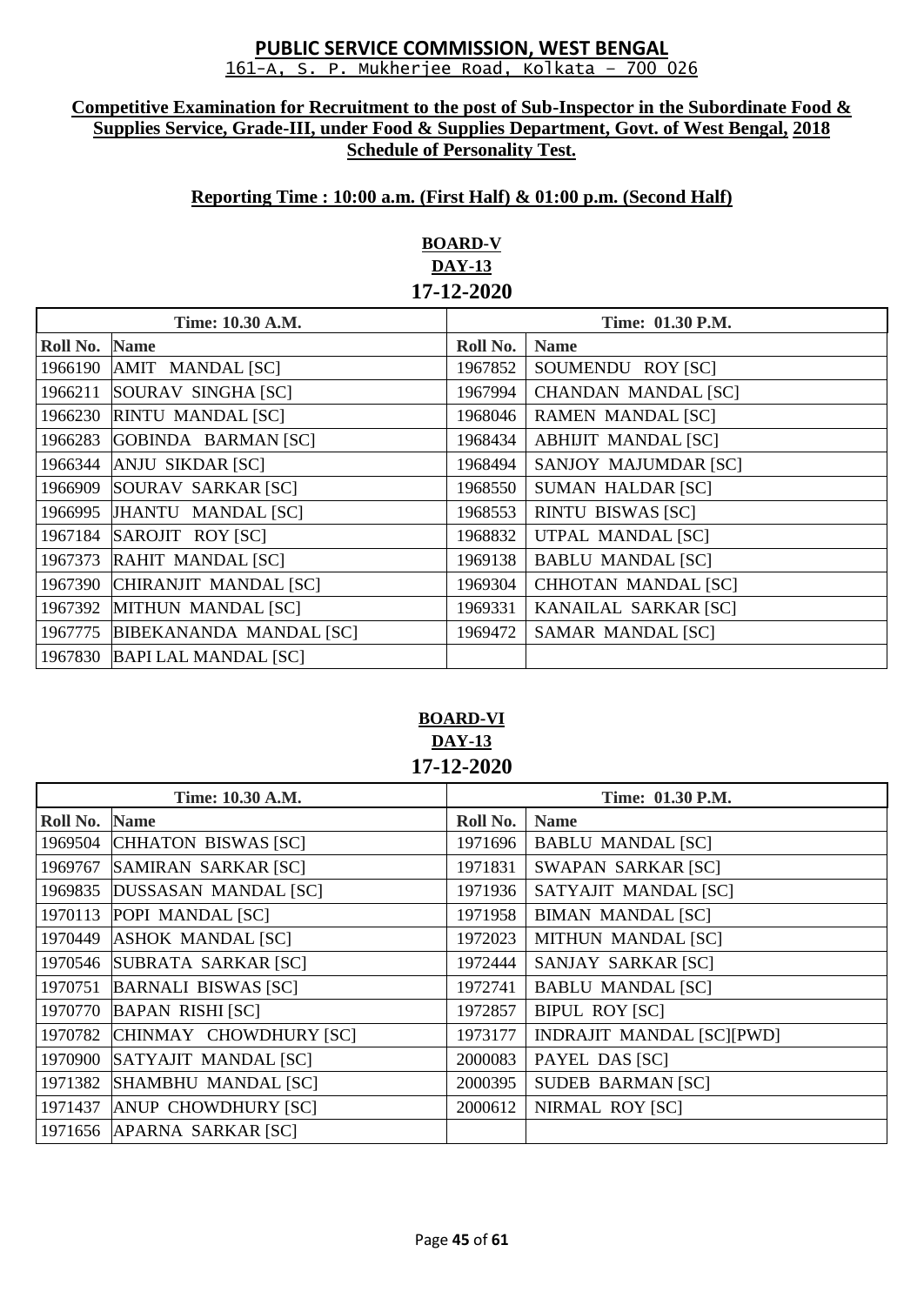# PUBLIC SERVICE COMMISSION, WEST BENGAL

161-A, S. P. Mukherjee Road, Kolkata – 700 026

**Competitive Examination for Recruitment to the post of Sub-Inspector in the Subordinate Food & Supplies Service, Grade-III, under Food & Supplies Department, Govt. of West Bengal, 2018 Schedule of Personality Test.**

**Reporting Time : 10:00 a.m. (First Half) & 01:00 p.m. (Second Half)**

## BOARD-V
## DAY-13
## 17-12-2020

| Time: 10.30 A.M. | | Time: 01.30 P.M. | |
|---|---|---|---|
| **Roll No.** | **Name** | **Roll No.** | **Name** |
| 1966190 | AMIT MANDAL [SC] | 1967852 | SOUMENDU ROY [SC] |
| 1966211 | SOURAV SINGHA [SC] | 1967994 | CHANDAN MANDAL [SC] |
| 1966230 | RINTU MANDAL [SC] | 1968046 | RAMEN MANDAL [SC] |
| 1966283 | GOBINDA BARMAN [SC] | 1968434 | ABHIJIT MANDAL [SC] |
| 1966344 | ANJU SIKDAR [SC] | 1968494 | SANJOY MAJUMDAR [SC] |
| 1966909 | SOURAV SARKAR [SC] | 1968550 | SUMAN HALDAR [SC] |
| 1966995 | JHANTU MANDAL [SC] | 1968553 | RINTU BISWAS [SC] |
| 1967184 | SAROJIT ROY [SC] | 1968832 | UTPAL MANDAL [SC] |
| 1967373 | RAHIT MANDAL [SC] | 1969138 | BABLU MANDAL [SC] |
| 1967390 | CHIRANJIT MANDAL [SC] | 1969304 | CHHOTAN MANDAL [SC] |
| 1967392 | MITHUN MANDAL [SC] | 1969331 | KANAILAL SARKAR [SC] |
| 1967775 | BIBEKANANDA MANDAL [SC] | 1969472 | SAMAR MANDAL [SC] |
| 1967830 | BAPI LAL MANDAL [SC] | | |

## BOARD-VI
## DAY-13
## 17-12-2020

| Time: 10.30 A.M. | | Time: 01.30 P.M. | |
|---|---|---|---|
| **Roll No.** | **Name** | **Roll No.** | **Name** |
| 1969504 | CHHATON BISWAS [SC] | 1971696 | BABLU MANDAL [SC] |
| 1969767 | SAMIRAN SARKAR [SC] | 1971831 | SWAPAN SARKAR [SC] |
| 1969835 | DUSSASAN MANDAL [SC] | 1971936 | SATYAJIT MANDAL [SC] |
| 1970113 | POPI MANDAL [SC] | 1971958 | BIMAN MANDAL [SC] |
| 1970449 | ASHOK MANDAL [SC] | 1972023 | MITHUN MANDAL [SC] |
| 1970546 | SUBRATA SARKAR [SC] | 1972444 | SANJAY SARKAR [SC] |
| 1970751 | BARNALI BISWAS [SC] | 1972741 | BABLU MANDAL [SC] |
| 1970770 | BAPAN RISHI [SC] | 1972857 | BIPUL ROY [SC] |
| 1970782 | CHINMAY CHOWDHURY [SC] | 1973177 | INDRAJIT MANDAL [SC][PWD] |
| 1970900 | SATYAJIT MANDAL [SC] | 2000083 | PAYEL DAS [SC] |
| 1971382 | SHAMBHU MANDAL [SC] | 2000395 | SUDEB BARMAN [SC] |
| 1971437 | ANUP CHOWDHURY [SC] | 2000612 | NIRMAL ROY [SC] |
| 1971656 | APARNA SARKAR [SC] | | |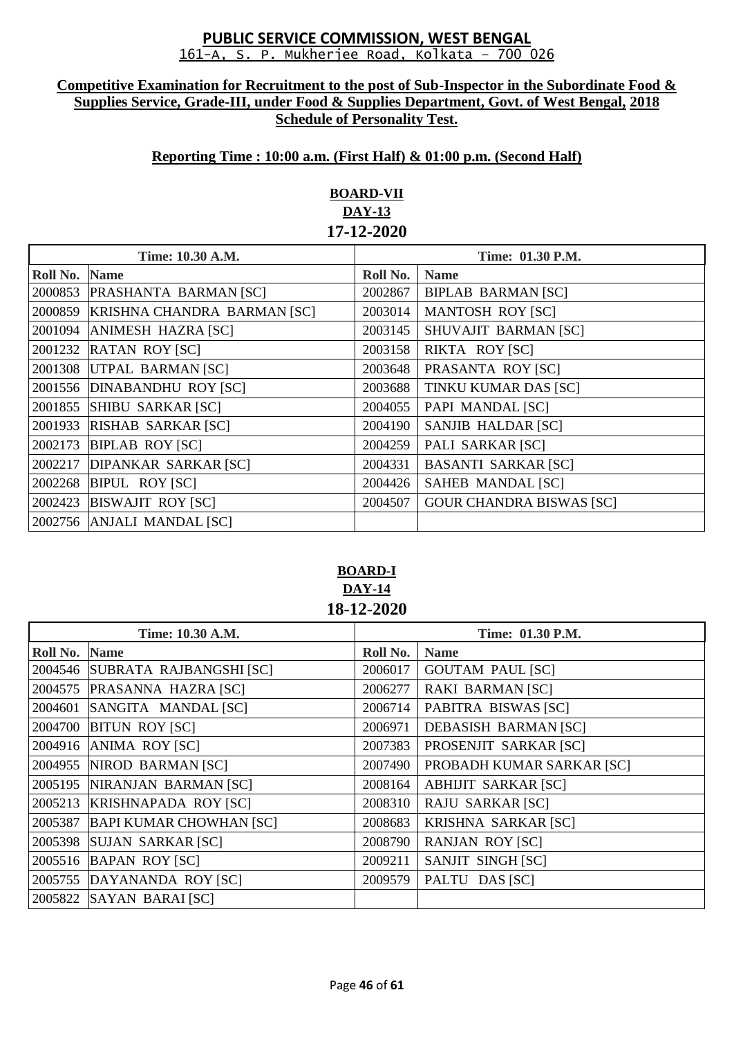## PUBLIC SERVICE COMMISSION, WEST BENGAL

161-A, S. P. Mukherjee Road, Kolkata – 700 026

**Competitive Examination for Recruitment to the post of Sub-Inspector in the Subordinate Food & Supplies Service, Grade-III, under Food & Supplies Department, Govt. of West Bengal, 2018**
**Schedule of Personality Test.**

**Reporting Time : 10:00 a.m. (First Half) & 01:00 p.m. (Second Half)**

**BOARD-VII**
**DAY-13**
**17-12-2020**

| Time: 10.30 A.M. | | Time: 01.30 P.M. | |
|---|---|---|---|
| **Roll No.** | **Name** | **Roll No.** | **Name** |
| 2000853 | PRASHANTA BARMAN [SC] | 2002867 | BIPLAB BARMAN [SC] |
| 2000859 | KRISHNA CHANDRA BARMAN [SC] | 2003014 | MANTOSH ROY [SC] |
| 2001094 | ANIMESH HAZRA [SC] | 2003145 | SHUVAJIT BARMAN [SC] |
| 2001232 | RATAN ROY [SC] | 2003158 | RIKTA ROY [SC] |
| 2001308 | UTPAL BARMAN [SC] | 2003648 | PRASANTA ROY [SC] |
| 2001556 | DINABANDHU ROY [SC] | 2003688 | TINKU KUMAR DAS [SC] |
| 2001855 | SHIBU SARKAR [SC] | 2004055 | PAPI MANDAL [SC] |
| 2001933 | RISHAB SARKAR [SC] | 2004190 | SANJIB HALDAR [SC] |
| 2002173 | BIPLAB ROY [SC] | 2004259 | PALI SARKAR [SC] |
| 2002217 | DIPANKAR SARKAR [SC] | 2004331 | BASANTI SARKAR [SC] |
| 2002268 | BIPUL ROY [SC] | 2004426 | SAHEB MANDAL [SC] |
| 2002423 | BISWAJIT ROY [SC] | 2004507 | GOUR CHANDRA BISWAS [SC] |
| 2002756 | ANJALI MANDAL [SC] | | |

**BOARD-I**
**DAY-14**
**18-12-2020**

| Time: 10.30 A.M. | | Time: 01.30 P.M. | |
|---|---|---|---|
| **Roll No.** | **Name** | **Roll No.** | **Name** |
| 2004546 | SUBRATA RAJBANGSHI [SC] | 2006017 | GOUTAM PAUL [SC] |
| 2004575 | PRASANNA HAZRA [SC] | 2006277 | RAKI BARMAN [SC] |
| 2004601 | SANGITA MANDAL [SC] | 2006714 | PABITRA BISWAS [SC] |
| 2004700 | BITUN ROY [SC] | 2006971 | DEBASISH BARMAN [SC] |
| 2004916 | ANIMA ROY [SC] | 2007383 | PROSENJIT SARKAR [SC] |
| 2004955 | NIROD BARMAN [SC] | 2007490 | PROBADH KUMAR SARKAR [SC] |
| 2005195 | NIRANJAN BARMAN [SC] | 2008164 | ABHIJIT SARKAR [SC] |
| 2005213 | KRISHNAPADA ROY [SC] | 2008310 | RAJU SARKAR [SC] |
| 2005387 | BAPI KUMAR CHOWHAN [SC] | 2008683 | KRISHNA SARKAR [SC] |
| 2005398 | SUJAN SARKAR [SC] | 2008790 | RANJAN ROY [SC] |
| 2005516 | BAPAN ROY [SC] | 2009211 | SANJIT SINGH [SC] |
| 2005755 | DAYANANDA ROY [SC] | 2009579 | PALTU DAS [SC] |
| 2005822 | SAYAN BARAI [SC] | | |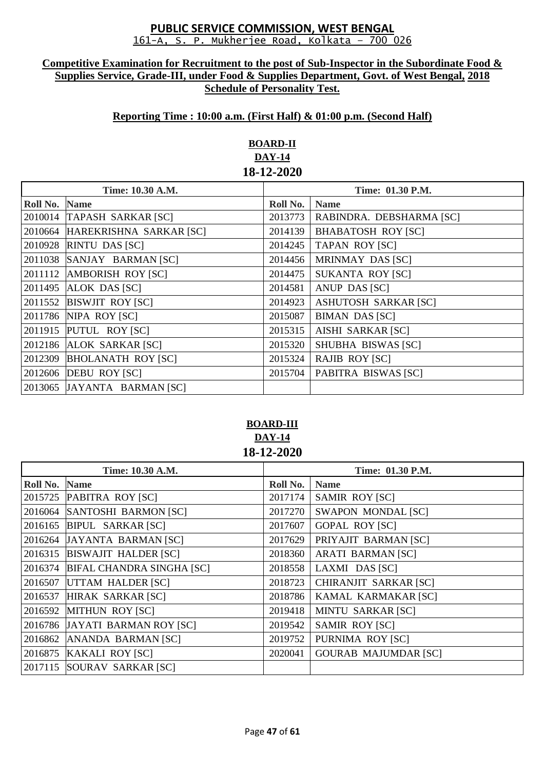# PUBLIC SERVICE COMMISSION, WEST BENGAL

161-A, S. P. Mukherjee Road, Kolkata – 700 026

**Competitive Examination for Recruitment to the post of Sub-Inspector in the Subordinate Food & Supplies Service, Grade-III, under Food & Supplies Department, Govt. of West Bengal, 2018**
**Schedule of Personality Test.**

**Reporting Time : 10:00 a.m. (First Half) & 01:00 p.m. (Second Half)**

## BOARD-II
### DAY-14
### 18-12-2020

| Time: 10.30 A.M. | | Time: 01.30 P.M. | |
|---|---|---|---|
| **Roll No.** | **Name** | **Roll No.** | **Name** |
| 2010014 | TAPASH SARKAR [SC] | 2013773 | RABINDRA. DEBSHARMA [SC] |
| 2010664 | HAREKRISHNA SARKAR [SC] | 2014139 | BHABATOSH ROY [SC] |
| 2010928 | RINTU DAS [SC] | 2014245 | TAPAN ROY [SC] |
| 2011038 | SANJAY BARMAN [SC] | 2014456 | MRINMAY DAS [SC] |
| 2011112 | AMBORISH ROY [SC] | 2014475 | SUKANTA ROY [SC] |
| 2011495 | ALOK DAS [SC] | 2014581 | ANUP DAS [SC] |
| 2011552 | BISWJIT ROY [SC] | 2014923 | ASHUTOSH SARKAR [SC] |
| 2011786 | NIPA ROY [SC] | 2015087 | BIMAN DAS [SC] |
| 2011915 | PUTUL ROY [SC] | 2015315 | AISHI SARKAR [SC] |
| 2012186 | ALOK SARKAR [SC] | 2015320 | SHUBHA BISWAS [SC] |
| 2012309 | BHOLANATH ROY [SC] | 2015324 | RAJIB ROY [SC] |
| 2012606 | DEBU ROY [SC] | 2015704 | PABITRA BISWAS [SC] |
| 2013065 | JAYANTA BARMAN [SC] | | |

## BOARD-III
### DAY-14
### 18-12-2020

| Time: 10.30 A.M. | | Time: 01.30 P.M. | |
|---|---|---|---|
| **Roll No.** | **Name** | **Roll No.** | **Name** |
| 2015725 | PABITRA ROY [SC] | 2017174 | SAMIR ROY [SC] |
| 2016064 | SANTOSHI BARMON [SC] | 2017270 | SWAPON MONDAL [SC] |
| 2016165 | BIPUL SARKAR [SC] | 2017607 | GOPAL ROY [SC] |
| 2016264 | JAYANTA BARMAN [SC] | 2017629 | PRIYAJIT BARMAN [SC] |
| 2016315 | BISWAJIT HALDER [SC] | 2018360 | ARATI BARMAN [SC] |
| 2016374 | BIFAL CHANDRA SINGHA [SC] | 2018558 | LAXMI DAS [SC] |
| 2016507 | UTTAM HALDER [SC] | 2018723 | CHIRANJIT SARKAR [SC] |
| 2016537 | HIRAK SARKAR [SC] | 2018786 | KAMAL KARMAKAR [SC] |
| 2016592 | MITHUN ROY [SC] | 2019418 | MINTU SARKAR [SC] |
| 2016786 | JAYATI BARMAN ROY [SC] | 2019542 | SAMIR ROY [SC] |
| 2016862 | ANANDA BARMAN [SC] | 2019752 | PURNIMA ROY [SC] |
| 2016875 | KAKALI ROY [SC] | 2020041 | GOURAB MAJUMDAR [SC] |
| 2017115 | SOURAV SARKAR [SC] | | |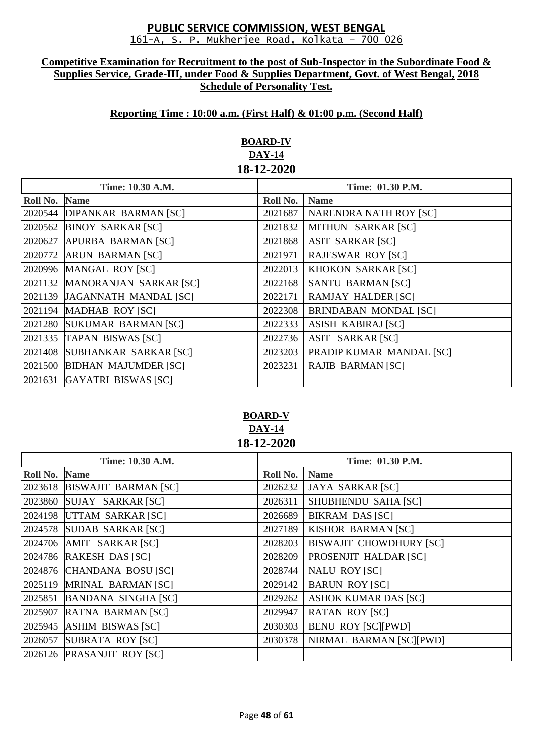# PUBLIC SERVICE COMMISSION, WEST BENGAL

161-A, S. P. Mukherjee Road, Kolkata – 700 026

**Competitive Examination for Recruitment to the post of Sub-Inspector in the Subordinate Food & Supplies Service, Grade-III, under Food & Supplies Department, Govt. of West Bengal, 2018 Schedule of Personality Test.**

**Reporting Time : 10:00 a.m. (First Half) & 01:00 p.m. (Second Half)**

## BOARD-IV
## DAY-14
## 18-12-2020

| Time: 10.30 A.M. | | Time: 01.30 P.M. | |
|---|---|---|---|
| **Roll No.** | **Name** | **Roll No.** | **Name** |
| 2020544 | DIPANKAR BARMAN [SC] | 2021687 | NARENDRA NATH ROY [SC] |
| 2020562 | BINOY SARKAR [SC] | 2021832 | MITHUN SARKAR [SC] |
| 2020627 | APURBA BARMAN [SC] | 2021868 | ASIT SARKAR [SC] |
| 2020772 | ARUN BARMAN [SC] | 2021971 | RAJESWAR ROY [SC] |
| 2020996 | MANGAL ROY [SC] | 2022013 | KHOKON SARKAR [SC] |
| 2021132 | MANORANJAN SARKAR [SC] | 2022168 | SANTU BARMAN [SC] |
| 2021139 | JAGANNATH MANDAL [SC] | 2022171 | RAMJAY HALDER [SC] |
| 2021194 | MADHAB ROY [SC] | 2022308 | BRINDABAN MONDAL [SC] |
| 2021280 | SUKUMAR BARMAN [SC] | 2022333 | ASISH KABIRAJ [SC] |
| 2021335 | TAPAN BISWAS [SC] | 2022736 | ASIT SARKAR [SC] |
| 2021408 | SUBHANKAR SARKAR [SC] | 2023203 | PRADIP KUMAR MANDAL [SC] |
| 2021500 | BIDHAN MAJUMDER [SC] | 2023231 | RAJIB BARMAN [SC] |
| 2021631 | GAYATRI BISWAS [SC] | | |

## BOARD-V
## DAY-14
## 18-12-2020

| Time: 10.30 A.M. | | Time: 01.30 P.M. | |
|---|---|---|---|
| **Roll No.** | **Name** | **Roll No.** | **Name** |
| 2023618 | BISWAJIT BARMAN [SC] | 2026232 | JAYA SARKAR [SC] |
| 2023860 | SUJAY SARKAR [SC] | 2026311 | SHUBHENDU SAHA [SC] |
| 2024198 | UTTAM SARKAR [SC] | 2026689 | BIKRAM DAS [SC] |
| 2024578 | SUDAB SARKAR [SC] | 2027189 | KISHOR BARMAN [SC] |
| 2024706 | AMIT SARKAR [SC] | 2028203 | BISWAJIT CHOWDHURY [SC] |
| 2024786 | RAKESH DAS [SC] | 2028209 | PROSENJIT HALDAR [SC] |
| 2024876 | CHANDANA BOSU [SC] | 2028744 | NALU ROY [SC] |
| 2025119 | MRINAL BARMAN [SC] | 2029142 | BARUN ROY [SC] |
| 2025851 | BANDANA SINGHA [SC] | 2029262 | ASHOK KUMAR DAS [SC] |
| 2025907 | RATNA BARMAN [SC] | 2029947 | RATAN ROY [SC] |
| 2025945 | ASHIM BISWAS [SC] | 2030303 | BENU ROY [SC][PWD] |
| 2026057 | SUBRATA ROY [SC] | 2030378 | NIRMAL BARMAN [SC][PWD] |
| 2026126 | PRASANJIT ROY [SC] | | |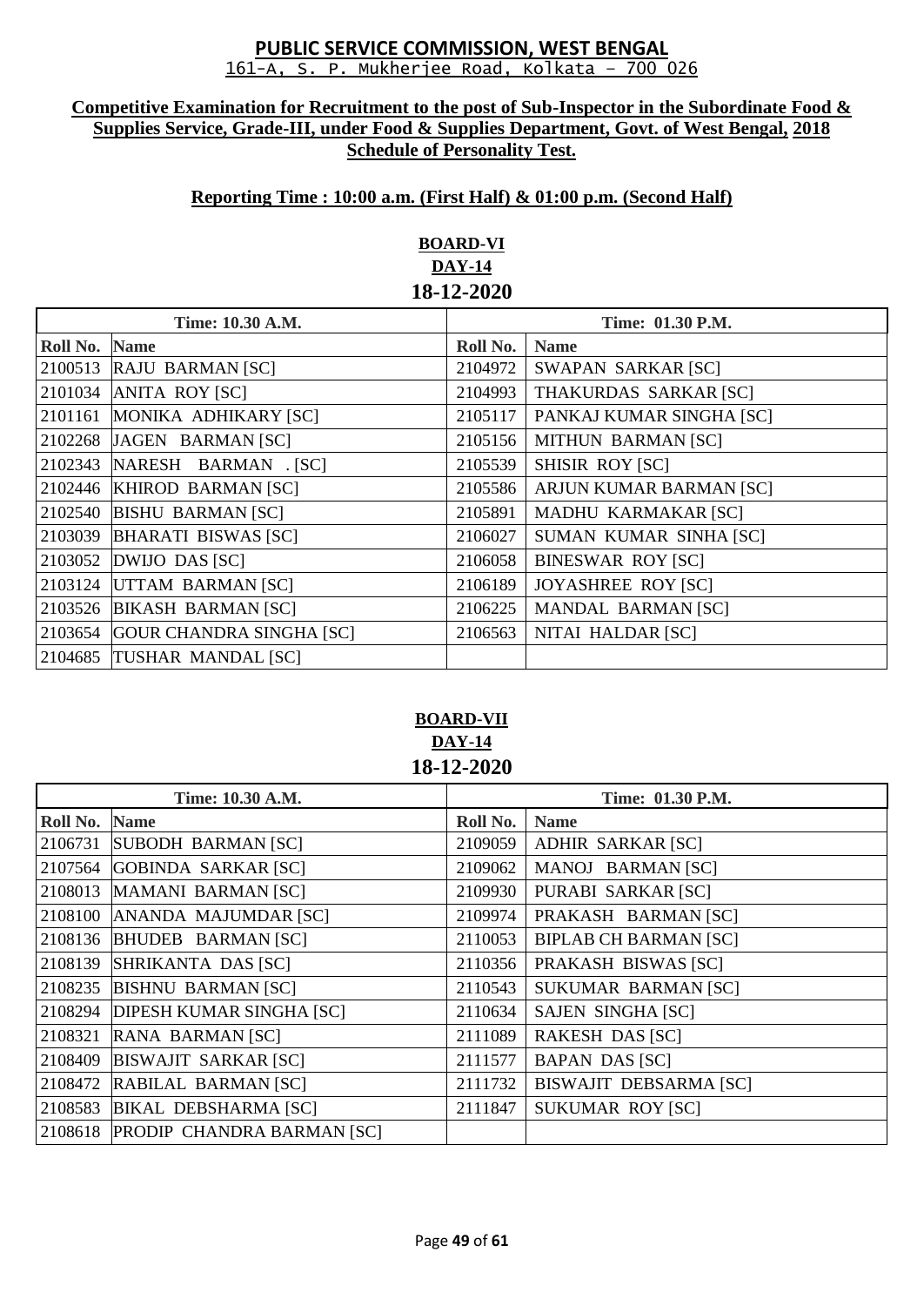## PUBLIC SERVICE COMMISSION, WEST BENGAL

161-A, S. P. Mukherjee Road, Kolkata – 700 026

**Competitive Examination for Recruitment to the post of Sub-Inspector in the Subordinate Food & Supplies Service, Grade-III, under Food & Supplies Department, Govt. of West Bengal, 2018**
**Schedule of Personality Test.**

**Reporting Time : 10:00 a.m. (First Half) & 01:00 p.m. (Second Half)**

### BOARD-VI
**DAY-14**
**18-12-2020**

| Time: 10.30 A.M. | | Time: 01.30 P.M. | |
|---|---|---|---|
| **Roll No.** | **Name** | **Roll No.** | **Name** |
| 2100513 | RAJU BARMAN [SC] | 2104972 | SWAPAN SARKAR [SC] |
| 2101034 | ANITA ROY [SC] | 2104993 | THAKURDAS SARKAR [SC] |
| 2101161 | MONIKA ADHIKARY [SC] | 2105117 | PANKAJ KUMAR SINGHA [SC] |
| 2102268 | JAGEN BARMAN [SC] | 2105156 | MITHUN BARMAN [SC] |
| 2102343 | NARESH BARMAN . [SC] | 2105539 | SHISIR ROY [SC] |
| 2102446 | KHIROD BARMAN [SC] | 2105586 | ARJUN KUMAR BARMAN [SC] |
| 2102540 | BISHU BARMAN [SC] | 2105891 | MADHU KARMAKAR [SC] |
| 2103039 | BHARATI BISWAS [SC] | 2106027 | SUMAN KUMAR SINHA [SC] |
| 2103052 | DWIJO DAS [SC] | 2106058 | BINESWAR ROY [SC] |
| 2103124 | UTTAM BARMAN [SC] | 2106189 | JOYASHREE ROY [SC] |
| 2103526 | BIKASH BARMAN [SC] | 2106225 | MANDAL BARMAN [SC] |
| 2103654 | GOUR CHANDRA SINGHA [SC] | 2106563 | NITAI HALDAR [SC] |
| 2104685 | TUSHAR MANDAL [SC] | | |

### BOARD-VII
**DAY-14**
**18-12-2020**

| Time: 10.30 A.M. | | Time: 01.30 P.M. | |
|---|---|---|---|
| **Roll No.** | **Name** | **Roll No.** | **Name** |
| 2106731 | SUBODH BARMAN [SC] | 2109059 | ADHIR SARKAR [SC] |
| 2107564 | GOBINDA SARKAR [SC] | 2109062 | MANOJ BARMAN [SC] |
| 2108013 | MAMANI BARMAN [SC] | 2109930 | PURABI SARKAR [SC] |
| 2108100 | ANANDA MAJUMDAR [SC] | 2109974 | PRAKASH BARMAN [SC] |
| 2108136 | BHUDEB BARMAN [SC] | 2110053 | BIPLAB CH BARMAN [SC] |
| 2108139 | SHRIKANTA DAS [SC] | 2110356 | PRAKASH BISWAS [SC] |
| 2108235 | BISHNU BARMAN [SC] | 2110543 | SUKUMAR BARMAN [SC] |
| 2108294 | DIPESH KUMAR SINGHA [SC] | 2110634 | SAJEN SINGHA [SC] |
| 2108321 | RANA BARMAN [SC] | 2111089 | RAKESH DAS [SC] |
| 2108409 | BISWAJIT SARKAR [SC] | 2111577 | BAPAN DAS [SC] |
| 2108472 | RABILAL BARMAN [SC] | 2111732 | BISWAJIT DEBSARMA [SC] |
| 2108583 | BIKAL DEBSHARMA [SC] | 2111847 | SUKUMAR ROY [SC] |
| 2108618 | PRODIP CHANDRA BARMAN [SC] | | |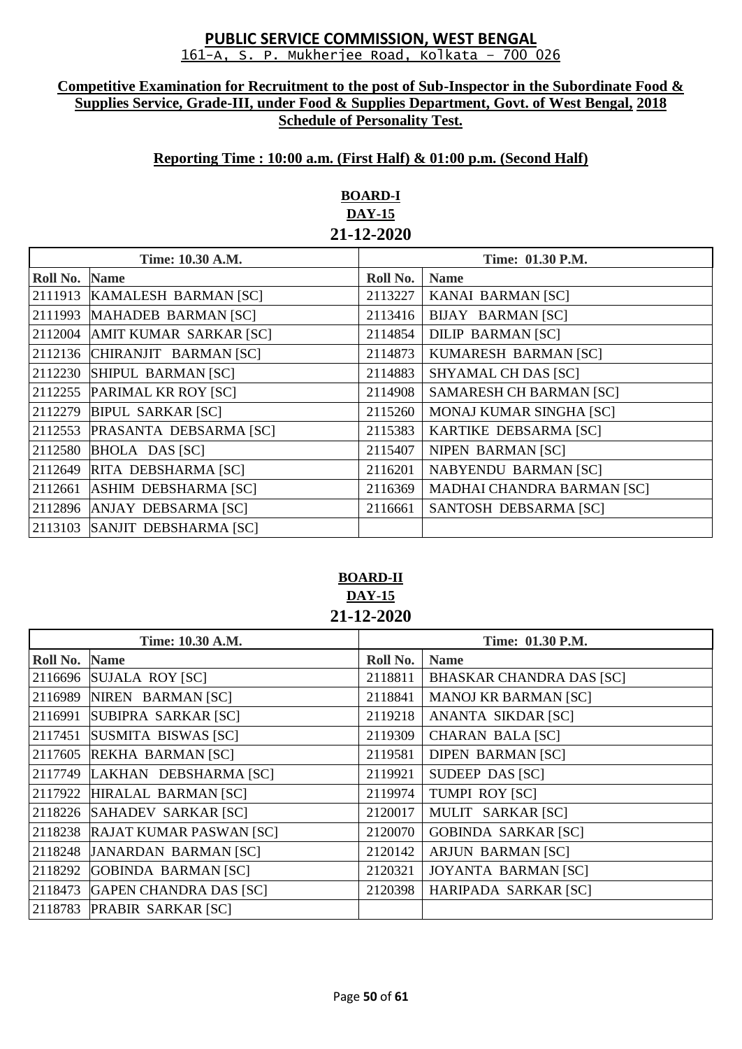# PUBLIC SERVICE COMMISSION, WEST BENGAL

161-A, S. P. Mukherjee Road, Kolkata – 700 026

**Competitive Examination for Recruitment to the post of Sub-Inspector in the Subordinate Food & Supplies Service, Grade-III, under Food & Supplies Department, Govt. of West Bengal, 2018**
**Schedule of Personality Test.**

**Reporting Time : 10:00 a.m. (First Half) & 01:00 p.m. (Second Half)**

## BOARD-I
**DAY-15**
**21-12-2020**

| Time: 10.30 A.M. | | Time: 01.30 P.M. | |
|---|---|---|---|
| **Roll No.** | **Name** | **Roll No.** | **Name** |
| 2111913 | KAMALESH BARMAN [SC] | 2113227 | KANAI BARMAN [SC] |
| 2111993 | MAHADEB BARMAN [SC] | 2113416 | BIJAY BARMAN [SC] |
| 2112004 | AMIT KUMAR SARKAR [SC] | 2114854 | DILIP BARMAN [SC] |
| 2112136 | CHIRANJIT BARMAN [SC] | 2114873 | KUMARESH BARMAN [SC] |
| 2112230 | SHIPUL BARMAN [SC] | 2114883 | SHYAMAL CH DAS [SC] |
| 2112255 | PARIMAL KR ROY [SC] | 2114908 | SAMARESH CH BARMAN [SC] |
| 2112279 | BIPUL SARKAR [SC] | 2115260 | MONAJ KUMAR SINGHA [SC] |
| 2112553 | PRASANTA DEBSARMA [SC] | 2115383 | KARTIKE DEBSARMA [SC] |
| 2112580 | BHOLA DAS [SC] | 2115407 | NIPEN BARMAN [SC] |
| 2112649 | RITA DEBSHARMA [SC] | 2116201 | NABYENDU BARMAN [SC] |
| 2112661 | ASHIM DEBSHARMA [SC] | 2116369 | MADHAI CHANDRA BARMAN [SC] |
| 2112896 | ANJAY DEBSARMA [SC] | 2116661 | SANTOSH DEBSARMA [SC] |
| 2113103 | SANJIT DEBSHARMA [SC] | | |

## BOARD-II
**DAY-15**
**21-12-2020**

| Time: 10.30 A.M. | | Time: 01.30 P.M. | |
|---|---|---|---|
| **Roll No.** | **Name** | **Roll No.** | **Name** |
| 2116696 | SUJALA ROY [SC] | 2118811 | BHASKAR CHANDRA DAS [SC] |
| 2116989 | NIREN BARMAN [SC] | 2118841 | MANOJ KR BARMAN [SC] |
| 2116991 | SUBIPRA SARKAR [SC] | 2119218 | ANANTA SIKDAR [SC] |
| 2117451 | SUSMITA BISWAS [SC] | 2119309 | CHARAN BALA [SC] |
| 2117605 | REKHA BARMAN [SC] | 2119581 | DIPEN BARMAN [SC] |
| 2117749 | LAKHAN DEBSHARMA [SC] | 2119921 | SUDEEP DAS [SC] |
| 2117922 | HIRALAL BARMAN [SC] | 2119974 | TUMPI ROY [SC] |
| 2118226 | SAHADEV SARKAR [SC] | 2120017 | MULIT SARKAR [SC] |
| 2118238 | RAJAT KUMAR PASWAN [SC] | 2120070 | GOBINDA SARKAR [SC] |
| 2118248 | JANARDAN BARMAN [SC] | 2120142 | ARJUN BARMAN [SC] |
| 2118292 | GOBINDA BARMAN [SC] | 2120321 | JOYANTA BARMAN [SC] |
| 2118473 | GAPEN CHANDRA DAS [SC] | 2120398 | HARIPADA SARKAR [SC] |
| 2118783 | PRABIR SARKAR [SC] | | |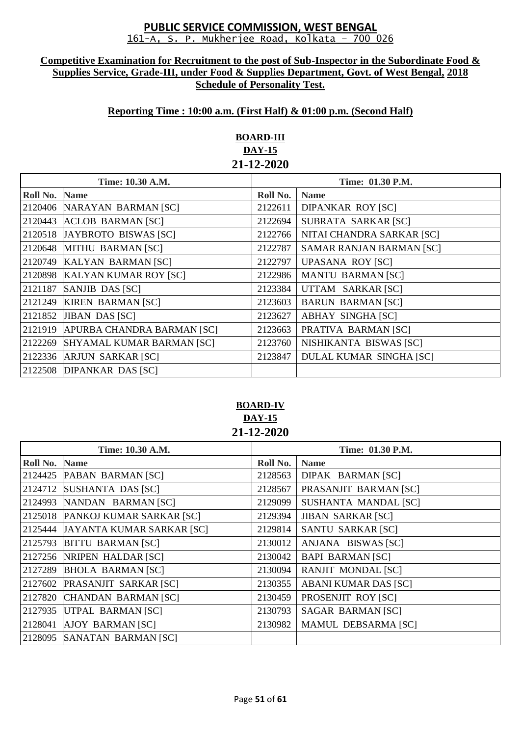# PUBLIC SERVICE COMMISSION, WEST BENGAL

161-A, S. P. Mukherjee Road, Kolkata – 700 026

**Competitive Examination for Recruitment to the post of Sub-Inspector in the Subordinate Food & Supplies Service, Grade-III, under Food & Supplies Department, Govt. of West Bengal, 2018**
**Schedule of Personality Test.**

**Reporting Time : 10:00 a.m. (First Half) & 01:00 p.m. (Second Half)**

## BOARD-III
**DAY-15**
**21-12-2020**

| Time: 10.30 A.M. | | Time: 01.30 P.M. | |
|---|---|---|---|
| **Roll No.** | **Name** | **Roll No.** | **Name** |
| 2120406 | NARAYAN BARMAN [SC] | 2122611 | DIPANKAR ROY [SC] |
| 2120443 | ACLOB BARMAN [SC] | 2122694 | SUBRATA SARKAR [SC] |
| 2120518 | JAYBROTO BISWAS [SC] | 2122766 | NITAI CHANDRA SARKAR [SC] |
| 2120648 | MITHU BARMAN [SC] | 2122787 | SAMAR RANJAN BARMAN [SC] |
| 2120749 | KALYAN BARMAN [SC] | 2122797 | UPASANA ROY [SC] |
| 2120898 | KALYAN KUMAR ROY [SC] | 2122986 | MANTU BARMAN [SC] |
| 2121187 | SANJIB DAS [SC] | 2123384 | UTTAM SARKAR [SC] |
| 2121249 | KIREN BARMAN [SC] | 2123603 | BARUN BARMAN [SC] |
| 2121852 | JIBAN DAS [SC] | 2123627 | ABHAY SINGHA [SC] |
| 2121919 | APURBA CHANDRA BARMAN [SC] | 2123663 | PRATIVA BARMAN [SC] |
| 2122269 | SHYAMAL KUMAR BARMAN [SC] | 2123760 | NISHIKANTA BISWAS [SC] |
| 2122336 | ARJUN SARKAR [SC] | 2123847 | DULAL KUMAR SINGHA [SC] |
| 2122508 | DIPANKAR DAS [SC] | | |

## BOARD-IV
**DAY-15**
**21-12-2020**

| Time: 10.30 A.M. | | Time: 01.30 P.M. | |
|---|---|---|---|
| **Roll No.** | **Name** | **Roll No.** | **Name** |
| 2124425 | PABAN BARMAN [SC] | 2128563 | DIPAK BARMAN [SC] |
| 2124712 | SUSHANTA DAS [SC] | 2128567 | PRASANJIT BARMAN [SC] |
| 2124993 | NANDAN BARMAN [SC] | 2129099 | SUSHANTA MANDAL [SC] |
| 2125018 | PANKOJ KUMAR SARKAR [SC] | 2129394 | JIBAN SARKAR [SC] |
| 2125444 | JAYANTA KUMAR SARKAR [SC] | 2129814 | SANTU SARKAR [SC] |
| 2125793 | BITTU BARMAN [SC] | 2130012 | ANJANA BISWAS [SC] |
| 2127256 | NRIPEN HALDAR [SC] | 2130042 | BAPI BARMAN [SC] |
| 2127289 | BHOLA BARMAN [SC] | 2130094 | RANJIT MONDAL [SC] |
| 2127602 | PRASANJIT SARKAR [SC] | 2130355 | ABANI KUMAR DAS [SC] |
| 2127820 | CHANDAN BARMAN [SC] | 2130459 | PROSENJIT ROY [SC] |
| 2127935 | UTPAL BARMAN [SC] | 2130793 | SAGAR BARMAN [SC] |
| 2128041 | AJOY BARMAN [SC] | 2130982 | MAMUL DEBSARMA [SC] |
| 2128095 | SANATAN BARMAN [SC] | | |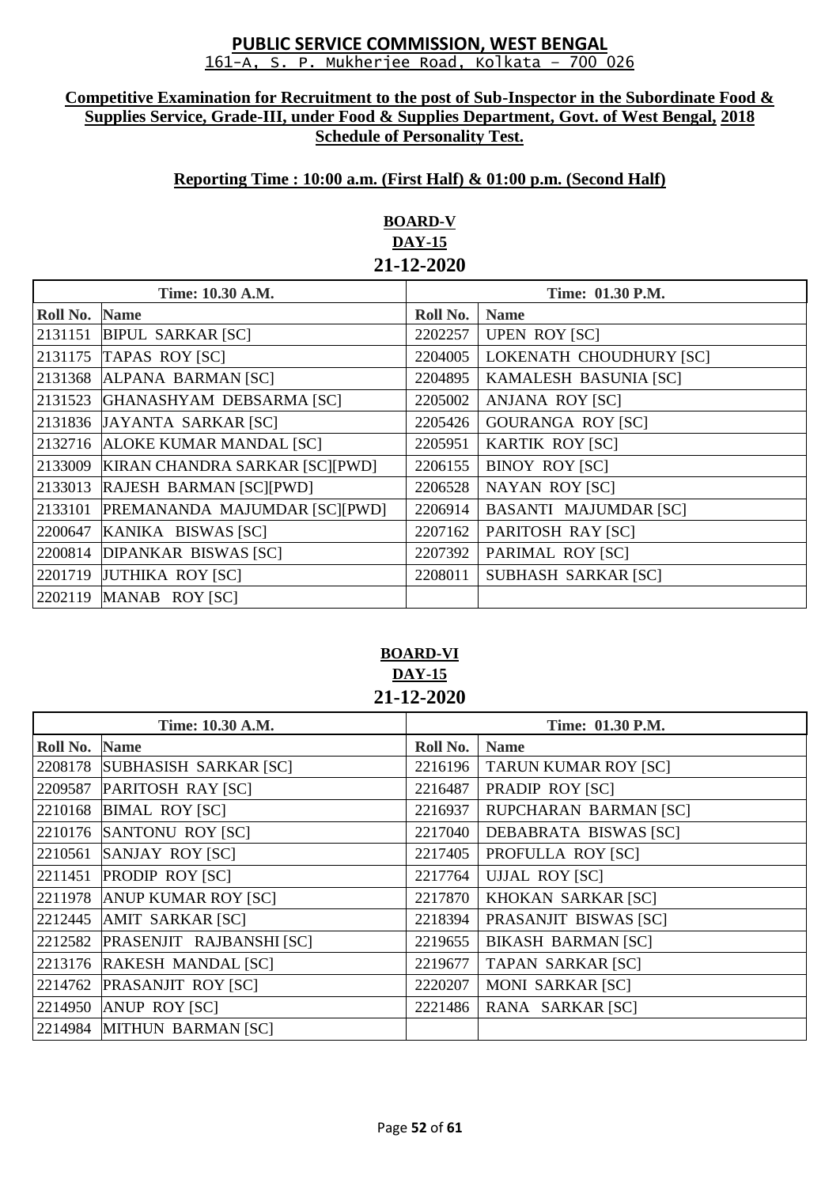# PUBLIC SERVICE COMMISSION, WEST BENGAL

161-A, S. P. Mukherjee Road, Kolkata – 700 026

**Competitive Examination for Recruitment to the post of Sub-Inspector in the Subordinate Food & Supplies Service, Grade-III, under Food & Supplies Department, Govt. of West Bengal, 2018**
**Schedule of Personality Test.**

**Reporting Time : 10:00 a.m. (First Half) & 01:00 p.m. (Second Half)**

## BOARD-V
**DAY-15**
**21-12-2020**

| Time: 10.30 A.M. | | Time: 01.30 P.M. | |
|---|---|---|---|
| **Roll No.** | **Name** | **Roll No.** | **Name** |
| 2131151 | BIPUL SARKAR [SC] | 2202257 | UPEN ROY [SC] |
| 2131175 | TAPAS ROY [SC] | 2204005 | LOKENATH CHOUDHURY [SC] |
| 2131368 | ALPANA BARMAN [SC] | 2204895 | KAMALESH BASUNIA [SC] |
| 2131523 | GHANASHYAM DEBSARMA [SC] | 2205002 | ANJANA ROY [SC] |
| 2131836 | JAYANTA SARKAR [SC] | 2205426 | GOURANGA ROY [SC] |
| 2132716 | ALOKE KUMAR MANDAL [SC] | 2205951 | KARTIK ROY [SC] |
| 2133009 | KIRAN CHANDRA SARKAR [SC][PWD] | 2206155 | BINOY ROY [SC] |
| 2133013 | RAJESH BARMAN [SC][PWD] | 2206528 | NAYAN ROY [SC] |
| 2133101 | PREMANANDA MAJUMDAR [SC][PWD] | 2206914 | BASANTI MAJUMDAR [SC] |
| 2200647 | KANIKA BISWAS [SC] | 2207162 | PARITOSH RAY [SC] |
| 2200814 | DIPANKAR BISWAS [SC] | 2207392 | PARIMAL ROY [SC] |
| 2201719 | JUTHIKA ROY [SC] | 2208011 | SUBHASH SARKAR [SC] |
| 2202119 | MANAB ROY [SC] | | |

## BOARD-VI
**DAY-15**
**21-12-2020**

| Time: 10.30 A.M. | | Time: 01.30 P.M. | |
|---|---|---|---|
| **Roll No.** | **Name** | **Roll No.** | **Name** |
| 2208178 | SUBHASISH SARKAR [SC] | 2216196 | TARUN KUMAR ROY [SC] |
| 2209587 | PARITOSH RAY [SC] | 2216487 | PRADIP ROY [SC] |
| 2210168 | BIMAL ROY [SC] | 2216937 | RUPCHARAN BARMAN [SC] |
| 2210176 | SANTONU ROY [SC] | 2217040 | DEBABRATA BISWAS [SC] |
| 2210561 | SANJAY ROY [SC] | 2217405 | PROFULLA ROY [SC] |
| 2211451 | PRODIP ROY [SC] | 2217764 | UJJAL ROY [SC] |
| 2211978 | ANUP KUMAR ROY [SC] | 2217870 | KHOKAN SARKAR [SC] |
| 2212445 | AMIT SARKAR [SC] | 2218394 | PRASANJIT BISWAS [SC] |
| 2212582 | PRASENJIT RAJBANSHI [SC] | 2219655 | BIKASH BARMAN [SC] |
| 2213176 | RAKESH MANDAL [SC] | 2219677 | TAPAN SARKAR [SC] |
| 2214762 | PRASANJIT ROY [SC] | 2220207 | MONI SARKAR [SC] |
| 2214950 | ANUP ROY [SC] | 2221486 | RANA SARKAR [SC] |
| 2214984 | MITHUN BARMAN [SC] | | |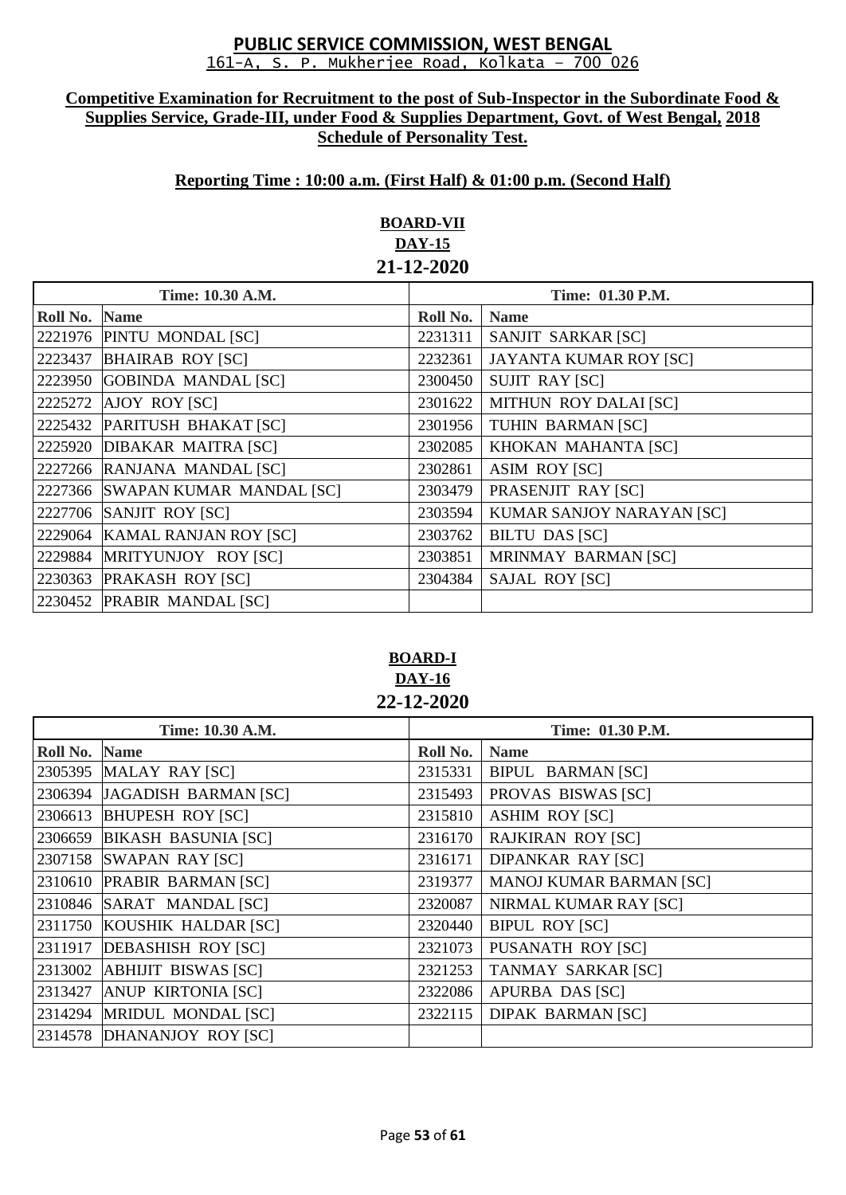# PUBLIC SERVICE COMMISSION, WEST BENGAL

161-A, S. P. Mukherjee Road, Kolkata – 700 026

**Competitive Examination for Recruitment to the post of Sub-Inspector in the Subordinate Food & Supplies Service, Grade-III, under Food & Supplies Department, Govt. of West Bengal, 2018**
**Schedule of Personality Test.**

**Reporting Time : 10:00 a.m. (First Half) & 01:00 p.m. (Second Half)**

## BOARD-VII
## DAY-15
## 21-12-2020

| Time: 10.30 A.M. | | Time: 01.30 P.M. | |
|---|---|---|---|
| **Roll No.** | **Name** | **Roll No.** | **Name** |
| 2221976 | PINTU MONDAL [SC] | 2231311 | SANJIT SARKAR [SC] |
| 2223437 | BHAIRAB ROY [SC] | 2232361 | JAYANTA KUMAR ROY [SC] |
| 2223950 | GOBINDA MANDAL [SC] | 2300450 | SUJIT RAY [SC] |
| 2225272 | AJOY ROY [SC] | 2301622 | MITHUN ROY DALAI [SC] |
| 2225432 | PARITUSH BHAKAT [SC] | 2301956 | TUHIN BARMAN [SC] |
| 2225920 | DIBAKAR MAITRA [SC] | 2302085 | KHOKAN MAHANTA [SC] |
| 2227266 | RANJANA MANDAL [SC] | 2302861 | ASIM ROY [SC] |
| 2227366 | SWAPAN KUMAR MANDAL [SC] | 2303479 | PRASENJIT RAY [SC] |
| 2227706 | SANJIT ROY [SC] | 2303594 | KUMAR SANJOY NARAYAN [SC] |
| 2229064 | KAMAL RANJAN ROY [SC] | 2303762 | BILTU DAS [SC] |
| 2229884 | MRITYUNJOY ROY [SC] | 2303851 | MRINMAY BARMAN [SC] |
| 2230363 | PRAKASH ROY [SC] | 2304384 | SAJAL ROY [SC] |
| 2230452 | PRABIR MANDAL [SC] | | |

## BOARD-I
## DAY-16
## 22-12-2020

| Time: 10.30 A.M. | | Time: 01.30 P.M. | |
|---|---|---|---|
| **Roll No.** | **Name** | **Roll No.** | **Name** |
| 2305395 | MALAY RAY [SC] | 2315331 | BIPUL BARMAN [SC] |
| 2306394 | JAGADISH BARMAN [SC] | 2315493 | PROVAS BISWAS [SC] |
| 2306613 | BHUPESH ROY [SC] | 2315810 | ASHIM ROY [SC] |
| 2306659 | BIKASH BASUNIA [SC] | 2316170 | RAJKIRAN ROY [SC] |
| 2307158 | SWAPAN RAY [SC] | 2316171 | DIPANKAR RAY [SC] |
| 2310610 | PRABIR BARMAN [SC] | 2319377 | MANOJ KUMAR BARMAN [SC] |
| 2310846 | SARAT MANDAL [SC] | 2320087 | NIRMAL KUMAR RAY [SC] |
| 2311750 | KOUSHIK HALDAR [SC] | 2320440 | BIPUL ROY [SC] |
| 2311917 | DEBASHISH ROY [SC] | 2321073 | PUSANATH ROY [SC] |
| 2313002 | ABHIJIT BISWAS [SC] | 2321253 | TANMAY SARKAR [SC] |
| 2313427 | ANUP KIRTONIA [SC] | 2322086 | APURBA DAS [SC] |
| 2314294 | MRIDUL MONDAL [SC] | 2322115 | DIPAK BARMAN [SC] |
| 2314578 | DHANANJOY ROY [SC] | | |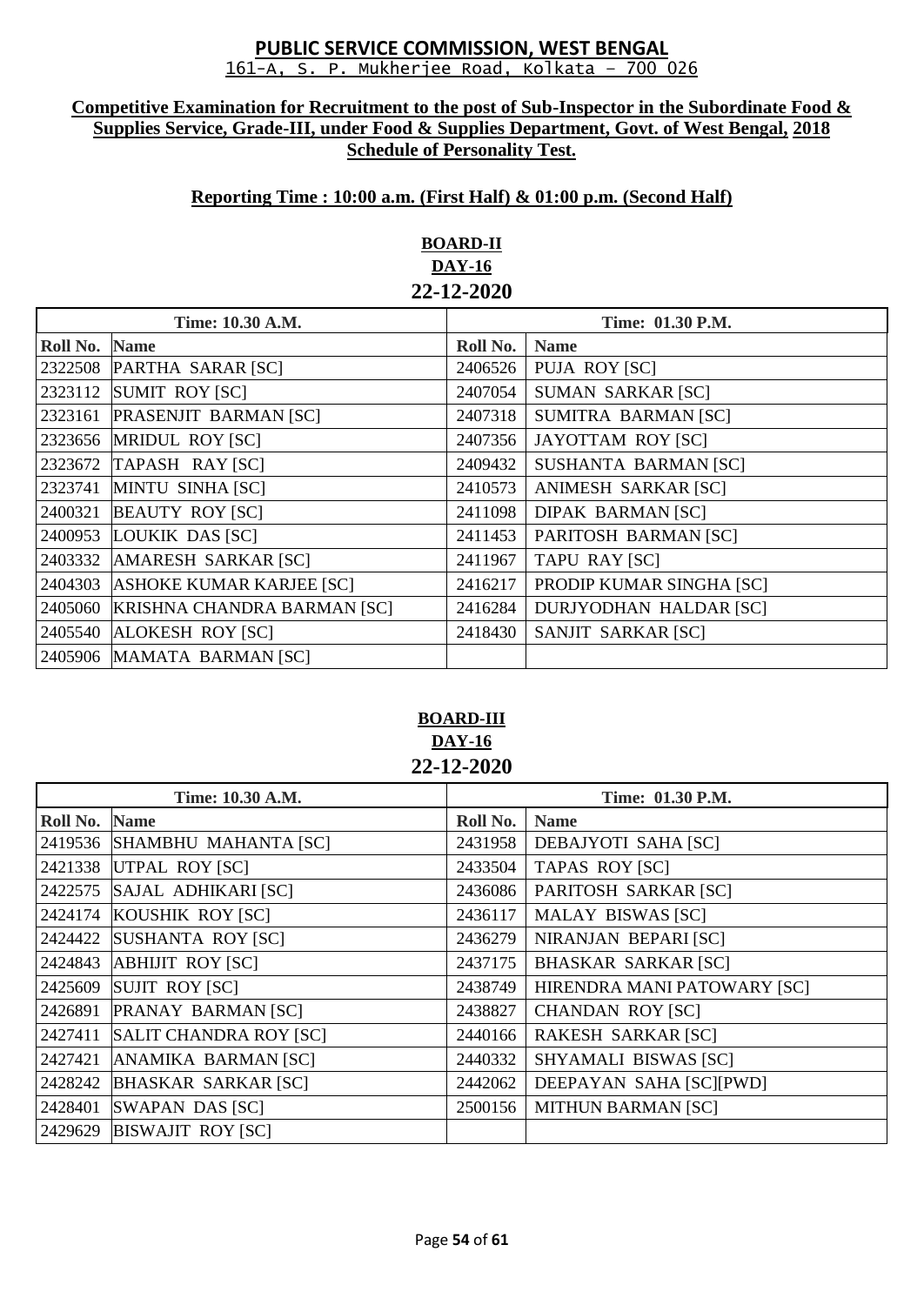# PUBLIC SERVICE COMMISSION, WEST BENGAL

161-A, S. P. Mukherjee Road, Kolkata – 700 026

**Competitive Examination for Recruitment to the post of Sub-Inspector in the Subordinate Food & Supplies Service, Grade-III, under Food & Supplies Department, Govt. of West Bengal, 2018 Schedule of Personality Test.**

**Reporting Time : 10:00 a.m. (First Half) & 01:00 p.m. (Second Half)**

## BOARD-II
## DAY-16
## 22-12-2020

| Time: 10.30 A.M. | | Time: 01.30 P.M. | |
|---|---|---|---|
| **Roll No.** | **Name** | **Roll No.** | **Name** |
| 2322508 | PARTHA SARAR [SC] | 2406526 | PUJA ROY [SC] |
| 2323112 | SUMIT ROY [SC] | 2407054 | SUMAN SARKAR [SC] |
| 2323161 | PRASENJIT BARMAN [SC] | 2407318 | SUMITRA BARMAN [SC] |
| 2323656 | MRIDUL ROY [SC] | 2407356 | JAYOTTAM ROY [SC] |
| 2323672 | TAPASH RAY [SC] | 2409432 | SUSHANTA BARMAN [SC] |
| 2323741 | MINTU SINHA [SC] | 2410573 | ANIMESH SARKAR [SC] |
| 2400321 | BEAUTY ROY [SC] | 2411098 | DIPAK BARMAN [SC] |
| 2400953 | LOUKIK DAS [SC] | 2411453 | PARITOSH BARMAN [SC] |
| 2403332 | AMARESH SARKAR [SC] | 2411967 | TAPU RAY [SC] |
| 2404303 | ASHOKE KUMAR KARJEE [SC] | 2416217 | PRODIP KUMAR SINGHA [SC] |
| 2405060 | KRISHNA CHANDRA BARMAN [SC] | 2416284 | DURJYODHAN HALDAR [SC] |
| 2405540 | ALOKESH ROY [SC] | 2418430 | SANJIT SARKAR [SC] |
| 2405906 | MAMATA BARMAN [SC] | | |

## BOARD-III
## DAY-16
## 22-12-2020

| Time: 10.30 A.M. | | Time: 01.30 P.M. | |
|---|---|---|---|
| **Roll No.** | **Name** | **Roll No.** | **Name** |
| 2419536 | SHAMBHU MAHANTA [SC] | 2431958 | DEBAJYOTI SAHA [SC] |
| 2421338 | UTPAL ROY [SC] | 2433504 | TAPAS ROY [SC] |
| 2422575 | SAJAL ADHIKARI [SC] | 2436086 | PARITOSH SARKAR [SC] |
| 2424174 | KOUSHIK ROY [SC] | 2436117 | MALAY BISWAS [SC] |
| 2424422 | SUSHANTA ROY [SC] | 2436279 | NIRANJAN BEPARI [SC] |
| 2424843 | ABHIJIT ROY [SC] | 2437175 | BHASKAR SARKAR [SC] |
| 2425609 | SUJIT ROY [SC] | 2438749 | HIRENDRA MANI PATOWARY [SC] |
| 2426891 | PRANAY BARMAN [SC] | 2438827 | CHANDAN ROY [SC] |
| 2427411 | SALIT CHANDRA ROY [SC] | 2440166 | RAKESH SARKAR [SC] |
| 2427421 | ANAMIKA BARMAN [SC] | 2440332 | SHYAMALI BISWAS [SC] |
| 2428242 | BHASKAR SARKAR [SC] | 2442062 | DEEPAYAN SAHA [SC][PWD] |
| 2428401 | SWAPAN DAS [SC] | 2500156 | MITHUN BARMAN [SC] |
| 2429629 | BISWAJIT ROY [SC] | | |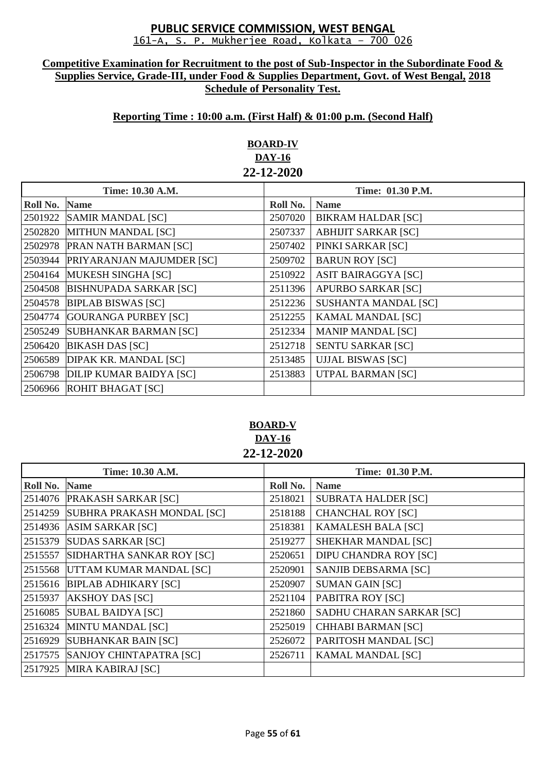# PUBLIC SERVICE COMMISSION, WEST BENGAL

161-A, S. P. Mukherjee Road, Kolkata – 700 026

**Competitive Examination for Recruitment to the post of Sub-Inspector in the Subordinate Food & Supplies Service, Grade-III, under Food & Supplies Department, Govt. of West Bengal, 2018**

**Schedule of Personality Test.**

**Reporting Time : 10:00 a.m. (First Half) & 01:00 p.m. (Second Half)**

## BOARD-IV
### DAY-16
### 22-12-2020

| Time: 10.30 A.M. | | Time: 01.30 P.M. | |
|---|---|---|---|
| **Roll No.** | **Name** | **Roll No.** | **Name** |
| 2501922 | SAMIR MANDAL [SC] | 2507020 | BIKRAM HALDAR [SC] |
| 2502820 | MITHUN MANDAL [SC] | 2507337 | ABHIJIT SARKAR [SC] |
| 2502978 | PRAN NATH BARMAN [SC] | 2507402 | PINKI SARKAR [SC] |
| 2503944 | PRIYARANJAN MAJUMDER [SC] | 2509702 | BARUN ROY [SC] |
| 2504164 | MUKESH SINGHA [SC] | 2510922 | ASIT BAIRAGGYA [SC] |
| 2504508 | BISHNUPADA SARKAR [SC] | 2511396 | APURBO SARKAR [SC] |
| 2504578 | BIPLAB BISWAS [SC] | 2512236 | SUSHANTA MANDAL [SC] |
| 2504774 | GOURANGA PURBEY [SC] | 2512255 | KAMAL MANDAL [SC] |
| 2505249 | SUBHANKAR BARMAN [SC] | 2512334 | MANIP MANDAL [SC] |
| 2506420 | BIKASH DAS [SC] | 2512718 | SENTU SARKAR [SC] |
| 2506589 | DIPAK KR. MANDAL [SC] | 2513485 | UJJAL BISWAS [SC] |
| 2506798 | DILIP KUMAR BAIDYA [SC] | 2513883 | UTPAL BARMAN [SC] |
| 2506966 | ROHIT BHAGAT [SC] | | |

## BOARD-V
### DAY-16
### 22-12-2020

| Time: 10.30 A.M. | | Time: 01.30 P.M. | |
|---|---|---|---|
| **Roll No.** | **Name** | **Roll No.** | **Name** |
| 2514076 | PRAKASH SARKAR [SC] | 2518021 | SUBRATA HALDER [SC] |
| 2514259 | SUBHRA PRAKASH MONDAL [SC] | 2518188 | CHANCHAL ROY [SC] |
| 2514936 | ASIM SARKAR [SC] | 2518381 | KAMALESH BALA [SC] |
| 2515379 | SUDAS SARKAR [SC] | 2519277 | SHEKHAR MANDAL [SC] |
| 2515557 | SIDHARTHA SANKAR ROY [SC] | 2520651 | DIPU CHANDRA ROY [SC] |
| 2515568 | UTTAM KUMAR MANDAL [SC] | 2520901 | SANJIB DEBSARMA [SC] |
| 2515616 | BIPLAB ADHIKARY [SC] | 2520907 | SUMAN GAIN [SC] |
| 2515937 | AKSHOY DAS [SC] | 2521104 | PABITRA ROY [SC] |
| 2516085 | SUBAL BAIDYA [SC] | 2521860 | SADHU CHARAN SARKAR [SC] |
| 2516324 | MINTU MANDAL [SC] | 2525019 | CHHABI BARMAN [SC] |
| 2516929 | SUBHANKAR BAIN [SC] | 2526072 | PARITOSH MANDAL [SC] |
| 2517575 | SANJOY CHINTAPATRA [SC] | 2526711 | KAMAL MANDAL [SC] |
| 2517925 | MIRA KABIRAJ [SC] | | |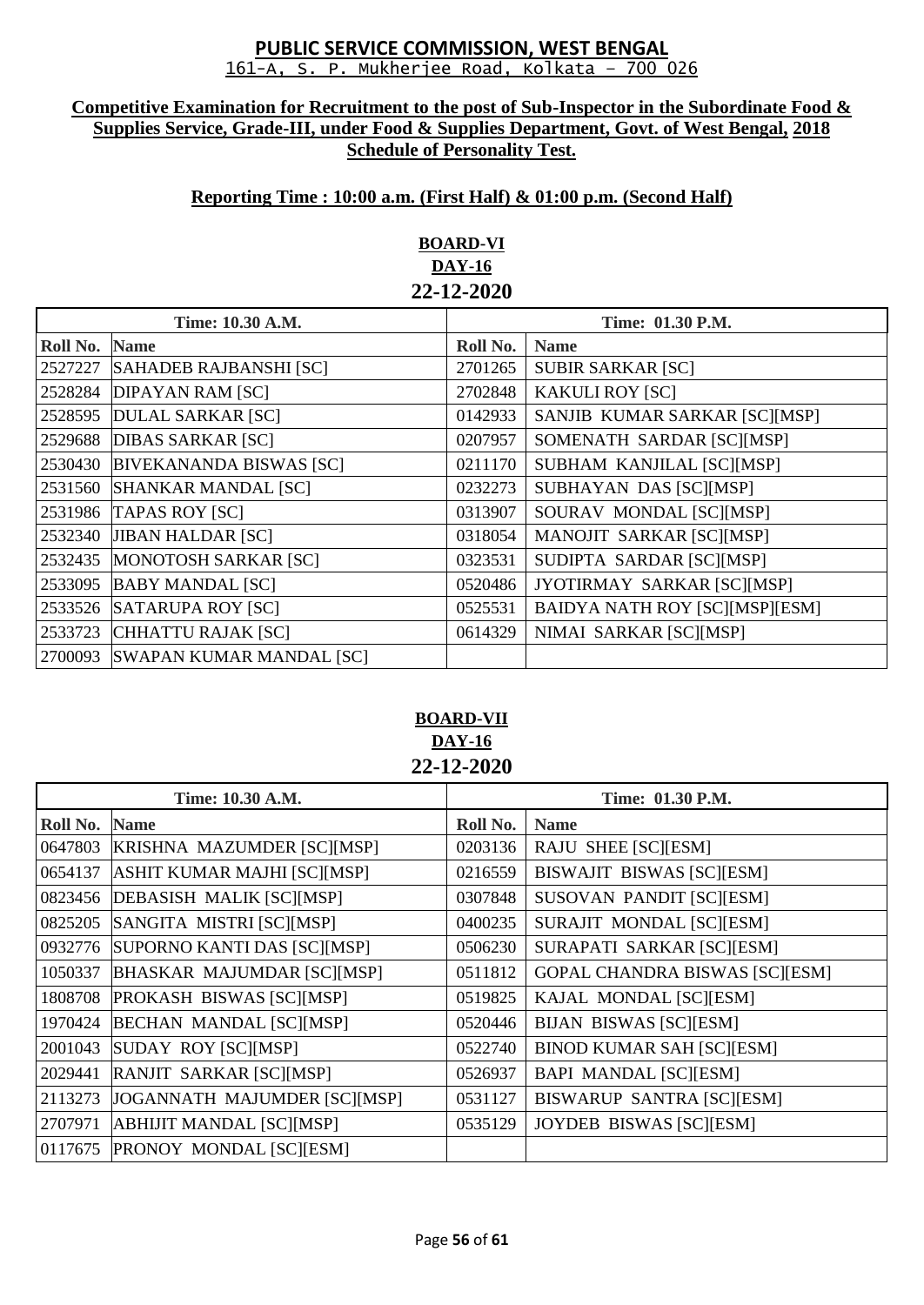# PUBLIC SERVICE COMMISSION, WEST BENGAL

161-A, S. P. Mukherjee Road, Kolkata – 700 026

**Competitive Examination for Recruitment to the post of Sub-Inspector in the Subordinate Food & Supplies Service, Grade-III, under Food & Supplies Department, Govt. of West Bengal, 2018**
**Schedule of Personality Test.**

**Reporting Time : 10:00 a.m. (First Half) & 01:00 p.m. (Second Half)**

## BOARD-VI
**DAY-16**
**22-12-2020**

| Time: 10.30 A.M. | | Time: 01.30 P.M. | |
|---|---|---|---|
| **Roll No.** | **Name** | **Roll No.** | **Name** |
| 2527227 | SAHADEB RAJBANSHI [SC] | 2701265 | SUBIR SARKAR [SC] |
| 2528284 | DIPAYAN RAM [SC] | 2702848 | KAKULI ROY [SC] |
| 2528595 | DULAL SARKAR [SC] | 0142933 | SANJIB KUMAR SARKAR [SC][MSP] |
| 2529688 | DIBAS SARKAR [SC] | 0207957 | SOMENATH SARDAR [SC][MSP] |
| 2530430 | BIVEKANANDA BISWAS [SC] | 0211170 | SUBHAM KANJILAL [SC][MSP] |
| 2531560 | SHANKAR MANDAL [SC] | 0232273 | SUBHAYAN DAS [SC][MSP] |
| 2531986 | TAPAS ROY [SC] | 0313907 | SOURAV MONDAL [SC][MSP] |
| 2532340 | JIBAN HALDAR [SC] | 0318054 | MANOJIT SARKAR [SC][MSP] |
| 2532435 | MONOTOSH SARKAR [SC] | 0323531 | SUDIPTA SARDAR [SC][MSP] |
| 2533095 | BABY MANDAL [SC] | 0520486 | JYOTIRMAY SARKAR [SC][MSP] |
| 2533526 | SATARUPA ROY [SC] | 0525531 | BAIDYA NATH ROY [SC][MSP][ESM] |
| 2533723 | CHHATTU RAJAK [SC] | 0614329 | NIMAI SARKAR [SC][MSP] |
| 2700093 | SWAPAN KUMAR MANDAL [SC] | | |

## BOARD-VII
**DAY-16**
**22-12-2020**

| Time: 10.30 A.M. | | Time: 01.30 P.M. | |
|---|---|---|---|
| **Roll No.** | **Name** | **Roll No.** | **Name** |
| 0647803 | KRISHNA MAZUMDER [SC][MSP] | 0203136 | RAJU SHEE [SC][ESM] |
| 0654137 | ASHIT KUMAR MAJHI [SC][MSP] | 0216559 | BISWAJIT BISWAS [SC][ESM] |
| 0823456 | DEBASISH MALIK [SC][MSP] | 0307848 | SUSOVAN PANDIT [SC][ESM] |
| 0825205 | SANGITA MISTRI [SC][MSP] | 0400235 | SURAJIT MONDAL [SC][ESM] |
| 0932776 | SUPORNO KANTI DAS [SC][MSP] | 0506230 | SURAPATI SARKAR [SC][ESM] |
| 1050337 | BHASKAR MAJUMDAR [SC][MSP] | 0511812 | GOPAL CHANDRA BISWAS [SC][ESM] |
| 1808708 | PROKASH BISWAS [SC][MSP] | 0519825 | KAJAL MONDAL [SC][ESM] |
| 1970424 | BECHAN MANDAL [SC][MSP] | 0520446 | BIJAN BISWAS [SC][ESM] |
| 2001043 | SUDAY ROY [SC][MSP] | 0522740 | BINOD KUMAR SAH [SC][ESM] |
| 2029441 | RANJIT SARKAR [SC][MSP] | 0526937 | BAPI MANDAL [SC][ESM] |
| 2113273 | JOGANNATH MAJUMDER [SC][MSP] | 0531127 | BISWARUP SANTRA [SC][ESM] |
| 2707971 | ABHIJIT MANDAL [SC][MSP] | 0535129 | JOYDEB BISWAS [SC][ESM] |
| 0117675 | PRONOY MONDAL [SC][ESM] | | |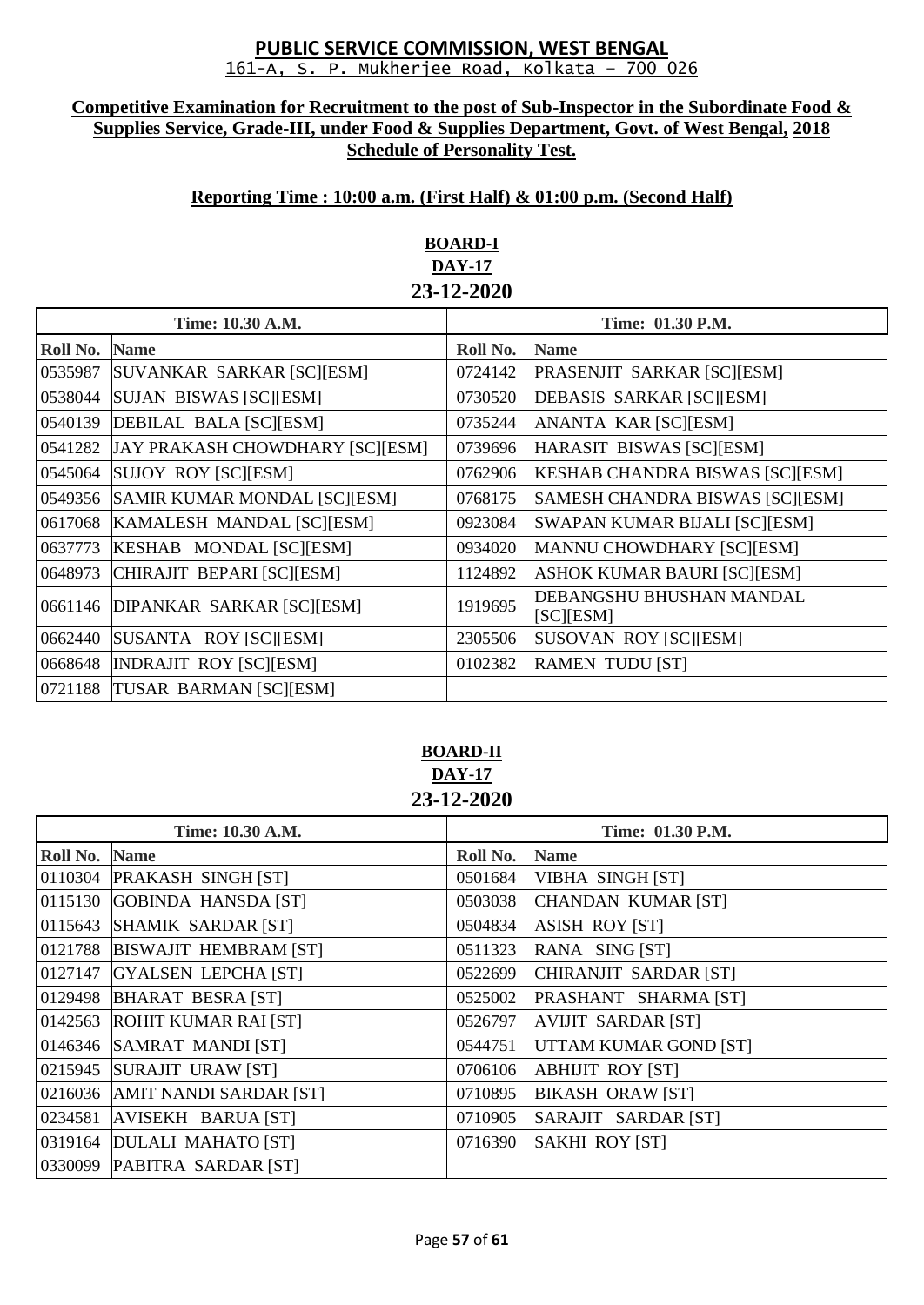**PUBLIC SERVICE COMMISSION, WEST BENGAL**
161-A, S. P. Mukherjee Road, Kolkata – 700 026

**Competitive Examination for Recruitment to the post of Sub-Inspector in the Subordinate Food & Supplies Service, Grade-III, under Food & Supplies Department, Govt. of West Bengal, 2018**
**Schedule of Personality Test.**

**Reporting Time : 10:00 a.m. (First Half) & 01:00 p.m. (Second Half)**

## BOARD-I
### DAY-17
### 23-12-2020

| Time: 10.30 A.M. | | Time: 01.30 P.M. | |
|---|---|---|---|
| **Roll No.** | **Name** | **Roll No.** | **Name** |
| 0535987 | SUVANKAR SARKAR [SC][ESM] | 0724142 | PRASENJIT SARKAR [SC][ESM] |
| 0538044 | SUJAN BISWAS [SC][ESM] | 0730520 | DEBASIS SARKAR [SC][ESM] |
| 0540139 | DEBILAL BALA [SC][ESM] | 0735244 | ANANTA KAR [SC][ESM] |
| 0541282 | JAY PRAKASH CHOWDHARY [SC][ESM] | 0739696 | HARASIT BISWAS [SC][ESM] |
| 0545064 | SUJOY ROY [SC][ESM] | 0762906 | KESHAB CHANDRA BISWAS [SC][ESM] |
| 0549356 | SAMIR KUMAR MONDAL [SC][ESM] | 0768175 | SAMESH CHANDRA BISWAS [SC][ESM] |
| 0617068 | KAMALESH MANDAL [SC][ESM] | 0923084 | SWAPAN KUMAR BIJALI [SC][ESM] |
| 0637773 | KESHAB MONDAL [SC][ESM] | 0934020 | MANNU CHOWDHARY [SC][ESM] |
| 0648973 | CHIRAJIT BEPARI [SC][ESM] | 1124892 | ASHOK KUMAR BAURI [SC][ESM] |
| 0661146 | DIPANKAR SARKAR [SC][ESM] | 1919695 | DEBANGSHU BHUSHAN MANDAL [SC][ESM] |
| 0662440 | SUSANTA ROY [SC][ESM] | 2305506 | SUSOVAN ROY [SC][ESM] |
| 0668648 | INDRAJIT ROY [SC][ESM] | 0102382 | RAMEN TUDU [ST] |
| 0721188 | TUSAR BARMAN [SC][ESM] | | |

## BOARD-II
### DAY-17
### 23-12-2020

| Time: 10.30 A.M. | | Time: 01.30 P.M. | |
|---|---|---|---|
| **Roll No.** | **Name** | **Roll No.** | **Name** |
| 0110304 | PRAKASH SINGH [ST] | 0501684 | VIBHA SINGH [ST] |
| 0115130 | GOBINDA HANSDA [ST] | 0503038 | CHANDAN KUMAR [ST] |
| 0115643 | SHAMIK SARDAR [ST] | 0504834 | ASISH ROY [ST] |
| 0121788 | BISWAJIT HEMBRAM [ST] | 0511323 | RANA SING [ST] |
| 0127147 | GYALSEN LEPCHA [ST] | 0522699 | CHIRANJIT SARDAR [ST] |
| 0129498 | BHARAT BESRA [ST] | 0525002 | PRASHANT SHARMA [ST] |
| 0142563 | ROHIT KUMAR RAI [ST] | 0526797 | AVIJIT SARDAR [ST] |
| 0146346 | SAMRAT MANDI [ST] | 0544751 | UTTAM KUMAR GOND [ST] |
| 0215945 | SURAJIT URAW [ST] | 0706106 | ABHIJIT ROY [ST] |
| 0216036 | AMIT NANDI SARDAR [ST] | 0710895 | BIKASH ORAW [ST] |
| 0234581 | AVISEKH BARUA [ST] | 0710905 | SARAJIT SARDAR [ST] |
| 0319164 | DULALI MAHATO [ST] | 0716390 | SAKHI ROY [ST] |
| 0330099 | PABITRA SARDAR [ST] | | |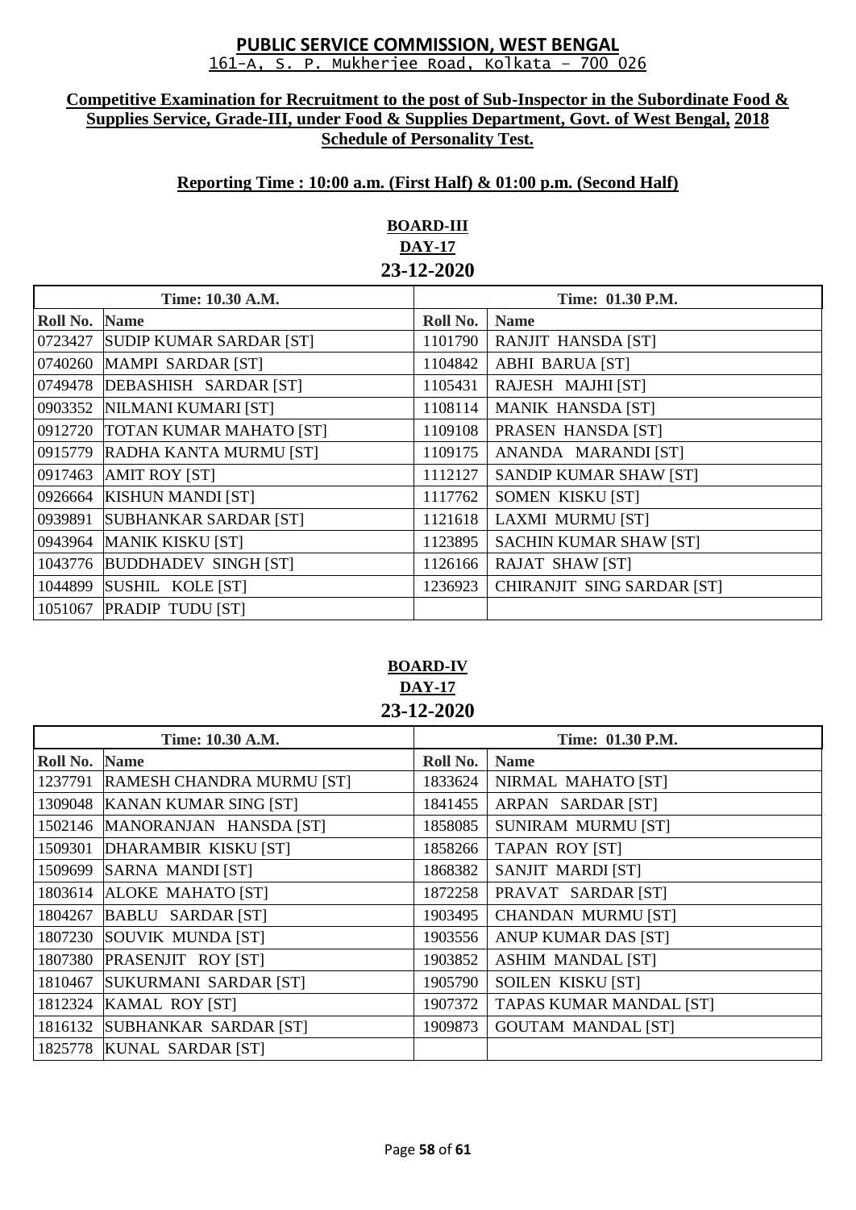# PUBLIC SERVICE COMMISSION, WEST BENGAL

161-A, S. P. Mukherjee Road, Kolkata – 700 026

**Competitive Examination for Recruitment to the post of Sub-Inspector in the Subordinate Food & Supplies Service, Grade-III, under Food & Supplies Department, Govt. of West Bengal, 2018 Schedule of Personality Test.**

**Reporting Time : 10:00 a.m. (First Half) & 01:00 p.m. (Second Half)**

## BOARD-III
### DAY-17
### 23-12-2020

| Time: 10.30 A.M. | | Time: 01.30 P.M. | |
|---|---|---|---|
| **Roll No.** | **Name** | **Roll No.** | **Name** |
| 0723427 | SUDIP KUMAR SARDAR [ST] | 1101790 | RANJIT HANSDA [ST] |
| 0740260 | MAMPI SARDAR [ST] | 1104842 | ABHI BARUA [ST] |
| 0749478 | DEBASHISH SARDAR [ST] | 1105431 | RAJESH MAJHI [ST] |
| 0903352 | NILMANI KUMARI [ST] | 1108114 | MANIK HANSDA [ST] |
| 0912720 | TOTAN KUMAR MAHATO [ST] | 1109108 | PRASEN HANSDA [ST] |
| 0915779 | RADHA KANTA MURMU [ST] | 1109175 | ANANDA MARANDI [ST] |
| 0917463 | AMIT ROY [ST] | 1112127 | SANDIP KUMAR SHAW [ST] |
| 0926664 | KISHUN MANDI [ST] | 1117762 | SOMEN KISKU [ST] |
| 0939891 | SUBHANKAR SARDAR [ST] | 1121618 | LAXMI MURMU [ST] |
| 0943964 | MANIK KISKU [ST] | 1123895 | SACHIN KUMAR SHAW [ST] |
| 1043776 | BUDDHADEV SINGH [ST] | 1126166 | RAJAT SHAW [ST] |
| 1044899 | SUSHIL KOLE [ST] | 1236923 | CHIRANJIT SING SARDAR [ST] |
| 1051067 | PRADIP TUDU [ST] | | |

## BOARD-IV
### DAY-17
### 23-12-2020

| Time: 10.30 A.M. | | Time: 01.30 P.M. | |
|---|---|---|---|
| **Roll No.** | **Name** | **Roll No.** | **Name** |
| 1237791 | RAMESH CHANDRA MURMU [ST] | 1833624 | NIRMAL MAHATO [ST] |
| 1309048 | KANAN KUMAR SING [ST] | 1841455 | ARPAN SARDAR [ST] |
| 1502146 | MANORANJAN HANSDA [ST] | 1858085 | SUNIRAM MURMU [ST] |
| 1509301 | DHARAMBIR KISKU [ST] | 1858266 | TAPAN ROY [ST] |
| 1509699 | SARNA MANDI [ST] | 1868382 | SANJIT MARDI [ST] |
| 1803614 | ALOKE MAHATO [ST] | 1872258 | PRAVAT SARDAR [ST] |
| 1804267 | BABLU SARDAR [ST] | 1903495 | CHANDAN MURMU [ST] |
| 1807230 | SOUVIK MUNDA [ST] | 1903556 | ANUP KUMAR DAS [ST] |
| 1807380 | PRASENJIT ROY [ST] | 1903852 | ASHIM MANDAL [ST] |
| 1810467 | SUKURMANI SARDAR [ST] | 1905790 | SOILEN KISKU [ST] |
| 1812324 | KAMAL ROY [ST] | 1907372 | TAPAS KUMAR MANDAL [ST] |
| 1816132 | SUBHANKAR SARDAR [ST] | 1909873 | GOUTAM MANDAL [ST] |
| 1825778 | KUNAL SARDAR [ST] | | |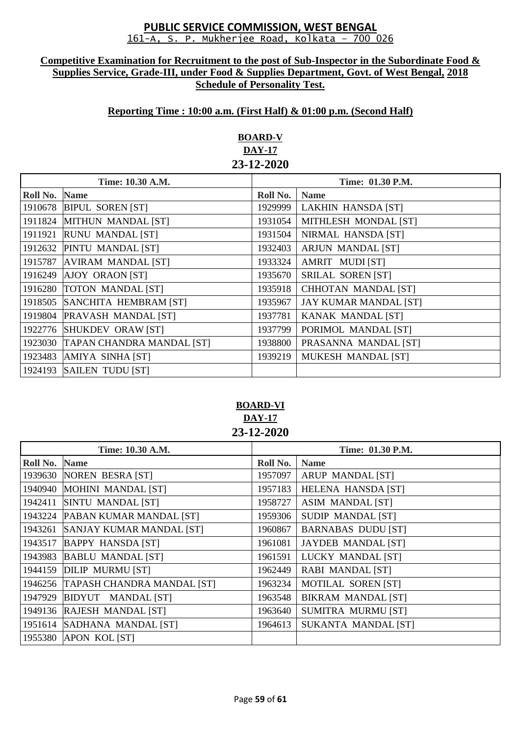# PUBLIC SERVICE COMMISSION, WEST BENGAL

161-A, S. P. Mukherjee Road, Kolkata – 700 026

**Competitive Examination for Recruitment to the post of Sub-Inspector in the Subordinate Food & Supplies Service, Grade-III, under Food & Supplies Department, Govt. of West Bengal, 2018**
**Schedule of Personality Test.**

**Reporting Time : 10:00 a.m. (First Half) & 01:00 p.m. (Second Half)**

## BOARD-V
**DAY-17**
**23-12-2020**

| Time: 10.30 A.M. | | Time: 01.30 P.M. | |
|---|---|---|---|
| **Roll No.** | **Name** | **Roll No.** | **Name** |
| 1910678 | BIPUL SOREN [ST] | 1929999 | LAKHIN HANSDA [ST] |
| 1911824 | MITHUN MANDAL [ST] | 1931054 | MITHLESH MONDAL [ST] |
| 1911921 | RUNU MANDAL [ST] | 1931504 | NIRMAL HANSDA [ST] |
| 1912632 | PINTU MANDAL [ST] | 1932403 | ARJUN MANDAL [ST] |
| 1915787 | AVIRAM MANDAL [ST] | 1933324 | AMRIT MUDI [ST] |
| 1916249 | AJOY ORAON [ST] | 1935670 | SRILAL SOREN [ST] |
| 1916280 | TOTON MANDAL [ST] | 1935918 | CHHOTAN MANDAL [ST] |
| 1918505 | SANCHITA HEMBRAM [ST] | 1935967 | JAY KUMAR MANDAL [ST] |
| 1919804 | PRAVASH MANDAL [ST] | 1937781 | KANAK MANDAL [ST] |
| 1922776 | SHUKDEV ORAW [ST] | 1937799 | PORIMOL MANDAL [ST] |
| 1923030 | TAPAN CHANDRA MANDAL [ST] | 1938800 | PRASANNA MANDAL [ST] |
| 1923483 | AMIYA SINHA [ST] | 1939219 | MUKESH MANDAL [ST] |
| 1924193 | SAILEN TUDU [ST] | | |

## BOARD-VI
**DAY-17**
**23-12-2020**

| Time: 10.30 A.M. | | Time: 01.30 P.M. | |
|---|---|---|---|
| **Roll No.** | **Name** | **Roll No.** | **Name** |
| 1939630 | NOREN BESRA [ST] | 1957097 | ARUP MANDAL [ST] |
| 1940940 | MOHINI MANDAL [ST] | 1957183 | HELENA HANSDA [ST] |
| 1942411 | SINTU MANDAL [ST] | 1958727 | ASIM MANDAL [ST] |
| 1943224 | PABAN KUMAR MANDAL [ST] | 1959306 | SUDIP MANDAL [ST] |
| 1943261 | SANJAY KUMAR MANDAL [ST] | 1960867 | BARNABAS DUDU [ST] |
| 1943517 | BAPPY HANSDA [ST] | 1961081 | JAYDEB MANDAL [ST] |
| 1943983 | BABLU MANDAL [ST] | 1961591 | LUCKY MANDAL [ST] |
| 1944159 | DILIP MURMU [ST] | 1962449 | RABI MANDAL [ST] |
| 1946256 | TAPASH CHANDRA MANDAL [ST] | 1963234 | MOTILAL SOREN [ST] |
| 1947929 | BIDYUT MANDAL [ST] | 1963548 | BIKRAM MANDAL [ST] |
| 1949136 | RAJESH MANDAL [ST] | 1963640 | SUMITRA MURMU [ST] |
| 1951614 | SADHANA MANDAL [ST] | 1964613 | SUKANTA MANDAL [ST] |
| 1955380 | APON KOL [ST] | | |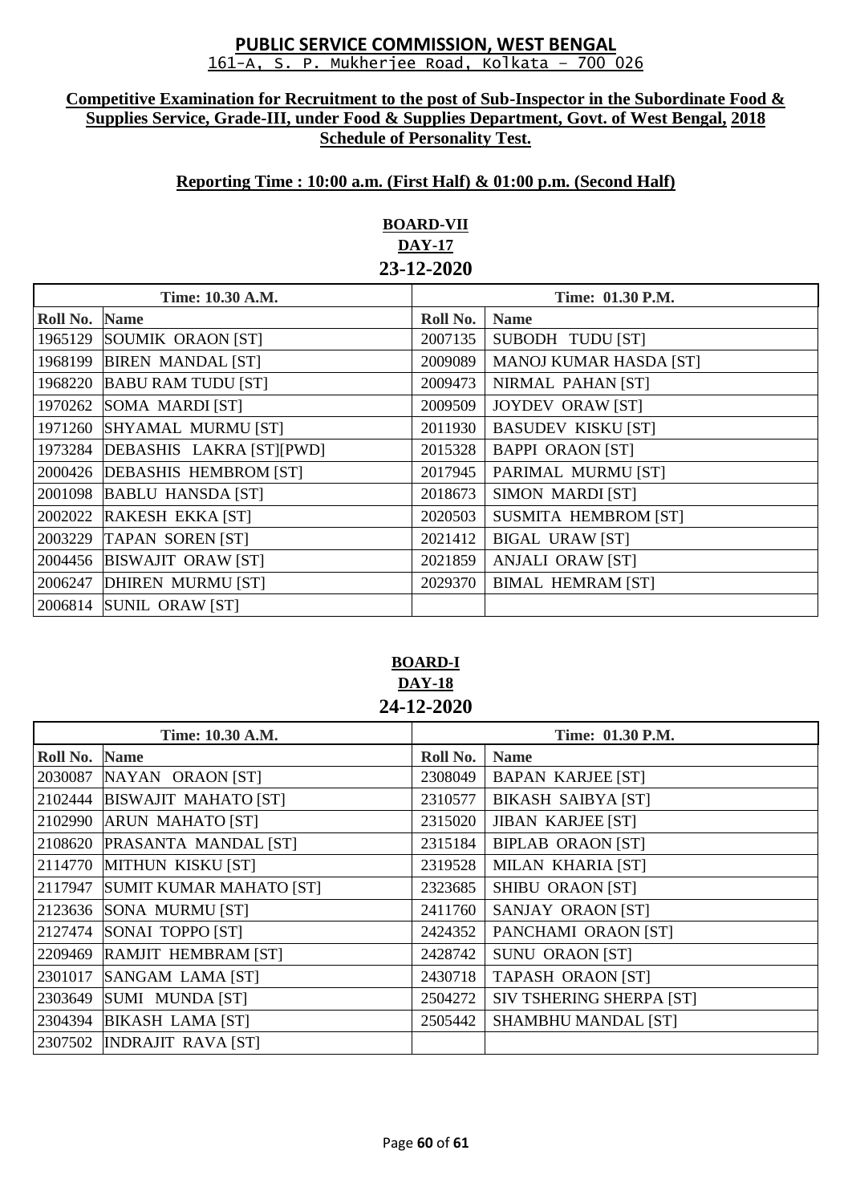## PUBLIC SERVICE COMMISSION, WEST BENGAL

161-A, S. P. Mukherjee Road, Kolkata – 700 026

**Competitive Examination for Recruitment to the post of Sub-Inspector in the Subordinate Food & Supplies Service, Grade-III, under Food & Supplies Department, Govt. of West Bengal, 2018 Schedule of Personality Test.**

**Reporting Time : 10:00 a.m. (First Half) & 01:00 p.m. (Second Half)**

### BOARD-VII
### DAY-17
### 23-12-2020

| Time: 10.30 A.M. | | Time: 01.30 P.M. | |
|---|---|---|---|
| **Roll No.** | **Name** | **Roll No.** | **Name** |
| 1965129 | SOUMIK ORAON [ST] | 2007135 | SUBODH TUDU [ST] |
| 1968199 | BIREN MANDAL [ST] | 2009089 | MANOJ KUMAR HASDA [ST] |
| 1968220 | BABU RAM TUDU [ST] | 2009473 | NIRMAL PAHAN [ST] |
| 1970262 | SOMA MARDI [ST] | 2009509 | JOYDEV ORAW [ST] |
| 1971260 | SHYAMAL MURMU [ST] | 2011930 | BASUDEV KISKU [ST] |
| 1973284 | DEBASHIS LAKRA [ST][PWD] | 2015328 | BAPPI ORAON [ST] |
| 2000426 | DEBASHIS HEMBROM [ST] | 2017945 | PARIMAL MURMU [ST] |
| 2001098 | BABLU HANSDA [ST] | 2018673 | SIMON MARDI [ST] |
| 2002022 | RAKESH EKKA [ST] | 2020503 | SUSMITA HEMBROM [ST] |
| 2003229 | TAPAN SOREN [ST] | 2021412 | BIGAL URAW [ST] |
| 2004456 | BISWAJIT ORAW [ST] | 2021859 | ANJALI ORAW [ST] |
| 2006247 | DHIREN MURMU [ST] | 2029370 | BIMAL HEMRAM [ST] |
| 2006814 | SUNIL ORAW [ST] | | |

### BOARD-I
### DAY-18
### 24-12-2020

| Time: 10.30 A.M. | | Time: 01.30 P.M. | |
|---|---|---|---|
| **Roll No.** | **Name** | **Roll No.** | **Name** |
| 2030087 | NAYAN ORAON [ST] | 2308049 | BAPAN KARJEE [ST] |
| 2102444 | BISWAJIT MAHATO [ST] | 2310577 | BIKASH SAIBYA [ST] |
| 2102990 | ARUN MAHATO [ST] | 2315020 | JIBAN KARJEE [ST] |
| 2108620 | PRASANTA MANDAL [ST] | 2315184 | BIPLAB ORAON [ST] |
| 2114770 | MITHUN KISKU [ST] | 2319528 | MILAN KHARIA [ST] |
| 2117947 | SUMIT KUMAR MAHATO [ST] | 2323685 | SHIBU ORAON [ST] |
| 2123636 | SONA MURMU [ST] | 2411760 | SANJAY ORAON [ST] |
| 2127474 | SONAI TOPPO [ST] | 2424352 | PANCHAMI ORAON [ST] |
| 2209469 | RAMJIT HEMBRAM [ST] | 2428742 | SUNU ORAON [ST] |
| 2301017 | SANGAM LAMA [ST] | 2430718 | TAPASH ORAON [ST] |
| 2303649 | SUMI MUNDA [ST] | 2504272 | SIV TSHERING SHERPA [ST] |
| 2304394 | BIKASH LAMA [ST] | 2505442 | SHAMBHU MANDAL [ST] |
| 2307502 | INDRAJIT RAVA [ST] | | |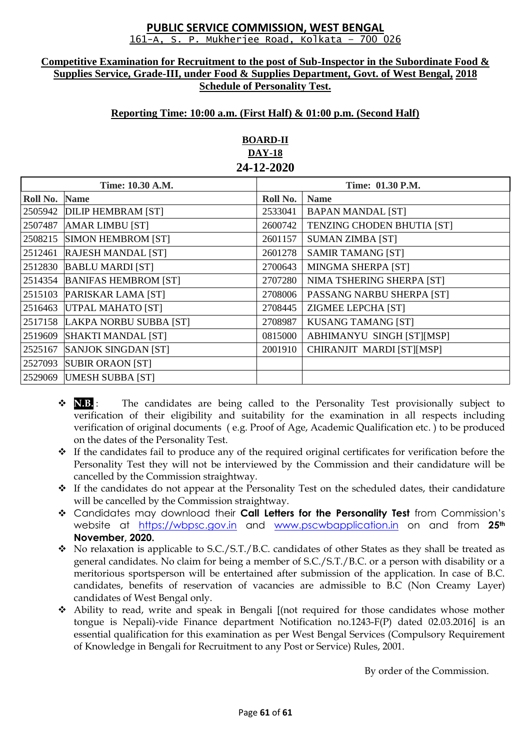# PUBLIC SERVICE COMMISSION, WEST BENGAL

161-A, S. P. Mukherjee Road, Kolkata – 700 026

**Competitive Examination for Recruitment to the post of Sub-Inspector in the Subordinate Food & Supplies Service, Grade-III, under Food & Supplies Department, Govt. of West Bengal, 2018**

**Schedule of Personality Test.**

**Reporting Time: 10:00 a.m. (First Half) & 01:00 p.m. (Second Half)**

**BOARD-II**

**DAY-18**

**24-12-2020**

| Time: 10.30 A.M. | | Time: 01.30 P.M. | |
|---|---|---|---|
| **Roll No.** | **Name** | **Roll No.** | **Name** |
| 2505942 | DILIP HEMBRAM [ST] | 2533041 | BAPAN MANDAL [ST] |
| 2507487 | AMAR LIMBU [ST] | 2600742 | TENZING CHODEN BHUTIA [ST] |
| 2508215 | SIMON HEMBROM [ST] | 2601157 | SUMAN ZIMBA [ST] |
| 2512461 | RAJESH MANDAL [ST] | 2601278 | SAMIR TAMANG [ST] |
| 2512830 | BABLU MARDI [ST] | 2700643 | MINGMA SHERPA [ST] |
| 2514354 | BANIFAS HEMBROM [ST] | 2707280 | NIMA TSHERING SHERPA [ST] |
| 2515103 | PARISKAR LAMA [ST] | 2708006 | PASSANG NARBU SHERPA [ST] |
| 2516463 | UTPAL MAHATO [ST] | 2708445 | ZIGMEE LEPCHA [ST] |
| 2517158 | LAKPA NORBU SUBBA [ST] | 2708987 | KUSANG TAMANG [ST] |
| 2519609 | SHAKTI MANDAL [ST] | 0815000 | ABHIMANYU SINGH [ST][MSP] |
| 2525167 | SANJOK SINGDAN [ST] | 2001910 | CHIRANJIT MARDI [ST][MSP] |
| 2527093 | SUBIR ORAON [ST] | | |
| 2529069 | UMESH SUBBA [ST] | | |

- **N.B.** : The candidates are being called to the Personality Test provisionally subject to verification of their eligibility and suitability for the examination in all respects including verification of original documents ( e.g. Proof of Age, Academic Qualification etc. ) to be produced on the dates of the Personality Test.
- If the candidates fail to produce any of the required original certificates for verification before the Personality Test they will not be interviewed by the Commission and their candidature will be cancelled by the Commission straightway.
- If the candidates do not appear at the Personality Test on the scheduled dates, their candidature will be cancelled by the Commission straightway.
- Candidates may download their **Call Letters for the Personality Test** from Commission's website at https://wbpsc.gov.in and www.pscwbapplication.in on and from **25th November, 2020.**
- No relaxation is applicable to S.C./S.T./B.C. candidates of other States as they shall be treated as general candidates. No claim for being a member of S.C./S.T./B.C. or a person with disability or a meritorious sportsperson will be entertained after submission of the application. In case of B.C. candidates, benefits of reservation of vacancies are admissible to B.C (Non Creamy Layer) candidates of West Bengal only.
- Ability to read, write and speak in Bengali [(not required for those candidates whose mother tongue is Nepali)-vide Finance department Notification no.1243-F(P) dated 02.03.2016] is an essential qualification for this examination as per West Bengal Services (Compulsory Requirement of Knowledge in Bengali for Recruitment to any Post or Service) Rules, 2001.

By order of the Commission.